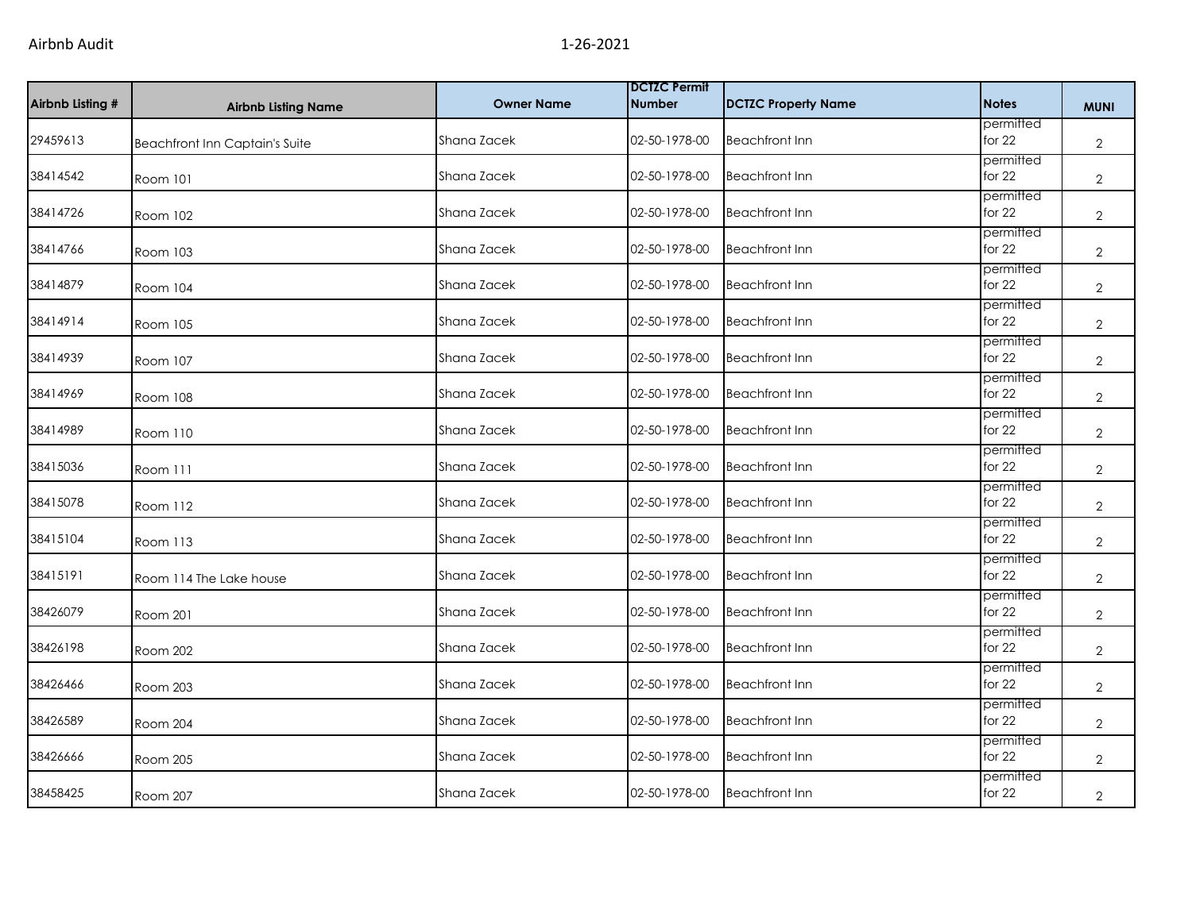Airbnb Audit 1-26-2021

| Airbnb Listing # | Airbnb Listing Name | Owner Name | DCTZC Permit Number | DCTZC Property Name | Notes | MUNI |
| --- | --- | --- | --- | --- | --- | --- |
| 29459613 | Beachfront Inn Captain's Suite | Shana Zacek | 02-50-1978-00 | Beachfront Inn | permitted for 22 | 2 |
| 38414542 | Room 101 | Shana Zacek | 02-50-1978-00 | Beachfront Inn | permitted for 22 | 2 |
| 38414726 | Room 102 | Shana Zacek | 02-50-1978-00 | Beachfront Inn | permitted for 22 | 2 |
| 38414766 | Room 103 | Shana Zacek | 02-50-1978-00 | Beachfront Inn | permitted for 22 | 2 |
| 38414879 | Room 104 | Shana Zacek | 02-50-1978-00 | Beachfront Inn | permitted for 22 | 2 |
| 38414914 | Room 105 | Shana Zacek | 02-50-1978-00 | Beachfront Inn | permitted for 22 | 2 |
| 38414939 | Room 107 | Shana Zacek | 02-50-1978-00 | Beachfront Inn | permitted for 22 | 2 |
| 38414969 | Room 108 | Shana Zacek | 02-50-1978-00 | Beachfront Inn | permitted for 22 | 2 |
| 38414989 | Room 110 | Shana Zacek | 02-50-1978-00 | Beachfront Inn | permitted for 22 | 2 |
| 38415036 | Room 111 | Shana Zacek | 02-50-1978-00 | Beachfront Inn | permitted for 22 | 2 |
| 38415078 | Room 112 | Shana Zacek | 02-50-1978-00 | Beachfront Inn | permitted for 22 | 2 |
| 38415104 | Room 113 | Shana Zacek | 02-50-1978-00 | Beachfront Inn | permitted for 22 | 2 |
| 38415191 | Room 114 The Lake house | Shana Zacek | 02-50-1978-00 | Beachfront Inn | permitted for 22 | 2 |
| 38426079 | Room 201 | Shana Zacek | 02-50-1978-00 | Beachfront Inn | permitted for 22 | 2 |
| 38426198 | Room 202 | Shana Zacek | 02-50-1978-00 | Beachfront Inn | permitted for 22 | 2 |
| 38426466 | Room 203 | Shana Zacek | 02-50-1978-00 | Beachfront Inn | permitted for 22 | 2 |
| 38426589 | Room 204 | Shana Zacek | 02-50-1978-00 | Beachfront Inn | permitted for 22 | 2 |
| 38426666 | Room 205 | Shana Zacek | 02-50-1978-00 | Beachfront Inn | permitted for 22 | 2 |
| 38458425 | Room 207 | Shana Zacek | 02-50-1978-00 | Beachfront Inn | permitted for 22 | 2 |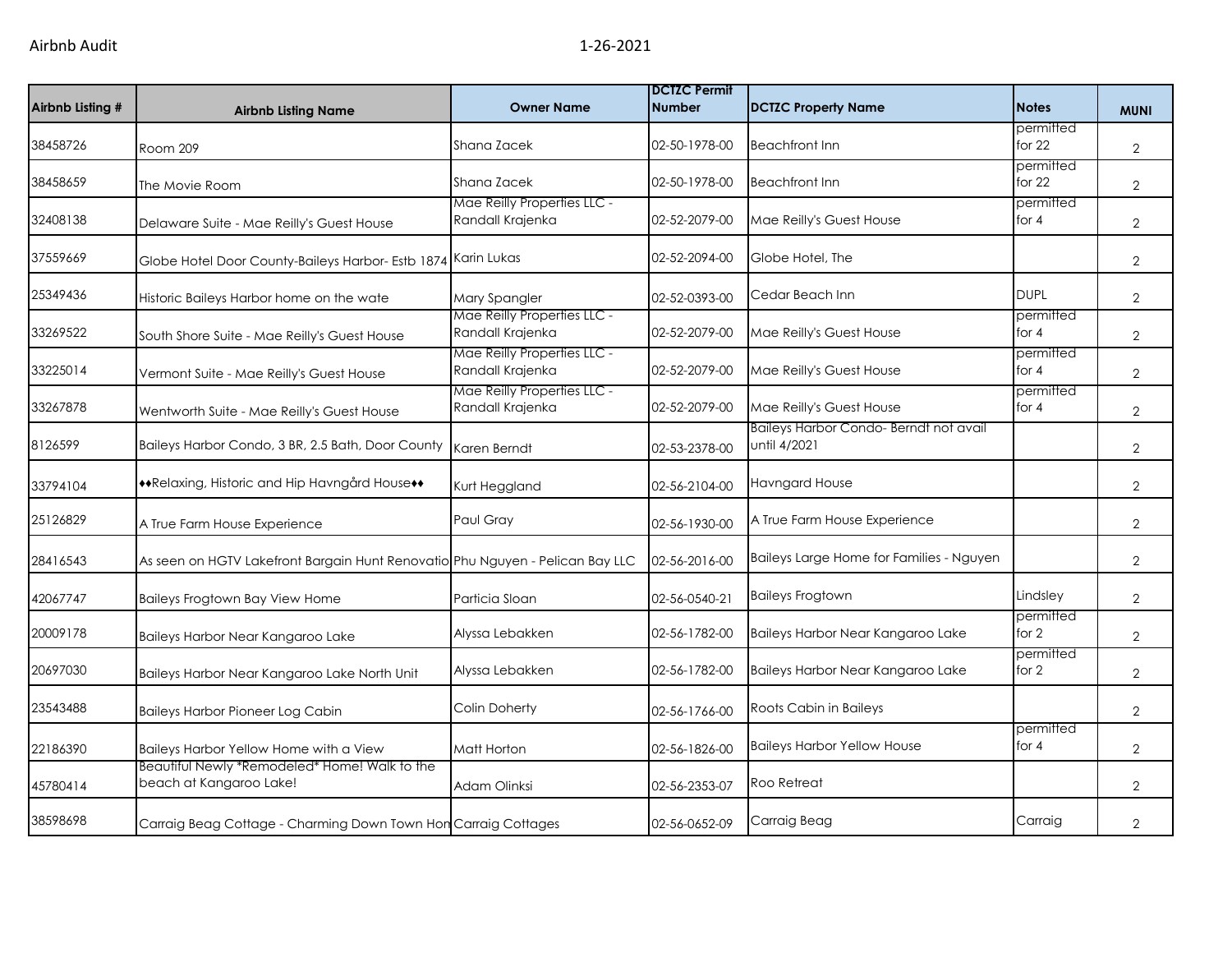| Airbnb Listing # | Airbnb Listing Name | Owner Name | DCTZC Permit Number | DCTZC Property Name | Notes | MUNI |
|---|---|---|---|---|---|---|
| 38458726 | Room 209 | Shana Zacek | 02-50-1978-00 | Beachfront Inn | permitted for 22 | 2 |
| 38458659 | The Movie Room | Shana Zacek | 02-50-1978-00 | Beachfront Inn | permitted for 22 | 2 |
| 32408138 | Delaware Suite - Mae Reilly's Guest House | Mae Reilly Properties LLC - Randall Krajenka | 02-52-2079-00 | Mae Reilly's Guest House | permitted for 4 | 2 |
| 37559669 | Globe Hotel Door County-Baileys Harbor- Estb 1874 | Karin Lukas | 02-52-2094-00 | Globe Hotel, The | | 2 |
| 25349436 | Historic Baileys Harbor home on the wate | Mary Spangler | 02-52-0393-00 | Cedar Beach Inn | DUPL | 2 |
| 33269522 | South Shore Suite - Mae Reilly's Guest House | Mae Reilly Properties LLC - Randall Krajenka | 02-52-2079-00 | Mae Reilly's Guest House | permitted for 4 | 2 |
| 33225014 | Vermont Suite - Mae Reilly's Guest House | Mae Reilly Properties LLC - Randall Krajenka | 02-52-2079-00 | Mae Reilly's Guest House | permitted for 4 | 2 |
| 33267878 | Wentworth Suite - Mae Reilly's Guest House | Mae Reilly Properties LLC - Randall Krajenka | 02-52-2079-00 | Mae Reilly's Guest House | permitted for 4 | 2 |
| 8126599 | Baileys Harbor Condo, 3 BR, 2.5 Bath, Door County | Karen Berndt | 02-53-2378-00 | Baileys Harbor Condo- Berndt not avail until 4/2021 | | 2 |
| 33794104 | ♦♦Relaxing, Historic and Hip Havngård House♦♦ | Kurt Heggland | 02-56-2104-00 | Havngard House | | 2 |
| 25126829 | A True Farm House Experience | Paul Gray | 02-56-1930-00 | A True Farm House Experience | | 2 |
| 28416543 | As seen on HGTV Lakefront Bargain Hunt Renovatio | Phu Nguyen - Pelican Bay LLC | 02-56-2016-00 | Baileys Large Home for Families - Nguyen | | 2 |
| 42067747 | Baileys Frogtown Bay View Home | Particia Sloan | 02-56-0540-21 | Baileys Frogtown | Lindsley | 2 |
| 20009178 | Baileys Harbor Near Kangaroo Lake | Alyssa Lebakken | 02-56-1782-00 | Baileys Harbor Near Kangaroo Lake | permitted for 2 | 2 |
| 20697030 | Baileys Harbor Near Kangaroo Lake North Unit | Alyssa Lebakken | 02-56-1782-00 | Baileys Harbor Near Kangaroo Lake | permitted for 2 | 2 |
| 23543488 | Baileys Harbor Pioneer Log Cabin | Colin Doherty | 02-56-1766-00 | Roots Cabin in Baileys | | 2 |
| 22186390 | Baileys Harbor Yellow Home with a View | Matt Horton | 02-56-1826-00 | Baileys Harbor Yellow House | permitted for 4 | 2 |
| 45780414 | Beautiful Newly *Remodeled* Home! Walk to the beach at Kangaroo Lake! | Adam Olinksi | 02-56-2353-07 | Roo Retreat | | 2 |
| 38598698 | Carraig Beag Cottage - Charming Down Town Hon | Carraig Cottages | 02-56-0652-09 | Carraig Beag | Carraig | 2 |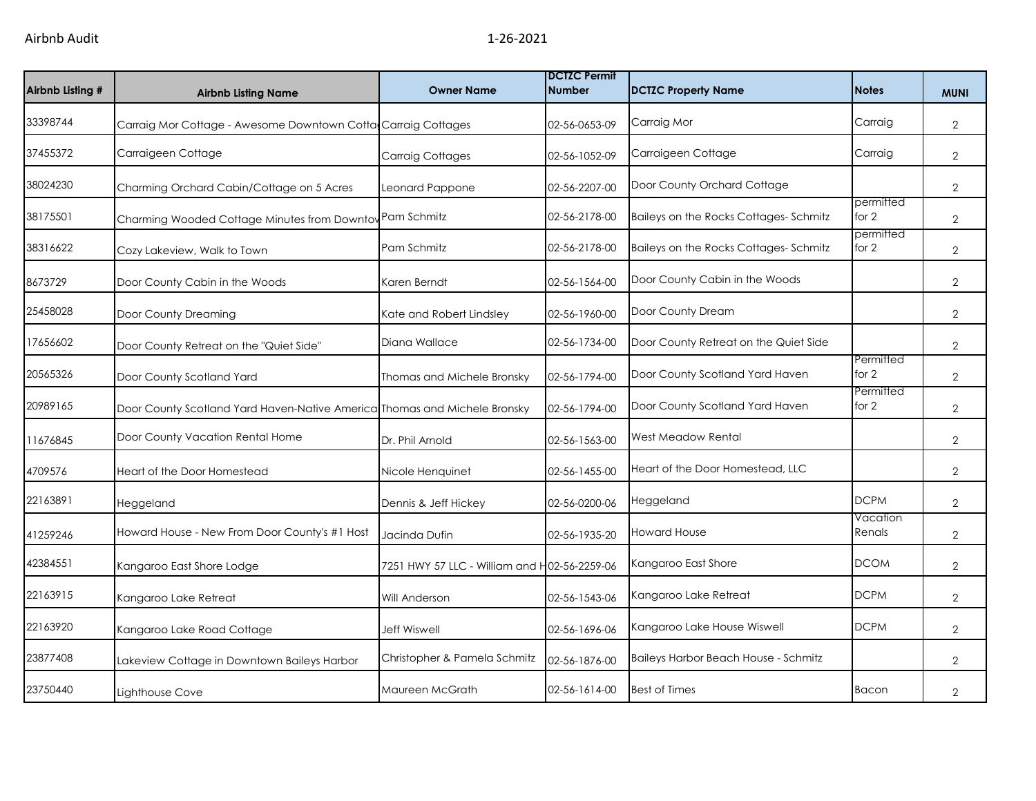| Airbnb Listing # | Airbnb Listing Name | Owner Name | DCTZC Permit Number | DCTZC Property Name | Notes | MUNI |
|---|---|---|---|---|---|---|
| 33398744 | Carraig Mor Cottage - Awesome Downtown Cotta | Carraig Cottages | 02-56-0653-09 | Carraig Mor | Carraig | 2 |
| 37455372 | Carraigeen Cottage | Carraig Cottages | 02-56-1052-09 | Carraigeen Cottage | Carraig | 2 |
| 38024230 | Charming Orchard Cabin/Cottage on 5 Acres | Leonard Pappone | 02-56-2207-00 | Door County Orchard Cottage | | 2 |
| 38175501 | Charming Wooded Cottage Minutes from Downtov | Pam Schmitz | 02-56-2178-00 | Baileys on the Rocks Cottages- Schmitz | permitted for 2 | 2 |
| 38316622 | Cozy Lakeview, Walk to Town | Pam Schmitz | 02-56-2178-00 | Baileys on the Rocks Cottages- Schmitz | permitted for 2 | 2 |
| 8673729 | Door County Cabin in the Woods | Karen Berndt | 02-56-1564-00 | Door County Cabin in the Woods | | 2 |
| 25458028 | Door County Dreaming | Kate and Robert Lindsley | 02-56-1960-00 | Door County Dream | | 2 |
| 17656602 | Door County Retreat on the "Quiet Side" | Diana Wallace | 02-56-1734-00 | Door County Retreat on the Quiet Side | | 2 |
| 20565326 | Door County Scotland Yard | Thomas and Michele Bronsky | 02-56-1794-00 | Door County Scotland Yard Haven | Permitted for 2 | 2 |
| 20989165 | Door County Scotland Yard Haven-Native America | Thomas and Michele Bronsky | 02-56-1794-00 | Door County Scotland Yard Haven | Permitted for 2 | 2 |
| 11676845 | Door County Vacation Rental Home | Dr. Phil Arnold | 02-56-1563-00 | West Meadow Rental | | 2 |
| 4709576 | Heart of the Door Homestead | Nicole Henquinet | 02-56-1455-00 | Heart of the Door Homestead, LLC | | 2 |
| 22163891 | Heggeland | Dennis & Jeff Hickey | 02-56-0200-06 | Heggeland | DCPM | 2 |
| 41259246 | Howard House - New From Door County's #1 Host | Jacinda Dufin | 02-56-1935-20 | Howard House | Vacation Renals | 2 |
| 42384551 | Kangaroo East Shore Lodge | 7251 HWY 57 LLC - William and H | 02-56-2259-06 | Kangaroo East Shore | DCOM | 2 |
| 22163915 | Kangaroo Lake Retreat | Will Anderson | 02-56-1543-06 | Kangaroo Lake Retreat | DCPM | 2 |
| 22163920 | Kangaroo Lake Road Cottage | Jeff Wiswell | 02-56-1696-06 | Kangaroo Lake House Wiswell | DCPM | 2 |
| 23877408 | Lakeview Cottage in Downtown Baileys Harbor | Christopher & Pamela Schmitz | 02-56-1876-00 | Baileys Harbor Beach House - Schmitz | | 2 |
| 23750440 | Lighthouse Cove | Maureen McGrath | 02-56-1614-00 | Best of Times | Bacon | 2 |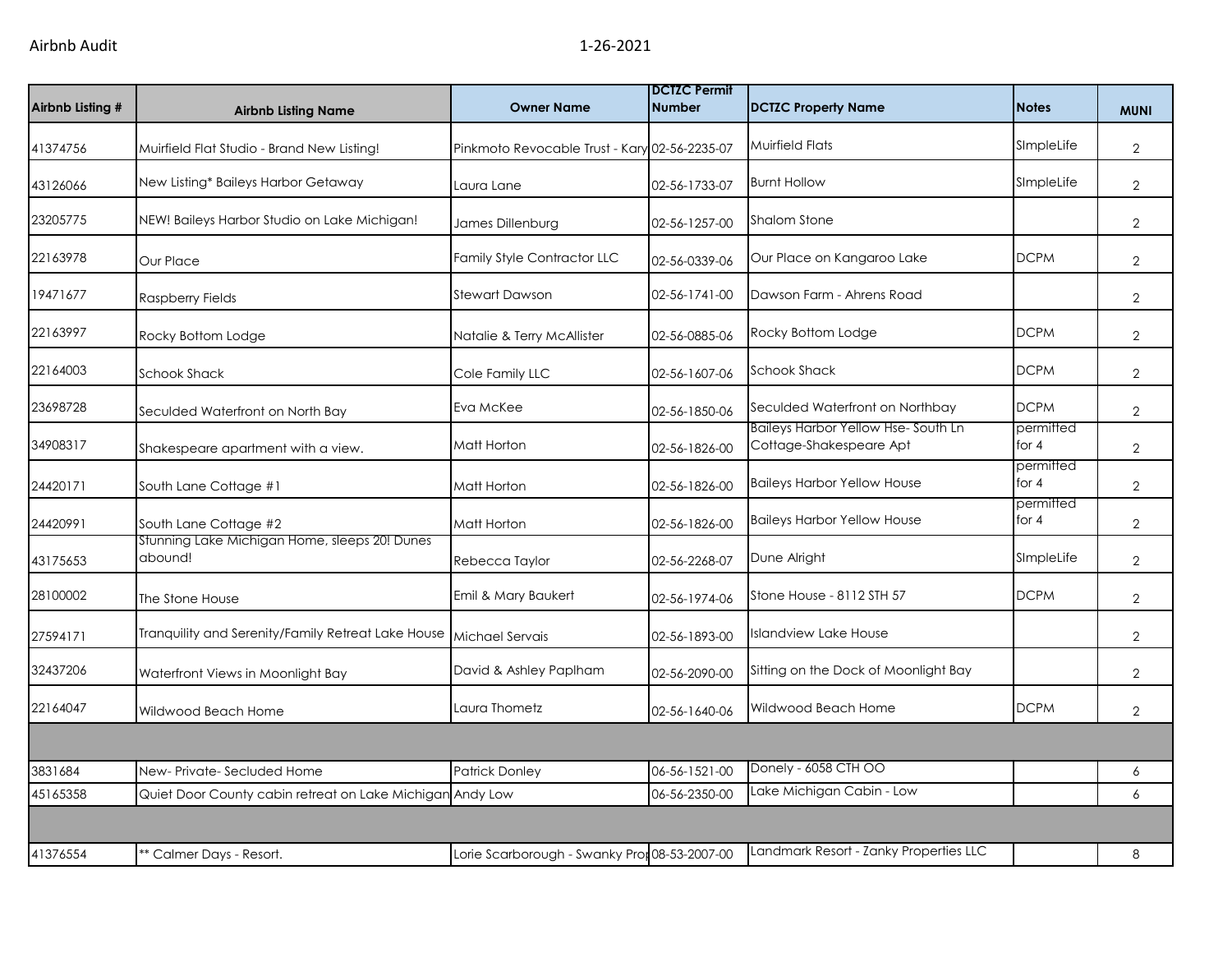| Airbnb Listing # | Airbnb Listing Name | Owner Name | DCTZC Permit Number | DCTZC Property Name | Notes | MUNI |
|---|---|---|---|---|---|---|
| 41374756 | Muirfield Flat Studio - Brand New Listing! | Pinkmoto Revocable Trust - Kary | 02-56-2235-07 | Muirfield Flats | SImpleLife | 2 |
| 43126066 | New Listing* Baileys Harbor Getaway | Laura Lane | 02-56-1733-07 | Burnt Hollow | SImpleLife | 2 |
| 23205775 | NEW! Baileys Harbor Studio on Lake Michigan! | James Dillenburg | 02-56-1257-00 | Shalom Stone | | 2 |
| 22163978 | Our Place | Family Style Contractor LLC | 02-56-0339-06 | Our Place on Kangaroo Lake | DCPM | 2 |
| 19471677 | Raspberry Fields | Stewart Dawson | 02-56-1741-00 | Dawson Farm - Ahrens Road | | 2 |
| 22163997 | Rocky Bottom Lodge | Natalie & Terry McAllister | 02-56-0885-06 | Rocky Bottom Lodge | DCPM | 2 |
| 22164003 | Schook Shack | Cole Family LLC | 02-56-1607-06 | Schook Shack | DCPM | 2 |
| 23698728 | Seculded Waterfront on North Bay | Eva McKee | 02-56-1850-06 | Seculded Waterfront on Northbay | DCPM | 2 |
| 34908317 | Shakespeare apartment with a view. | Matt Horton | 02-56-1826-00 | Baileys Harbor Yellow Hse- South Ln Cottage-Shakespeare Apt | permitted for 4 | 2 |
| 24420171 | South Lane Cottage #1 | Matt Horton | 02-56-1826-00 | Baileys Harbor Yellow House | permitted for 4 | 2 |
| 24420991 | South Lane Cottage #2 | Matt Horton | 02-56-1826-00 | Baileys Harbor Yellow House | permitted for 4 | 2 |
| 43175653 | Stunning Lake Michigan Home, sleeps 20! Dunes abound! | Rebecca Taylor | 02-56-2268-07 | Dune Alright | SImpleLife | 2 |
| 28100002 | The Stone House | Emil & Mary Baukert | 02-56-1974-06 | Stone House - 8112 STH 57 | DCPM | 2 |
| 27594171 | Tranquility and Serenity/Family Retreat Lake House | Michael Servais | 02-56-1893-00 | Islandview Lake House | | 2 |
| 32437206 | Waterfront Views in Moonlight Bay | David & Ashley Paplham | 02-56-2090-00 | Sitting on the Dock of Moonlight Bay | | 2 |
| 22164047 | Wildwood Beach Home | Laura Thometz | 02-56-1640-06 | Wildwood Beach Home | DCPM | 2 |
| | | | | | | |
| 3831684 | New- Private- Secluded Home | Patrick Donley | 06-56-1521-00 | Donely - 6058 CTH OO | | 6 |
| 45165358 | Quiet Door County cabin retreat on Lake Michigan | Andy Low | 06-56-2350-00 | Lake Michigan Cabin - Low | | 6 |
| | | | | | | |
| 41376554 | ** Calmer Days - Resort. | Lorie Scarborough - Swanky Pro | 08-53-2007-00 | Landmark Resort - Zanky Properties LLC | | 8 |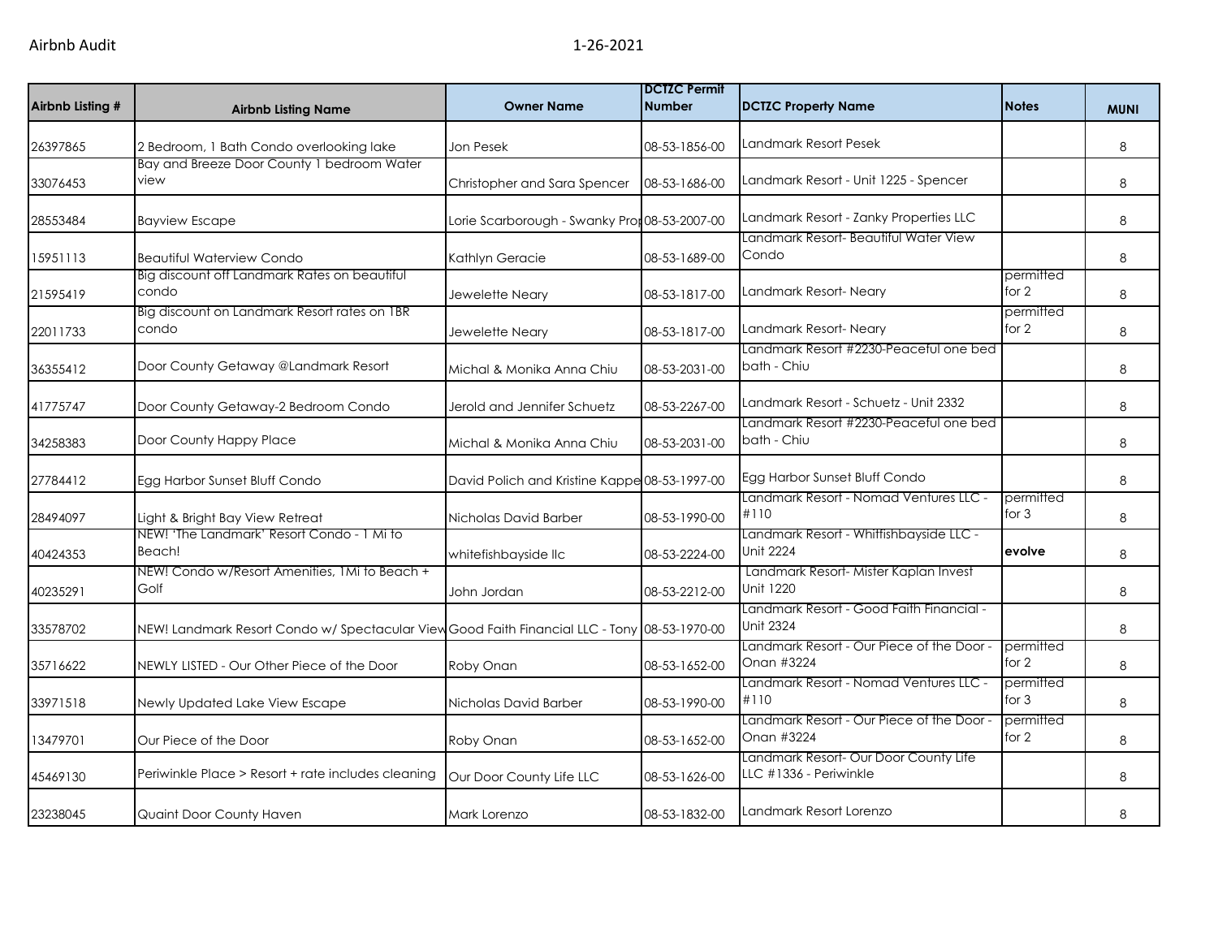| Airbnb Listing # | Airbnb Listing Name | Owner Name | DCTZC Permit Number | DCTZC Property Name | Notes | MUNI |
|---|---|---|---|---|---|---|
| 26397865 | 2 Bedroom, 1 Bath Condo overlooking lake | Jon Pesek | 08-53-1856-00 | Landmark Resort Pesek | | 8 |
| 33076453 | Bay and Breeze Door County 1 bedroom Water view | Christopher and Sara Spencer | 08-53-1686-00 | Landmark Resort - Unit 1225 - Spencer | | 8 |
| 28553484 | Bayview Escape | Lorie Scarborough - Swanky Prop | 08-53-2007-00 | Landmark Resort - Zanky Properties LLC | | 8 |
| 15951113 | Beautiful Waterview Condo | Kathlyn Geracie | 08-53-1689-00 | Landmark Resort- Beautiful Water View Condo | | 8 |
| 21595419 | Big discount off Landmark Rates on beautiful condo | Jewelette Neary | 08-53-1817-00 | Landmark Resort- Neary | permitted for 2 | 8 |
| 22011733 | Big discount on Landmark Resort rates on 1BR condo | Jewelette Neary | 08-53-1817-00 | Landmark Resort- Neary | permitted for 2 | 8 |
| 36355412 | Door County Getaway @Landmark Resort | Michal & Monika Anna Chiu | 08-53-2031-00 | Landmark Resort #2230-Peaceful one bed bath - Chiu | | 8 |
| 41775747 | Door County Getaway-2 Bedroom Condo | Jerold and Jennifer Schuetz | 08-53-2267-00 | Landmark Resort - Schuetz - Unit 2332 | | 8 |
| 34258383 | Door County Happy Place | Michal & Monika Anna Chiu | 08-53-2031-00 | Landmark Resort #2230-Peaceful one bed bath - Chiu | | 8 |
| 27784412 | Egg Harbor Sunset Bluff Condo | David Polich and Kristine Kappe | 08-53-1997-00 | Egg Harbor Sunset Bluff Condo | | 8 |
| 28494097 | Light & Bright Bay View Retreat | Nicholas David Barber | 08-53-1990-00 | Landmark Resort - Nomad Ventures LLC - #110 | permitted for 3 | 8 |
| 40424353 | NEW! 'The Landmark' Resort Condo - 1 Mi to Beach! | whitefishbayside llc | 08-53-2224-00 | Landmark Resort - Whitfishbayside LLC - Unit 2224 | **evolve** | 8 |
| 40235291 | NEW! Condo w/Resort Amenities, 1Mi to Beach + Golf | John Jordan | 08-53-2212-00 | Landmark Resort- Mister Kaplan Invest Unit 1220 | | 8 |
| 33578702 | NEW! Landmark Resort Condo w/ Spectacular View | Good Faith Financial LLC - Tony | 08-53-1970-00 | Landmark Resort - Good Faith Financial - Unit 2324 | | 8 |
| 35716622 | NEWLY LISTED - Our Other Piece of the Door | Roby Onan | 08-53-1652-00 | Landmark Resort - Our Piece of the Door - Onan #3224 | permitted for 2 | 8 |
| 33971518 | Newly Updated Lake View Escape | Nicholas David Barber | 08-53-1990-00 | Landmark Resort - Nomad Ventures LLC - #110 | permitted for 3 | 8 |
| 13479701 | Our Piece of the Door | Roby Onan | 08-53-1652-00 | Landmark Resort - Our Piece of the Door - Onan #3224 | permitted for 2 | 8 |
| 45469130 | Periwinkle Place > Resort + rate includes cleaning | Our Door County Life LLC | 08-53-1626-00 | Landmark Resort- Our Door County Life LLC #1336 - Periwinkle | | 8 |
| 23238045 | Quaint Door County Haven | Mark Lorenzo | 08-53-1832-00 | Landmark Resort Lorenzo | | 8 |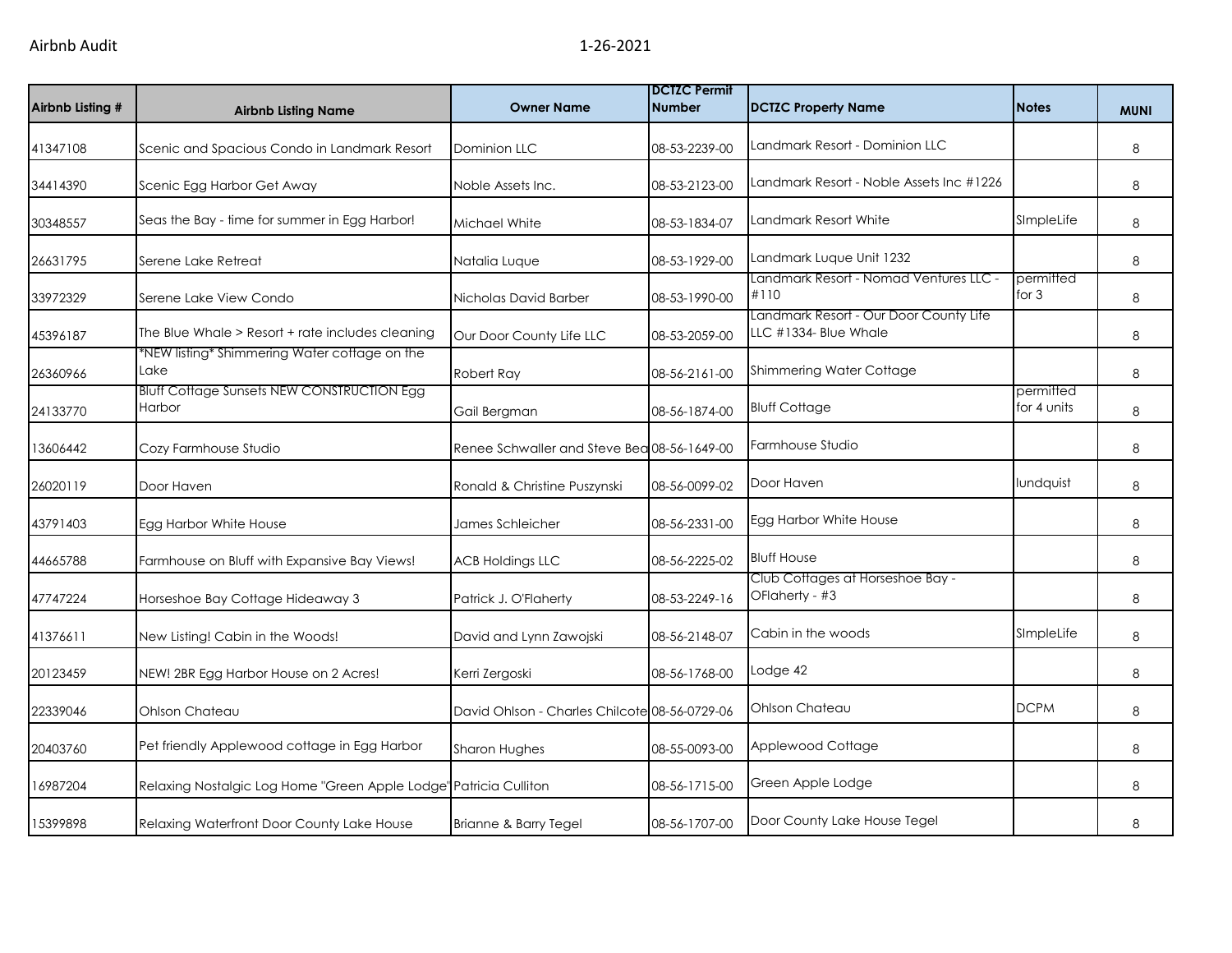| Airbnb Listing # | Airbnb Listing Name | Owner Name | DCTZC Permit Number | DCTZC Property Name | Notes | MUNI |
|---|---|---|---|---|---|---|
| 41347108 | Scenic and Spacious Condo in Landmark Resort | Dominion LLC | 08-53-2239-00 | Landmark Resort - Dominion LLC | | 8 |
| 34414390 | Scenic Egg Harbor Get Away | Noble Assets Inc. | 08-53-2123-00 | Landmark Resort - Noble Assets Inc #1226 | | 8 |
| 30348557 | Seas the Bay - time for summer in Egg Harbor! | Michael White | 08-53-1834-07 | Landmark Resort White | SImpleLife | 8 |
| 26631795 | Serene Lake Retreat | Natalia Luque | 08-53-1929-00 | Landmark Luque Unit 1232 | | 8 |
| 33972329 | Serene Lake View Condo | Nicholas David Barber | 08-53-1990-00 | Landmark Resort - Nomad Ventures LLC - #110 | permitted for 3 | 8 |
| 45396187 | The Blue Whale > Resort + rate includes cleaning | Our Door County Life LLC | 08-53-2059-00 | Landmark Resort - Our Door County Life LLC #1334- Blue Whale | | 8 |
| 26360966 | *NEW listing* Shimmering Water cottage on the Lake | Robert Ray | 08-56-2161-00 | Shimmering Water Cottage | | 8 |
| 24133770 | Bluff Cottage Sunsets NEW CONSTRUCTION Egg Harbor | Gail Bergman | 08-56-1874-00 | Bluff Cottage | permitted for 4 units | 8 |
| 13606442 | Cozy Farmhouse Studio | Renee Schwaller and Steve Bea | 08-56-1649-00 | Farmhouse Studio | | 8 |
| 26020119 | Door Haven | Ronald & Christine Puszynski | 08-56-0099-02 | Door Haven | lundquist | 8 |
| 43791403 | Egg Harbor White House | James Schleicher | 08-56-2331-00 | Egg Harbor White House | | 8 |
| 44665788 | Farmhouse on Bluff with Expansive Bay Views! | ACB Holdings LLC | 08-56-2225-02 | Bluff House | | 8 |
| 47747224 | Horseshoe Bay Cottage Hideaway 3 | Patrick J. O'Flaherty | 08-53-2249-16 | Club Cottages at Horseshoe Bay - OFlaherty - #3 | | 8 |
| 41376611 | New Listing! Cabin in the Woods! | David and Lynn Zawojski | 08-56-2148-07 | Cabin in the woods | SImpleLife | 8 |
| 20123459 | NEW! 2BR Egg Harbor House on 2 Acres! | Kerri Zergoski | 08-56-1768-00 | Lodge 42 | | 8 |
| 22339046 | Ohlson Chateau | David Ohlson - Charles Chilcote | 08-56-0729-06 | Ohlson Chateau | DCPM | 8 |
| 20403760 | Pet friendly Applewood cottage in Egg Harbor | Sharon Hughes | 08-55-0093-00 | Applewood Cottage | | 8 |
| 16987204 | Relaxing Nostalgic Log Home "Green Apple Lodge" | Patricia Culliton | 08-56-1715-00 | Green Apple Lodge | | 8 |
| 15399898 | Relaxing Waterfront Door County Lake House | Brianne & Barry Tegel | 08-56-1707-00 | Door County Lake House Tegel | | 8 |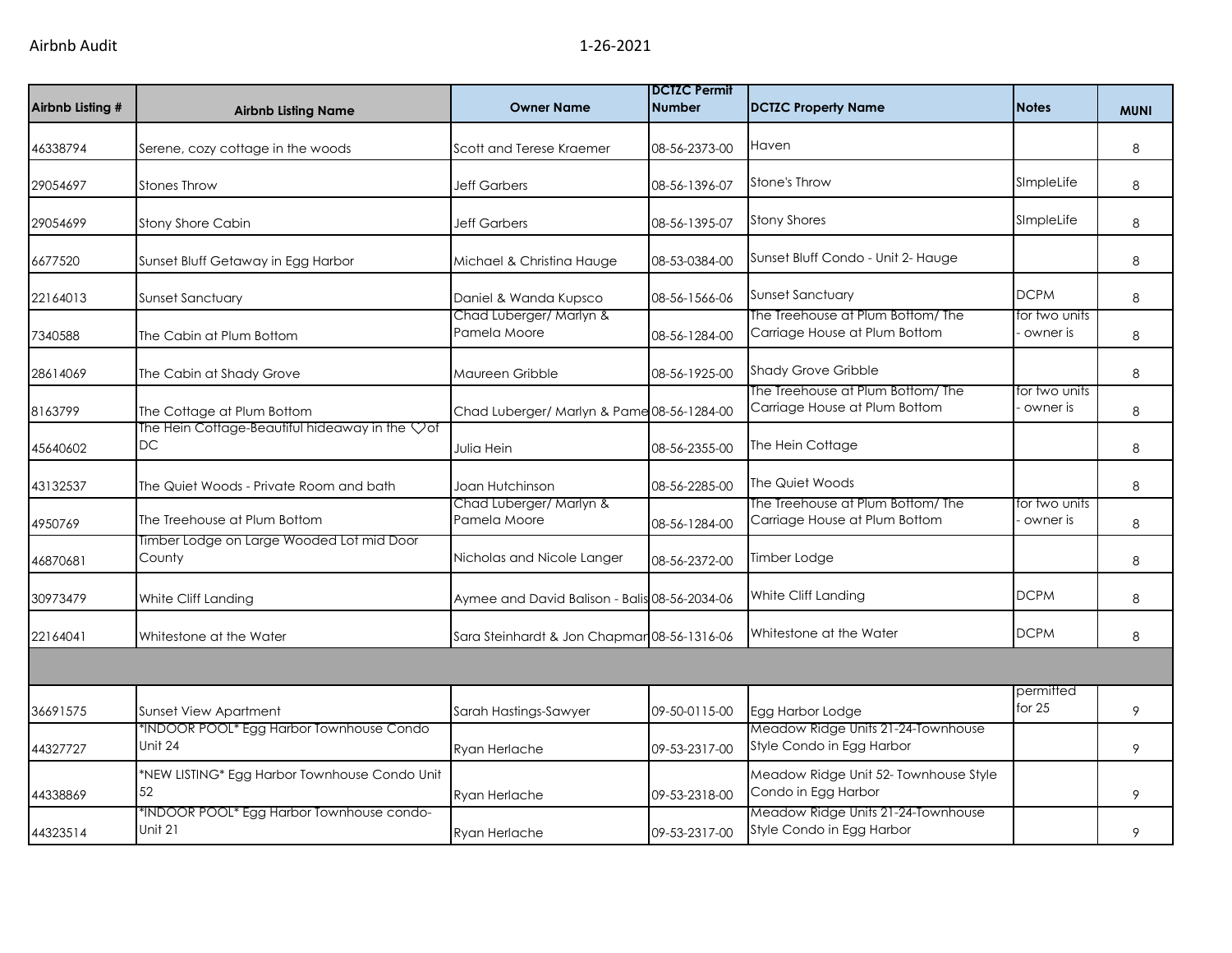| Airbnb Listing # | Airbnb Listing Name | Owner Name | DCTZC Permit Number | DCTZC Property Name | Notes | MUNI |
|---|---|---|---|---|---|---|
| 46338794 | Serene, cozy cottage in the woods | Scott and Terese Kraemer | 08-56-2373-00 | Haven | | 8 |
| 29054697 | Stones Throw | Jeff Garbers | 08-56-1396-07 | Stone's Throw | SImpleLife | 8 |
| 29054699 | Stony Shore Cabin | Jeff Garbers | 08-56-1395-07 | Stony Shores | SImpleLife | 8 |
| 6677520 | Sunset Bluff Getaway in Egg Harbor | Michael & Christina Hauge | 08-53-0384-00 | Sunset Bluff Condo - Unit 2- Hauge | | 8 |
| 22164013 | Sunset Sanctuary | Daniel & Wanda Kupsco | 08-56-1566-06 | Sunset Sanctuary | DCPM | 8 |
| 7340588 | The Cabin at Plum Bottom | Chad Luberger/ Marlyn & Pamela Moore | 08-56-1284-00 | The Treehouse at Plum Bottom/ The Carriage House at Plum Bottom | for two units - owner is | 8 |
| 28614069 | The Cabin at Shady Grove | Maureen Gribble | 08-56-1925-00 | Shady Grove Gribble | | 8 |
| 8163799 | The Cottage at Plum Bottom | Chad Luberger/ Marlyn & Pame | 08-56-1284-00 | The Treehouse at Plum Bottom/ The Carriage House at Plum Bottom | for two units - owner is | 8 |
| 45640602 | The Hein Cottage-Beautiful hideaway in the ♡of DC | Julia Hein | 08-56-2355-00 | The Hein Cottage | | 8 |
| 43132537 | The Quiet Woods - Private Room and bath | Joan Hutchinson | 08-56-2285-00 | The Quiet Woods | | 8 |
| 4950769 | The Treehouse at Plum Bottom | Chad Luberger/ Marlyn & Pamela Moore | 08-56-1284-00 | The Treehouse at Plum Bottom/ The Carriage House at Plum Bottom | for two units - owner is | 8 |
| 46870681 | Timber Lodge on Large Wooded Lot mid Door County | Nicholas and Nicole Langer | 08-56-2372-00 | Timber Lodge | | 8 |
| 30973479 | White Cliff Landing | Aymee and David Balison - Balis | 08-56-2034-06 | White Cliff Landing | DCPM | 8 |
| 22164041 | Whitestone at the Water | Sara Steinhardt & Jon Chapmar | 08-56-1316-06 | Whitestone at the Water | DCPM | 8 |
| | | | | | | |
| 36691575 | Sunset View Apartment | Sarah Hastings-Sawyer | 09-50-0115-00 | Egg Harbor Lodge | permitted for 25 | 9 |
| 44327727 | *INDOOR POOL* Egg Harbor Townhouse Condo Unit 24 | Ryan Herlache | 09-53-2317-00 | Meadow Ridge Units 21-24-Townhouse Style Condo in Egg Harbor | | 9 |
| 44338869 | *NEW LISTING* Egg Harbor Townhouse Condo Unit 52 | Ryan Herlache | 09-53-2318-00 | Meadow Ridge Unit 52- Townhouse Style Condo in Egg Harbor | | 9 |
| 44323514 | *INDOOR POOL* Egg Harbor Townhouse condo-Unit 21 | Ryan Herlache | 09-53-2317-00 | Meadow Ridge Units 21-24-Townhouse Style Condo in Egg Harbor | | 9 |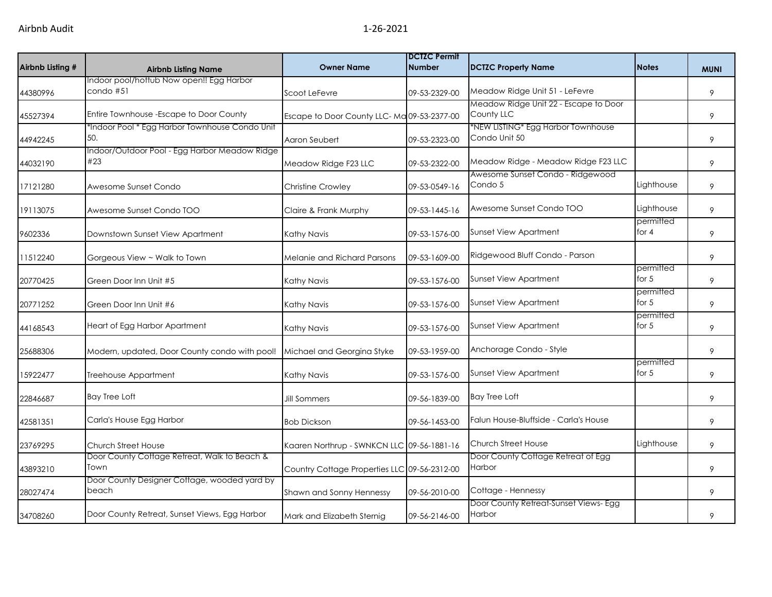| Airbnb Listing # | Airbnb Listing Name | Owner Name | DCTZC Permit Number | DCTZC Property Name | Notes | MUNI |
|---|---|---|---|---|---|---|
| 44380996 | Indoor pool/hottub Now open!! Egg Harbor condo #51 | Scoot LeFevre | 09-53-2329-00 | Meadow Ridge Unit 51 - LeFevre | | 9 |
| 45527394 | Entire Townhouse -Escape to Door County | Escape to Door County LLC- Ma | 09-53-2377-00 | Meadow Ridge Unit 22 - Escape to Door County LLC | | 9 |
| 44942245 | *Indoor Pool * Egg Harbor Townhouse Condo Unit 50. | Aaron Seubert | 09-53-2323-00 | *NEW LISTING* Egg Harbor Townhouse Condo Unit 50 | | 9 |
| 44032190 | Indoor/Outdoor Pool - Egg Harbor Meadow Ridge #23 | Meadow Ridge F23 LLC | 09-53-2322-00 | Meadow Ridge - Meadow Ridge F23 LLC | | 9 |
| 17121280 | Awesome Sunset Condo | Christine Crowley | 09-53-0549-16 | Awesome Sunset Condo - Ridgewood Condo 5 | Lighthouse | 9 |
| 19113075 | Awesome Sunset Condo TOO | Claire & Frank Murphy | 09-53-1445-16 | Awesome Sunset Condo TOO | Lighthouse | 9 |
| 9602336 | Downtown Sunset View Apartment | Kathy Navis | 09-53-1576-00 | Sunset View Apartment | permitted for 4 | 9 |
| 11512240 | Gorgeous View ~ Walk to Town | Melanie and Richard Parsons | 09-53-1609-00 | Ridgewood Bluff Condo - Parson | | 9 |
| 20770425 | Green Door Inn Unit #5 | Kathy Navis | 09-53-1576-00 | Sunset View Apartment | permitted for 5 | 9 |
| 20771252 | Green Door Inn Unit #6 | Kathy Navis | 09-53-1576-00 | Sunset View Apartment | permitted for 5 | 9 |
| 44168543 | Heart of Egg Harbor Apartment | Kathy Navis | 09-53-1576-00 | Sunset View Apartment | permitted for 5 | 9 |
| 25688306 | Modern, updated, Door County condo with pool! | Michael and Georgina Styke | 09-53-1959-00 | Anchorage Condo - Style | | 9 |
| 15922477 | Treehouse Apartment | Kathy Navis | 09-53-1576-00 | Sunset View Apartment | permitted for 5 | 9 |
| 22846687 | Bay Tree Loft | Jill Sommers | 09-56-1839-00 | Bay Tree Loft | | 9 |
| 42581351 | Carla's House Egg Harbor | Bob Dickson | 09-56-1453-00 | Falun House-Bluffside - Carla's House | | 9 |
| 23769295 | Church Street House | Kaaren Northrup - SWNKCN LLC | 09-56-1881-16 | Church Street House | Lighthouse | 9 |
| 43893210 | Door County Cottage Retreat, Walk to Beach & Town | Country Cottage Properties LLC | 09-56-2312-00 | Door County Cottage Retreat of Egg Harbor | | 9 |
| 28027474 | Door County Designer Cottage, wooded yard by beach | Shawn and Sonny Hennessy | 09-56-2010-00 | Cottage - Hennessy | | 9 |
| 34708260 | Door County Retreat, Sunset Views, Egg Harbor | Mark and Elizabeth Sternig | 09-56-2146-00 | Door County Retreat-Sunset Views- Egg Harbor | | 9 |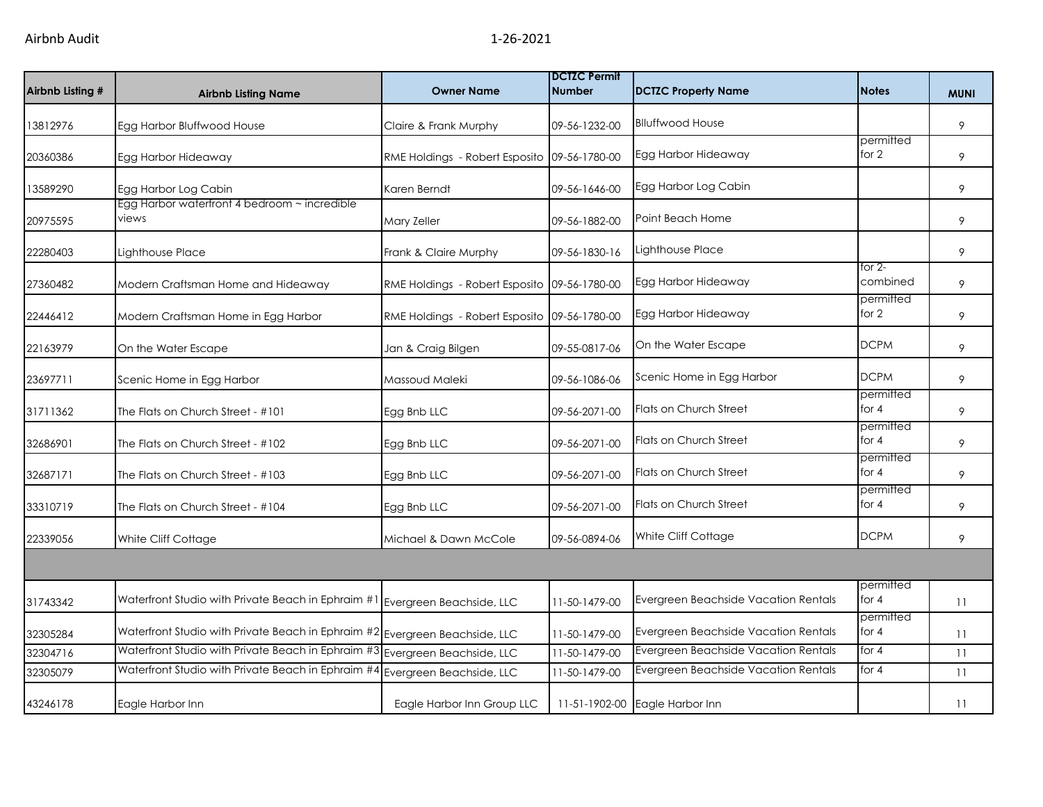| Airbnb Listing # | Airbnb Listing Name | Owner Name | DCTZC Permit Number | DCTZC Property Name | Notes | MUNI |
|---|---|---|---|---|---|---|
| 13812976 | Egg Harbor Bluffwood House | Claire & Frank Murphy | 09-56-1232-00 | Blluffwood House | | 9 |
| 20360386 | Egg Harbor Hideaway | RME Holdings - Robert Esposito | 09-56-1780-00 | Egg Harbor Hideaway | permitted for 2 | 9 |
| 13589290 | Egg Harbor Log Cabin | Karen Berndt | 09-56-1646-00 | Egg Harbor Log Cabin | | 9 |
| 20975595 | Egg Harbor waterfront 4 bedroom ~ incredible views | Mary Zeller | 09-56-1882-00 | Point Beach Home | | 9 |
| 22280403 | Lighthouse Place | Frank & Claire Murphy | 09-56-1830-16 | Lighthouse Place | | 9 |
| 27360482 | Modern Craftsman Home and Hideaway | RME Holdings - Robert Esposito | 09-56-1780-00 | Egg Harbor Hideaway | for 2-combined | 9 |
| 22446412 | Modern Craftsman Home in Egg Harbor | RME Holdings - Robert Esposito | 09-56-1780-00 | Egg Harbor Hideaway | permitted for 2 | 9 |
| 22163979 | On the Water Escape | Jan & Craig Bilgen | 09-55-0817-06 | On the Water Escape | DCPM | 9 |
| 23697711 | Scenic Home in Egg Harbor | Massoud Maleki | 09-56-1086-06 | Scenic Home in Egg Harbor | DCPM | 9 |
| 31711362 | The Flats on Church Street - #101 | Egg Bnb LLC | 09-56-2071-00 | Flats on Church Street | permitted for 4 | 9 |
| 32686901 | The Flats on Church Street - #102 | Egg Bnb LLC | 09-56-2071-00 | Flats on Church Street | permitted for 4 | 9 |
| 32687171 | The Flats on Church Street - #103 | Egg Bnb LLC | 09-56-2071-00 | Flats on Church Street | permitted for 4 | 9 |
| 33310719 | The Flats on Church Street - #104 | Egg Bnb LLC | 09-56-2071-00 | Flats on Church Street | permitted for 4 | 9 |
| 22339056 | White Cliff Cottage | Michael & Dawn McCole | 09-56-0894-06 | White Cliff Cottage | DCPM | 9 |
| | | | | | | |
| 31743342 | Waterfront Studio with Private Beach in Ephraim #1 | Evergreen Beachside, LLC | 11-50-1479-00 | Evergreen Beachside Vacation Rentals | permitted for 4 | 11 |
| 32305284 | Waterfront Studio with Private Beach in Ephraim #2 | Evergreen Beachside, LLC | 11-50-1479-00 | Evergreen Beachside Vacation Rentals | permitted for 4 | 11 |
| 32304716 | Waterfront Studio with Private Beach in Ephraim #3 | Evergreen Beachside, LLC | 11-50-1479-00 | Evergreen Beachside Vacation Rentals | for 4 | 11 |
| 32305079 | Waterfront Studio with Private Beach in Ephraim #4 | Evergreen Beachside, LLC | 11-50-1479-00 | Evergreen Beachside Vacation Rentals | for 4 | 11 |
| 43246178 | Eagle Harbor Inn | Eagle Harbor Inn Group LLC | 11-51-1902-00 | Eagle Harbor Inn | | 11 |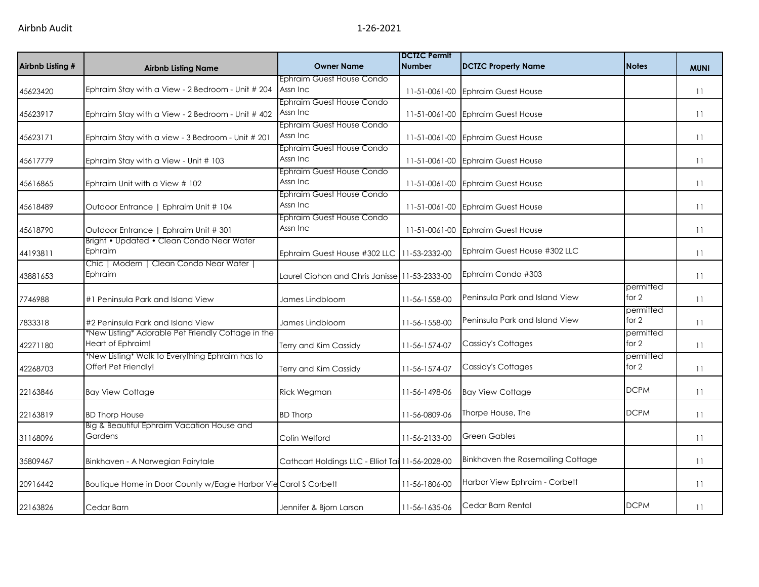| Airbnb Listing # | Airbnb Listing Name | Owner Name | DCTZC Permit Number | DCTZC Property Name | Notes | MUNI |
|---|---|---|---|---|---|---|
| 45623420 | Ephraim Stay with a View - 2 Bedroom - Unit # 204 | Ephraim Guest House Condo Assn Inc | 11-51-0061-00 | Ephraim Guest House | | 11 |
| 45623917 | Ephraim Stay with a View - 2 Bedroom - Unit # 402 | Ephraim Guest House Condo Assn Inc | 11-51-0061-00 | Ephraim Guest House | | 11 |
| 45623171 | Ephraim Stay with a view - 3 Bedroom - Unit # 201 | Ephraim Guest House Condo Assn Inc | 11-51-0061-00 | Ephraim Guest House | | 11 |
| 45617779 | Ephraim Stay with a View - Unit # 103 | Ephraim Guest House Condo Assn Inc | 11-51-0061-00 | Ephraim Guest House | | 11 |
| 45616865 | Ephraim Unit with a View # 102 | Ephraim Guest House Condo Assn Inc | 11-51-0061-00 | Ephraim Guest House | | 11 |
| 45618489 | Outdoor Entrance \| Ephraim Unit # 104 | Ephraim Guest House Condo Assn Inc | 11-51-0061-00 | Ephraim Guest House | | 11 |
| 45618790 | Outdoor Entrance \| Ephraim Unit # 301 | Ephraim Guest House Condo Assn Inc | 11-51-0061-00 | Ephraim Guest House | | 11 |
| 44193811 | Bright • Updated • Clean Condo Near Water Ephraim | Ephraim Guest House #302 LLC | 11-53-2332-00 | Ephraim Guest House #302 LLC | | 11 |
| 43881653 | Chic \| Modern \| Clean Condo Near Water \| Ephraim | Laurel Ciohon and Chris Janisse | 11-53-2333-00 | Ephraim Condo #303 | | 11 |
| 7746988 | #1 Peninsula Park and Island View | James Lindbloom | 11-56-1558-00 | Peninsula Park and Island View | permitted for 2 | 11 |
| 7833318 | #2 Peninsula Park and Island View | James Lindbloom | 11-56-1558-00 | Peninsula Park and Island View | permitted for 2 | 11 |
| 42271180 | *New Listing* Adorable Pet Friendly Cottage in the Heart of Ephraim! | Terry and Kim Cassidy | 11-56-1574-07 | Cassidy's Cottages | permitted for 2 | 11 |
| 42268703 | *New Listing* Walk to Everything Ephraim has to Offer! Pet Friendly! | Terry and Kim Cassidy | 11-56-1574-07 | Cassidy's Cottages | permitted for 2 | 11 |
| 22163846 | Bay View Cottage | Rick Wegman | 11-56-1498-06 | Bay View Cottage | DCPM | 11 |
| 22163819 | BD Thorp House | BD Thorp | 11-56-0809-06 | Thorpe House, The | DCPM | 11 |
| 31168096 | Big & Beautiful Ephraim Vacation House and Gardens | Colin Welford | 11-56-2133-00 | Green Gables | | 11 |
| 35809467 | Binkhaven - A Norwegian Fairytale | Cathcart Holdings LLC - Elliot Tai | 11-56-2028-00 | Binkhaven the Rosemailing Cottage | | 11 |
| 20916442 | Boutique Home in Door County w/Eagle Harbor Vie | Carol S Corbett | 11-56-1806-00 | Harbor View Ephraim - Corbett | | 11 |
| 22163826 | Cedar Barn | Jennifer & Bjorn Larson | 11-56-1635-06 | Cedar Barn Rental | DCPM | 11 |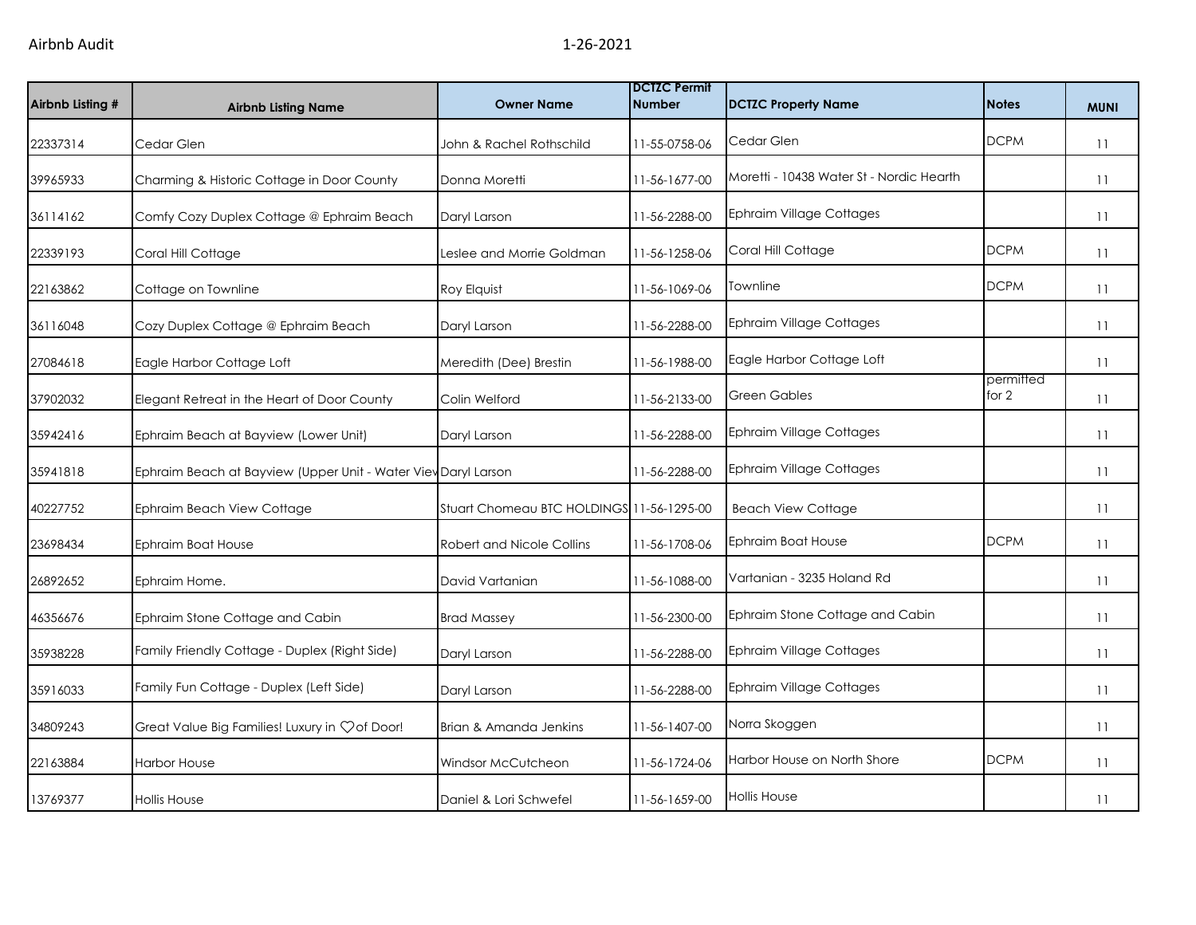Airbnb Audit 1-26-2021

| Airbnb Listing # | Airbnb Listing Name | Owner Name | DCTZC Permit Number | DCTZC Property Name | Notes | MUNI |
|---|---|---|---|---|---|---|
| 22337314 | Cedar Glen | John & Rachel Rothschild | 11-55-0758-06 | Cedar Glen | DCPM | 11 |
| 39965933 | Charming & Historic Cottage in Door County | Donna Moretti | 11-56-1677-00 | Moretti - 10438 Water St - Nordic Hearth | | 11 |
| 36114162 | Comfy Cozy Duplex Cottage @ Ephraim Beach | Daryl Larson | 11-56-2288-00 | Ephraim Village Cottages | | 11 |
| 22339193 | Coral Hill Cottage | Leslee and Morrie Goldman | 11-56-1258-06 | Coral Hill Cottage | DCPM | 11 |
| 22163862 | Cottage on Townline | Roy Elquist | 11-56-1069-06 | Townline | DCPM | 11 |
| 36116048 | Cozy Duplex Cottage @ Ephraim Beach | Daryl Larson | 11-56-2288-00 | Ephraim Village Cottages | | 11 |
| 27084618 | Eagle Harbor Cottage Loft | Meredith (Dee) Brestin | 11-56-1988-00 | Eagle Harbor Cottage Loft | | 11 |
| 37902032 | Elegant Retreat in the Heart of Door County | Colin Welford | 11-56-2133-00 | Green Gables | permitted for 2 | 11 |
| 35942416 | Ephraim Beach at Bayview (Lower Unit) | Daryl Larson | 11-56-2288-00 | Ephraim Village Cottages | | 11 |
| 35941818 | Ephraim Beach at Bayview (Upper Unit - Water Viev | Daryl Larson | 11-56-2288-00 | Ephraim Village Cottages | | 11 |
| 40227752 | Ephraim Beach View Cottage | Stuart Chomeau BTC HOLDINGS | 11-56-1295-00 | Beach View Cottage | | 11 |
| 23698434 | Ephraim Boat House | Robert and Nicole Collins | 11-56-1708-06 | Ephraim Boat House | DCPM | 11 |
| 26892652 | Ephraim Home. | David Vartanian | 11-56-1088-00 | Vartanian - 3235 Holand Rd | | 11 |
| 46356676 | Ephraim Stone Cottage and Cabin | Brad Massey | 11-56-2300-00 | Ephraim Stone Cottage and Cabin | | 11 |
| 35938228 | Family Friendly Cottage - Duplex (Right Side) | Daryl Larson | 11-56-2288-00 | Ephraim Village Cottages | | 11 |
| 35916033 | Family Fun Cottage - Duplex (Left Side) | Daryl Larson | 11-56-2288-00 | Ephraim Village Cottages | | 11 |
| 34809243 | Great Value Big Families! Luxury in ♡of Door! | Brian & Amanda Jenkins | 11-56-1407-00 | Norra Skoggen | | 11 |
| 22163884 | Harbor House | Windsor McCutcheon | 11-56-1724-06 | Harbor House on North Shore | DCPM | 11 |
| 13769377 | Hollis House | Daniel & Lori Schwefel | 11-56-1659-00 | Hollis House | | 11 |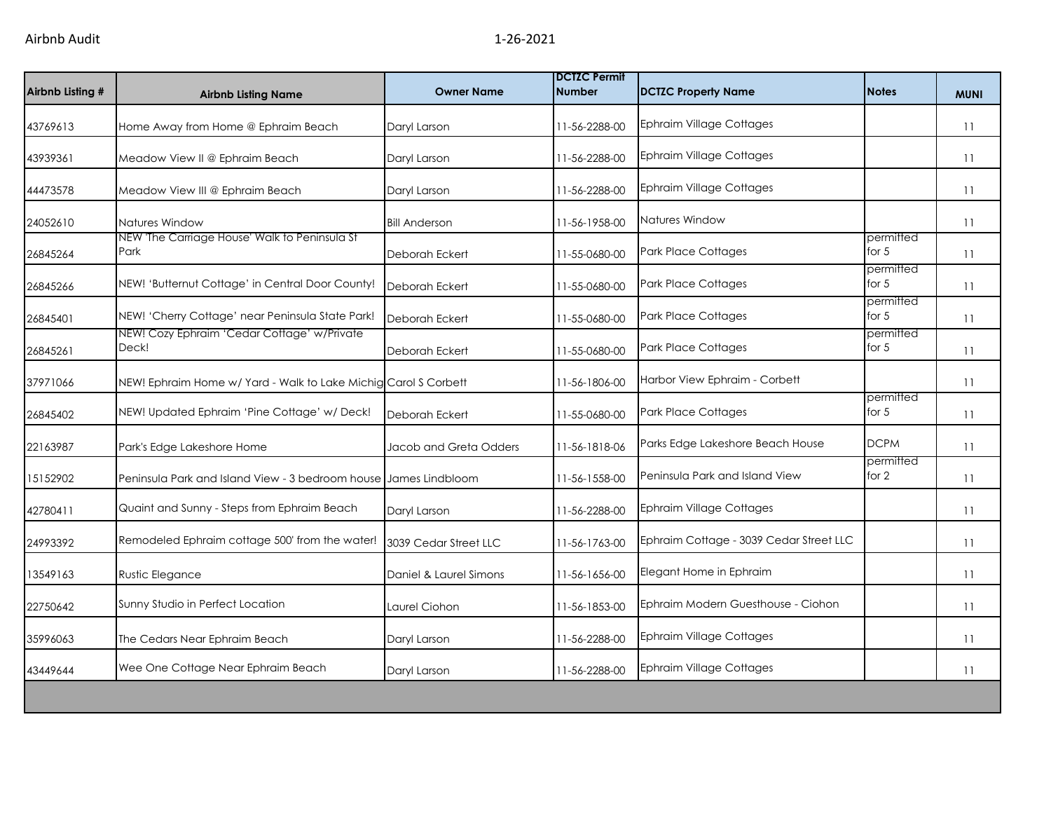| Airbnb Listing # | Airbnb Listing Name | Owner Name | DCTZC Permit Number | DCTZC Property Name | Notes | MUNI |
|---|---|---|---|---|---|---|
| 43769613 | Home Away from Home @ Ephraim Beach | Daryl Larson | 11-56-2288-00 | Ephraim Village Cottages | | 11 |
| 43939361 | Meadow View II @ Ephraim Beach | Daryl Larson | 11-56-2288-00 | Ephraim Village Cottages | | 11 |
| 44473578 | Meadow View III @ Ephraim Beach | Daryl Larson | 11-56-2288-00 | Ephraim Village Cottages | | 11 |
| 24052610 | Natures Window | Bill Anderson | 11-56-1958-00 | Natures Window | | 11 |
| 26845264 | NEW 'The Carriage House' Walk to Peninsula St Park | Deborah Eckert | 11-55-0680-00 | Park Place Cottages | permitted for 5 | 11 |
| 26845266 | NEW! 'Butternut Cottage' in Central Door County! | Deborah Eckert | 11-55-0680-00 | Park Place Cottages | permitted for 5 | 11 |
| 26845401 | NEW! 'Cherry Cottage' near Peninsula State Park! | Deborah Eckert | 11-55-0680-00 | Park Place Cottages | permitted for 5 | 11 |
| 26845261 | NEW! Cozy Ephraim 'Cedar Cottage' w/Private Deck! | Deborah Eckert | 11-55-0680-00 | Park Place Cottages | permitted for 5 | 11 |
| 37971066 | NEW! Ephraim Home w/ Yard - Walk to Lake Michig | Carol S Corbett | 11-56-1806-00 | Harbor View Ephraim - Corbett | | 11 |
| 26845402 | NEW! Updated Ephraim 'Pine Cottage' w/ Deck! | Deborah Eckert | 11-55-0680-00 | Park Place Cottages | permitted for 5 | 11 |
| 22163987 | Park's Edge Lakeshore Home | Jacob and Greta Odders | 11-56-1818-06 | Parks Edge Lakeshore Beach House | DCPM | 11 |
| 15152902 | Peninsula Park and Island View - 3 bedroom house | James Lindbloom | 11-56-1558-00 | Peninsula Park and Island View | permitted for 2 | 11 |
| 42780411 | Quaint and Sunny - Steps from Ephraim Beach | Daryl Larson | 11-56-2288-00 | Ephraim Village Cottages | | 11 |
| 24993392 | Remodeled Ephraim cottage 500' from the water! | 3039 Cedar Street LLC | 11-56-1763-00 | Ephraim Cottage - 3039 Cedar Street LLC | | 11 |
| 13549163 | Rustic Elegance | Daniel & Laurel Simons | 11-56-1656-00 | Elegant Home in Ephraim | | 11 |
| 22750642 | Sunny Studio in Perfect Location | Laurel Ciohon | 11-56-1853-00 | Ephraim Modern Guesthouse - Ciohon | | 11 |
| 35996063 | The Cedars Near Ephraim Beach | Daryl Larson | 11-56-2288-00 | Ephraim Village Cottages | | 11 |
| 43449644 | Wee One Cottage Near Ephraim Beach | Daryl Larson | 11-56-2288-00 | Ephraim Village Cottages | | 11 |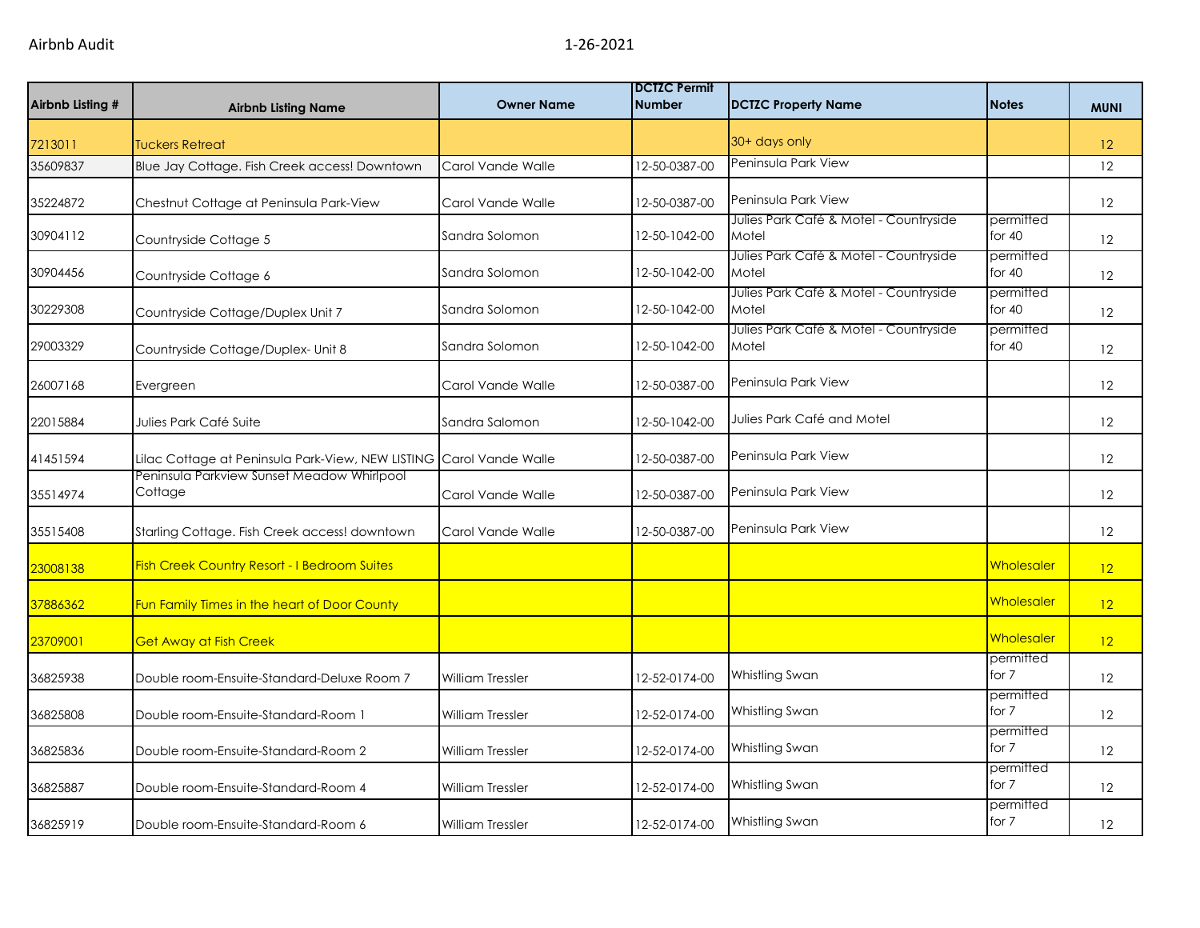| Airbnb Listing # | Airbnb Listing Name | Owner Name | DCTZC Permit Number | DCTZC Property Name | Notes | MUNI |
|---|---|---|---|---|---|---|
| 7213011 | Tuckers Retreat | | | 30+ days only | | 12 |
| 35609837 | Blue Jay Cottage. Fish Creek access! Downtown | Carol Vande Walle | 12-50-0387-00 | Peninsula Park View | | 12 |
| 35224872 | Chestnut Cottage at Peninsula Park-View | Carol Vande Walle | 12-50-0387-00 | Peninsula Park View | | 12 |
| 30904112 | Countryside Cottage 5 | Sandra Solomon | 12-50-1042-00 | Julies Park Café & Motel - Countryside Motel | permitted for 40 | 12 |
| 30904456 | Countryside Cottage 6 | Sandra Solomon | 12-50-1042-00 | Julies Park Café & Motel - Countryside Motel | permitted for 40 | 12 |
| 30229308 | Countryside Cottage/Duplex Unit 7 | Sandra Solomon | 12-50-1042-00 | Julies Park Café & Motel - Countryside Motel | permitted for 40 | 12 |
| 29003329 | Countryside Cottage/Duplex- Unit 8 | Sandra Solomon | 12-50-1042-00 | Julies Park Café & Motel - Countryside Motel | permitted for 40 | 12 |
| 26007168 | Evergreen | Carol Vande Walle | 12-50-0387-00 | Peninsula Park View | | 12 |
| 22015884 | Julies Park Café Suite | Sandra Salomon | 12-50-1042-00 | Julies Park Café and Motel | | 12 |
| 41451594 | Lilac Cottage at Peninsula Park-View, NEW LISTING | Carol Vande Walle | 12-50-0387-00 | Peninsula Park View | | 12 |
| 35514974 | Peninsula Parkview Sunset Meadow Whirlpool Cottage | Carol Vande Walle | 12-50-0387-00 | Peninsula Park View | | 12 |
| 35515408 | Starling Cottage. Fish Creek access! downtown | Carol Vande Walle | 12-50-0387-00 | Peninsula Park View | | 12 |
| 23008138 | Fish Creek Country Resort - I Bedroom Suites | | | | Wholesaler | 12 |
| 37886362 | Fun Family Times in the heart of Door County | | | | Wholesaler | 12 |
| 23709001 | Get Away at Fish Creek | | | | Wholesaler | 12 |
| 36825938 | Double room-Ensuite-Standard-Deluxe Room 7 | William Tressler | 12-52-0174-00 | Whistling Swan | permitted for 7 | 12 |
| 36825808 | Double room-Ensuite-Standard-Room 1 | William Tressler | 12-52-0174-00 | Whistling Swan | permitted for 7 | 12 |
| 36825836 | Double room-Ensuite-Standard-Room 2 | William Tressler | 12-52-0174-00 | Whistling Swan | permitted for 7 | 12 |
| 36825887 | Double room-Ensuite-Standard-Room 4 | William Tressler | 12-52-0174-00 | Whistling Swan | permitted for 7 | 12 |
| 36825919 | Double room-Ensuite-Standard-Room 6 | William Tressler | 12-52-0174-00 | Whistling Swan | permitted for 7 | 12 |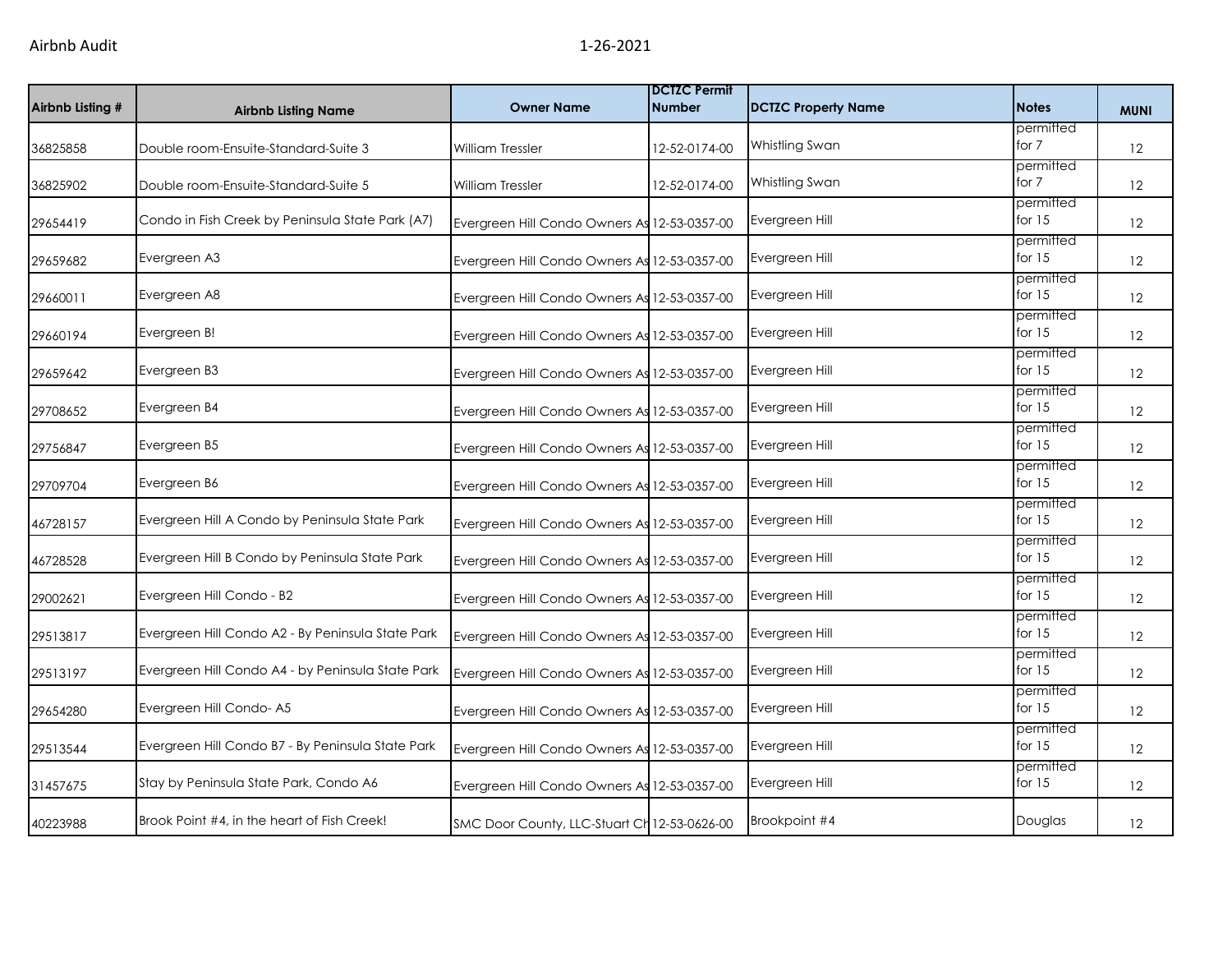| Airbnb Listing # | Airbnb Listing Name | Owner Name | DCTZC Permit Number | DCTZC Property Name | Notes | MUNI |
|---|---|---|---|---|---|---|
| 36825858 | Double room-Ensuite-Standard-Suite 3 | William Tressler | 12-52-0174-00 | Whistling Swan | permitted for 7 | 12 |
| 36825902 | Double room-Ensuite-Standard-Suite 5 | William Tressler | 12-52-0174-00 | Whistling Swan | permitted for 7 | 12 |
| 29654419 | Condo in Fish Creek by Peninsula State Park (A7) | Evergreen Hill Condo Owners As | 12-53-0357-00 | Evergreen Hill | permitted for 15 | 12 |
| 29659682 | Evergreen A3 | Evergreen Hill Condo Owners As | 12-53-0357-00 | Evergreen Hill | permitted for 15 | 12 |
| 29660011 | Evergreen A8 | Evergreen Hill Condo Owners As | 12-53-0357-00 | Evergreen Hill | permitted for 15 | 12 |
| 29660194 | Evergreen B! | Evergreen Hill Condo Owners As | 12-53-0357-00 | Evergreen Hill | permitted for 15 | 12 |
| 29659642 | Evergreen B3 | Evergreen Hill Condo Owners As | 12-53-0357-00 | Evergreen Hill | permitted for 15 | 12 |
| 29708652 | Evergreen B4 | Evergreen Hill Condo Owners As | 12-53-0357-00 | Evergreen Hill | permitted for 15 | 12 |
| 29756847 | Evergreen B5 | Evergreen Hill Condo Owners As | 12-53-0357-00 | Evergreen Hill | permitted for 15 | 12 |
| 29709704 | Evergreen B6 | Evergreen Hill Condo Owners As | 12-53-0357-00 | Evergreen Hill | permitted for 15 | 12 |
| 46728157 | Evergreen Hill A Condo by Peninsula State Park | Evergreen Hill Condo Owners As | 12-53-0357-00 | Evergreen Hill | permitted for 15 | 12 |
| 46728528 | Evergreen Hill B Condo by Peninsula State Park | Evergreen Hill Condo Owners As | 12-53-0357-00 | Evergreen Hill | permitted for 15 | 12 |
| 29002621 | Evergreen Hill Condo - B2 | Evergreen Hill Condo Owners As | 12-53-0357-00 | Evergreen Hill | permitted for 15 | 12 |
| 29513817 | Evergreen Hill Condo A2 - By Peninsula State Park | Evergreen Hill Condo Owners As | 12-53-0357-00 | Evergreen Hill | permitted for 15 | 12 |
| 29513197 | Evergreen Hill Condo A4 - by Peninsula State Park | Evergreen Hill Condo Owners As | 12-53-0357-00 | Evergreen Hill | permitted for 15 | 12 |
| 29654280 | Evergreen Hill Condo- A5 | Evergreen Hill Condo Owners As | 12-53-0357-00 | Evergreen Hill | permitted for 15 | 12 |
| 29513544 | Evergreen Hill Condo B7 - By Peninsula State Park | Evergreen Hill Condo Owners As | 12-53-0357-00 | Evergreen Hill | permitted for 15 | 12 |
| 31457675 | Stay by Peninsula State Park, Condo A6 | Evergreen Hill Condo Owners As | 12-53-0357-00 | Evergreen Hill | permitted for 15 | 12 |
| 40223988 | Brook Point #4, in the heart of Fish Creek! | SMC Door County, LLC-Stuart Ch | 12-53-0626-00 | Brookpoint #4 | Douglas | 12 |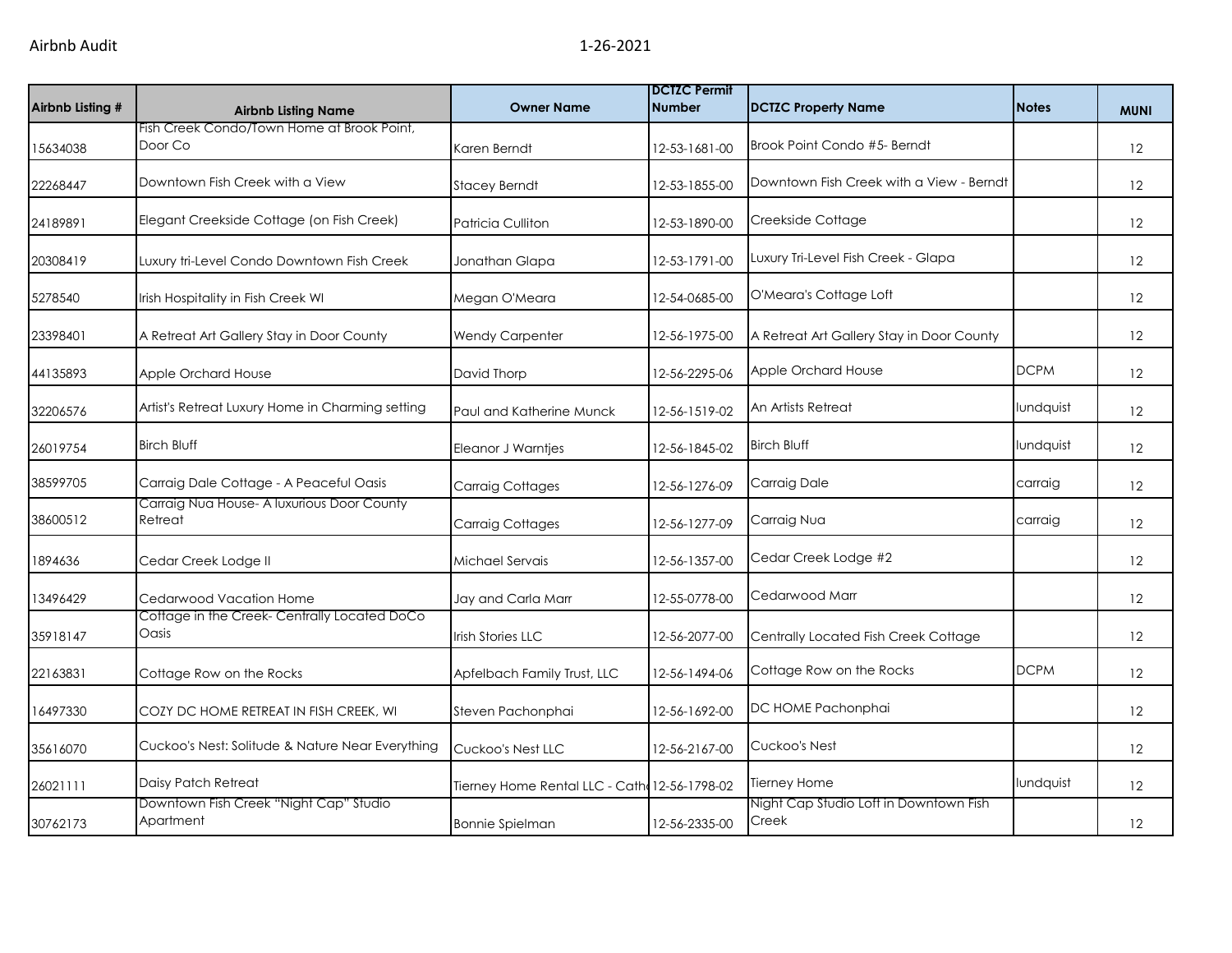Airbnb Audit 1-26-2021

| Airbnb Listing # | Airbnb Listing Name | Owner Name | DCTZC Permit Number | DCTZC Property Name | Notes | MUNI |
|---|---|---|---|---|---|---|
| 15634038 | Fish Creek Condo/Town Home at Brook Point, Door Co | Karen Berndt | 12-53-1681-00 | Brook Point Condo #5- Berndt | | 12 |
| 22268447 | Downtown Fish Creek with a View | Stacey Berndt | 12-53-1855-00 | Downtown Fish Creek with a View - Berndt | | 12 |
| 24189891 | Elegant Creekside Cottage (on Fish Creek) | Patricia Culliton | 12-53-1890-00 | Creekside Cottage | | 12 |
| 20308419 | Luxury tri-Level Condo Downtown Fish Creek | Jonathan Glapa | 12-53-1791-00 | Luxury Tri-Level Fish Creek - Glapa | | 12 |
| 5278540 | Irish Hospitality in Fish Creek WI | Megan O'Meara | 12-54-0685-00 | O'Meara's Cottage Loft | | 12 |
| 23398401 | A Retreat Art Gallery Stay in Door County | Wendy Carpenter | 12-56-1975-00 | A Retreat Art Gallery Stay in Door County | | 12 |
| 44135893 | Apple Orchard House | David Thorp | 12-56-2295-06 | Apple Orchard House | DCPM | 12 |
| 32206576 | Artist's Retreat Luxury Home in Charming setting | Paul and Katherine Munck | 12-56-1519-02 | An Artists Retreat | lundquist | 12 |
| 26019754 | Birch Bluff | Eleanor J Warntjes | 12-56-1845-02 | Birch Bluff | lundquist | 12 |
| 38599705 | Carraig Dale Cottage - A Peaceful Oasis | Carraig Cottages | 12-56-1276-09 | Carraig Dale | carraig | 12 |
| 38600512 | Carraig Nua House- A luxurious Door County Retreat | Carraig Cottages | 12-56-1277-09 | Carraig Nua | carraig | 12 |
| 1894636 | Cedar Creek Lodge II | Michael Servais | 12-56-1357-00 | Cedar Creek Lodge #2 | | 12 |
| 13496429 | Cedarwood Vacation Home | Jay and Carla Marr | 12-55-0778-00 | Cedarwood Marr | | 12 |
| 35918147 | Cottage in the Creek- Centrally Located DoCo Oasis | Irish Stories LLC | 12-56-2077-00 | Centrally Located Fish Creek Cottage | | 12 |
| 22163831 | Cottage Row on the Rocks | Apfelbach Family Trust, LLC | 12-56-1494-06 | Cottage Row on the Rocks | DCPM | 12 |
| 16497330 | COZY DC HOME RETREAT IN FISH CREEK, WI | Steven Pachonphai | 12-56-1692-00 | DC HOME Pachonphai | | 12 |
| 35616070 | Cuckoo's Nest: Solitude & Nature Near Everything | Cuckoo's Nest LLC | 12-56-2167-00 | Cuckoo's Nest | | 12 |
| 26021111 | Daisy Patch Retreat | Tierney Home Rental LLC - Cath | 12-56-1798-02 | Tierney Home | lundquist | 12 |
| 30762173 | Downtown Fish Creek "Night Cap" Studio Apartment | Bonnie Spielman | 12-56-2335-00 | Night Cap Studio Loft in Downtown Fish Creek | | 12 |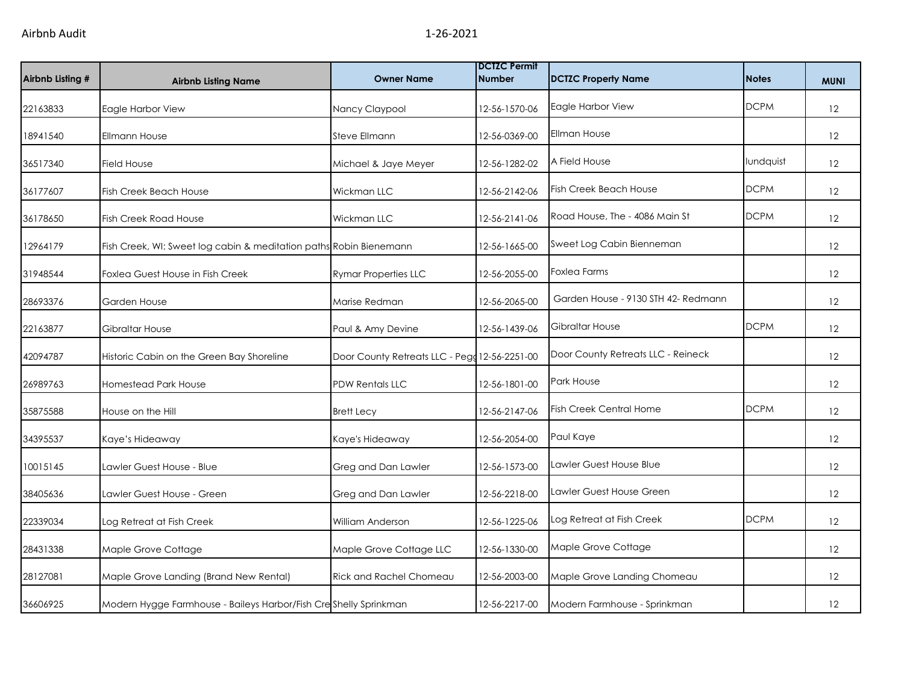| Airbnb Listing # | Airbnb Listing Name | Owner Name | DCTZC Permit Number | DCTZC Property Name | Notes | MUNI |
|---|---|---|---|---|---|---|
| 22163833 | Eagle Harbor View | Nancy Claypool | 12-56-1570-06 | Eagle Harbor View | DCPM | 12 |
| 18941540 | Ellmann House | Steve Ellmann | 12-56-0369-00 | Ellman House | | 12 |
| 36517340 | Field House | Michael & Jaye Meyer | 12-56-1282-02 | A Field House | lundquist | 12 |
| 36177607 | Fish Creek Beach House | Wickman LLC | 12-56-2142-06 | Fish Creek Beach House | DCPM | 12 |
| 36178650 | Fish Creek Road House | Wickman LLC | 12-56-2141-06 | Road House, The - 4086 Main St | DCPM | 12 |
| 12964179 | Fish Creek, WI: Sweet log cabin & meditation paths | Robin Bienemann | 12-56-1665-00 | Sweet Log Cabin Bienneman | | 12 |
| 31948544 | Foxlea Guest House in Fish Creek | Rymar Properties LLC | 12-56-2055-00 | Foxlea Farms | | 12 |
| 28693376 | Garden House | Marise Redman | 12-56-2065-00 | Garden House - 9130 STH 42- Redmann | | 12 |
| 22163877 | Gibraltar House | Paul & Amy Devine | 12-56-1439-06 | Gibraltar House | DCPM | 12 |
| 42094787 | Historic Cabin on the Green Bay Shoreline | Door County Retreats LLC - Pegg | 12-56-2251-00 | Door County Retreats LLC - Reineck | | 12 |
| 26989763 | Homestead Park House | PDW Rentals LLC | 12-56-1801-00 | Park House | | 12 |
| 35875588 | House on the Hill | Brett Lecy | 12-56-2147-06 | Fish Creek Central Home | DCPM | 12 |
| 34395537 | Kaye's Hideaway | Kaye's Hideaway | 12-56-2054-00 | Paul Kaye | | 12 |
| 10015145 | Lawler Guest House - Blue | Greg and Dan Lawler | 12-56-1573-00 | Lawler Guest House Blue | | 12 |
| 38405636 | Lawler Guest House - Green | Greg and Dan Lawler | 12-56-2218-00 | Lawler Guest House Green | | 12 |
| 22339034 | Log Retreat at Fish Creek | William Anderson | 12-56-1225-06 | Log Retreat at Fish Creek | DCPM | 12 |
| 28431338 | Maple Grove Cottage | Maple Grove Cottage LLC | 12-56-1330-00 | Maple Grove Cottage | | 12 |
| 28127081 | Maple Grove Landing (Brand New Rental) | Rick and Rachel Chomeau | 12-56-2003-00 | Maple Grove Landing Chomeau | | 12 |
| 36606925 | Modern Hygge Farmhouse - Baileys Harbor/Fish Cre | Shelly Sprinkman | 12-56-2217-00 | Modern Farmhouse - Sprinkman | | 12 |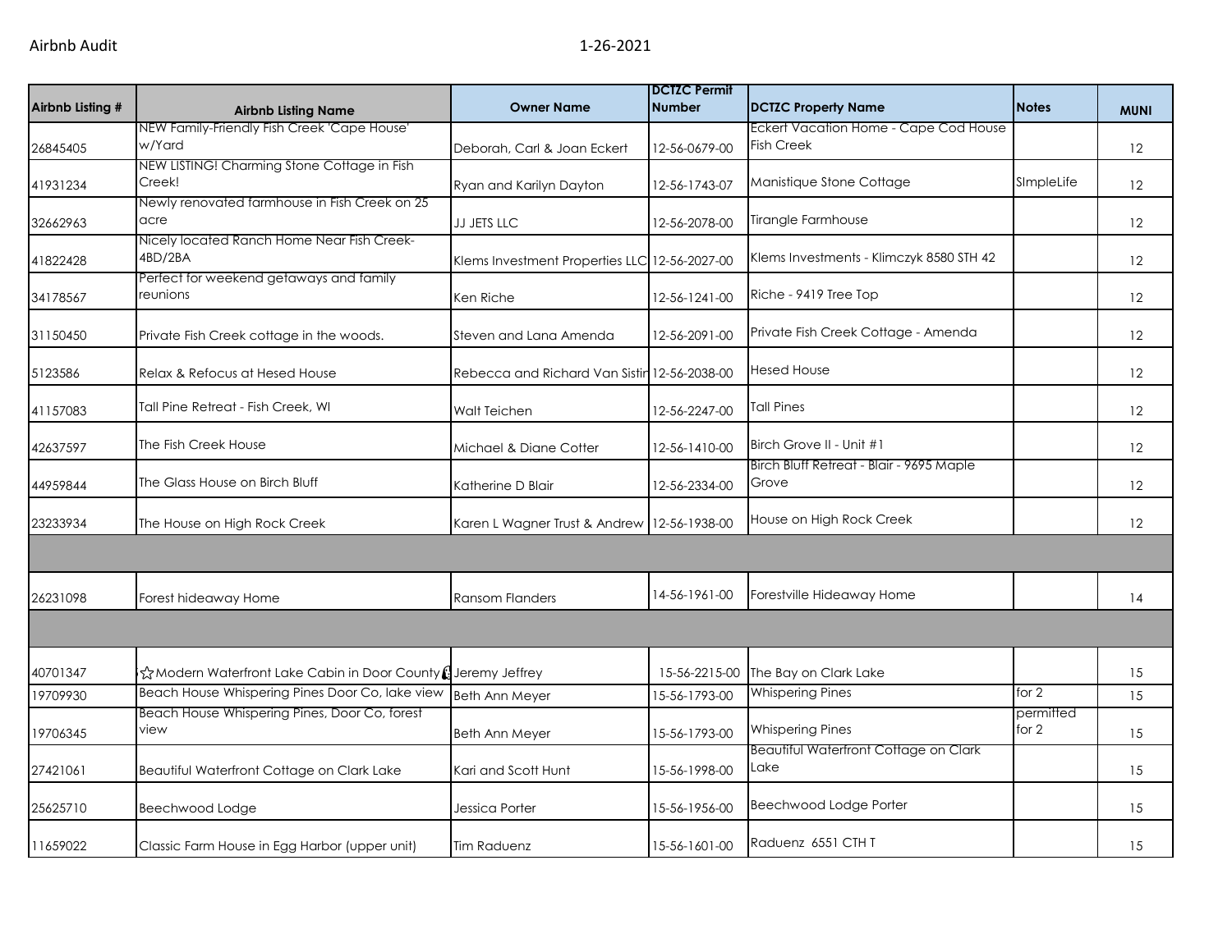| Airbnb Listing # | Airbnb Listing Name | Owner Name | DCTZC Permit Number | DCTZC Property Name | Notes | MUNI |
|---|---|---|---|---|---|---|
| 26845405 | NEW Family-Friendly Fish Creek 'Cape House' w/Yard | Deborah, Carl & Joan Eckert | 12-56-0679-00 | Eckert Vacation Home - Cape Cod House Fish Creek | | 12 |
| 41931234 | NEW LISTING! Charming Stone Cottage in Fish Creek! | Ryan and Karilyn Dayton | 12-56-1743-07 | Manistique Stone Cottage | SImpleLife | 12 |
| 32662963 | Newly renovated farmhouse in Fish Creek on 25 acre | JJ JETS LLC | 12-56-2078-00 | Tirangle Farmhouse | | 12 |
| 41822428 | Nicely located Ranch Home Near Fish Creek-4BD/2BA | Klems Investment Properties LLC | 12-56-2027-00 | Klems Investments - Klimczyk 8580 STH 42 | | 12 |
| 34178567 | Perfect for weekend getaways and family reunions | Ken Riche | 12-56-1241-00 | Riche - 9419 Tree Top | | 12 |
| 31150450 | Private Fish Creek cottage in the woods. | Steven and Lana Amenda | 12-56-2091-00 | Private Fish Creek Cottage - Amenda | | 12 |
| 5123586 | Relax & Refocus at Hesed House | Rebecca and Richard Van Sistin | 12-56-2038-00 | Hesed House | | 12 |
| 41157083 | Tall Pine Retreat - Fish Creek, WI | Walt Teichen | 12-56-2247-00 | Tall Pines | | 12 |
| 42637597 | The Fish Creek House | Michael & Diane Cotter | 12-56-1410-00 | Birch Grove II - Unit #1 | | 12 |
| 44959844 | The Glass House on Birch Bluff | Katherine D Blair | 12-56-2334-00 | Birch Bluff Retreat - Blair - 9695 Maple Grove | | 12 |
| 23233934 | The House on High Rock Creek | Karen L Wagner Trust & Andrew | 12-56-1938-00 | House on High Rock Creek | | 12 |
| | | | | | | |
| 26231098 | Forest hideaway Home | Ransom Flanders | 14-56-1961-00 | Forestville Hideaway Home | | 14 |
| | | | | | | |
| 40701347 | ☆Modern Waterfront Lake Cabin in Door County | Jeremy Jeffrey | 15-56-2215-00 | The Bay on Clark Lake | | 15 |
| 19709930 | Beach House Whispering Pines Door Co, lake view | Beth Ann Meyer | 15-56-1793-00 | Whispering Pines | for 2 | 15 |
| 19706345 | Beach House Whispering Pines, Door Co, forest view | Beth Ann Meyer | 15-56-1793-00 | Whispering Pines | permitted for 2 | 15 |
| 27421061 | Beautiful Waterfront Cottage on Clark Lake | Kari and Scott Hunt | 15-56-1998-00 | Beautiful Waterfront Cottage on Clark Lake | | 15 |
| 25625710 | Beechwood Lodge | Jessica Porter | 15-56-1956-00 | Beechwood Lodge Porter | | 15 |
| 11659022 | Classic Farm House in Egg Harbor (upper unit) | Tim Raduenz | 15-56-1601-00 | Raduenz 6551 CTH T | | 15 |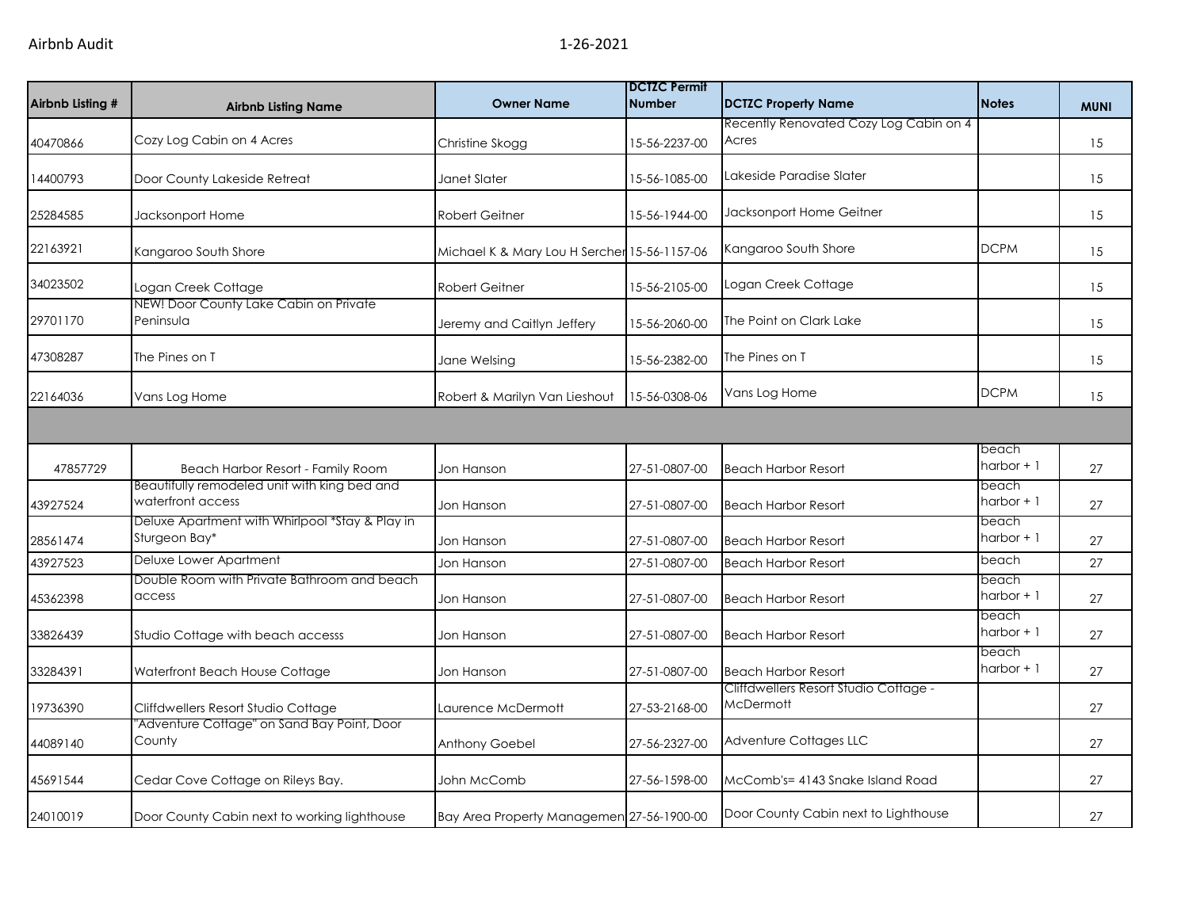| Airbnb Listing # | Airbnb Listing Name | Owner Name | DCTZC Permit Number | DCTZC Property Name | Notes | MUNI |
|---|---|---|---|---|---|---|
| 40470866 | Cozy Log Cabin on 4 Acres | Christine Skogg | 15-56-2237-00 | Recently Renovated Cozy Log Cabin on 4 Acres | | 15 |
| 14400793 | Door County Lakeside Retreat | Janet Slater | 15-56-1085-00 | Lakeside Paradise Slater | | 15 |
| 25284585 | Jacksonport Home | Robert Geitner | 15-56-1944-00 | Jacksonport Home Geitner | | 15 |
| 22163921 | Kangaroo South Shore | Michael K & Mary Lou H Sercher | 15-56-1157-06 | Kangaroo South Shore | DCPM | 15 |
| 34023502 | Logan Creek Cottage | Robert Geitner | 15-56-2105-00 | Logan Creek Cottage | | 15 |
| 29701170 | NEW! Door County Lake Cabin on Private Peninsula | Jeremy and Caitlyn Jeffery | 15-56-2060-00 | The Point on Clark Lake | | 15 |
| 47308287 | The Pines on T | Jane Welsing | 15-56-2382-00 | The Pines on T | | 15 |
| 22164036 | Vans Log Home | Robert & Marilyn Van Lieshout | 15-56-0308-06 | Vans Log Home | DCPM | 15 |
| | | | | | | |
| 47857729 | Beach Harbor Resort - Family Room | Jon Hanson | 27-51-0807-00 | Beach Harbor Resort | beach harbor + 1 | 27 |
| 43927524 | Beautifully remodeled unit with king bed and waterfront access | Jon Hanson | 27-51-0807-00 | Beach Harbor Resort | beach harbor + 1 | 27 |
| 28561474 | Deluxe Apartment with Whirlpool *Stay & Play in Sturgeon Bay* | Jon Hanson | 27-51-0807-00 | Beach Harbor Resort | beach harbor + 1 | 27 |
| 43927523 | Deluxe Lower Apartment | Jon Hanson | 27-51-0807-00 | Beach Harbor Resort | beach | 27 |
| 45362398 | Double Room with Private Bathroom and beach access | Jon Hanson | 27-51-0807-00 | Beach Harbor Resort | beach harbor + 1 | 27 |
| 33826439 | Studio Cottage with beach accesss | Jon Hanson | 27-51-0807-00 | Beach Harbor Resort | beach harbor + 1 | 27 |
| 33284391 | Waterfront Beach House Cottage | Jon Hanson | 27-51-0807-00 | Beach Harbor Resort | beach harbor + 1 | 27 |
| 19736390 | Cliffdwellers Resort Studio Cottage | Laurence McDermott | 27-53-2168-00 | Cliffdwellers Resort Studio Cottage - McDermott | | 27 |
| 44089140 | "Adventure Cottage" on Sand Bay Point, Door County | Anthony Goebel | 27-56-2327-00 | Adventure Cottages LLC | | 27 |
| 45691544 | Cedar Cove Cottage on Rileys Bay. | John McComb | 27-56-1598-00 | McComb's= 4143 Snake Island Road | | 27 |
| 24010019 | Door County Cabin next to working lighthouse | Bay Area Property Managemen | 27-56-1900-00 | Door County Cabin next to Lighthouse | | 27 |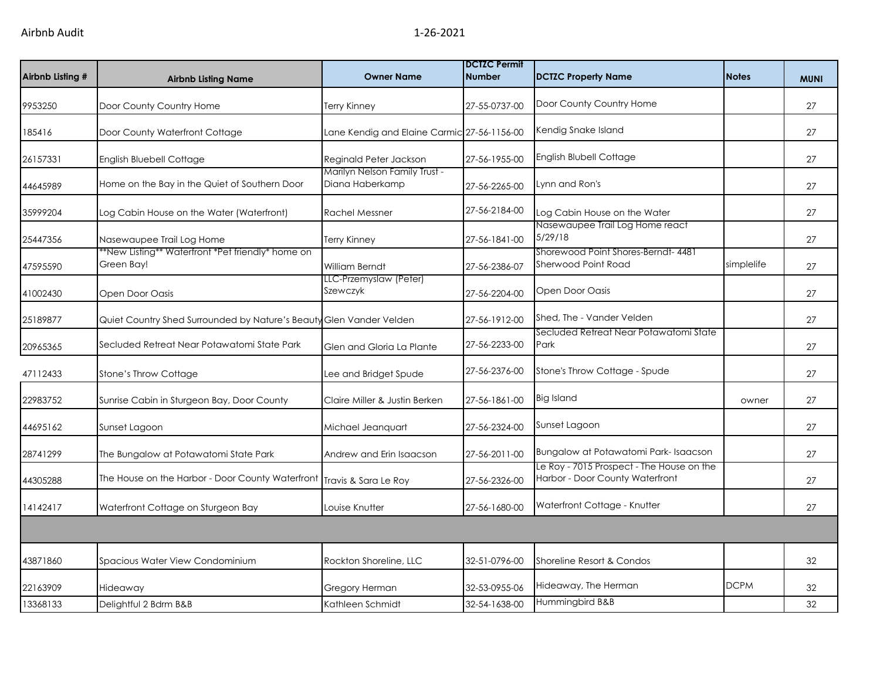| Airbnb Listing # | Airbnb Listing Name | Owner Name | DCTZC Permit Number | DCTZC Property Name | Notes | MUNI |
|---|---|---|---|---|---|---|
| 9953250 | Door County Country Home | Terry Kinney | 27-55-0737-00 | Door County Country Home | | 27 |
| 185416 | Door County Waterfront Cottage | Lane Kendig and Elaine Carmic | 27-56-1156-00 | Kendig Snake Island | | 27 |
| 26157331 | English Bluebell Cottage | Reginald Peter Jackson | 27-56-1955-00 | English Blubell Cottage | | 27 |
| 44645989 | Home on the Bay in the Quiet of Southern Door | Marilyn Nelson Family Trust - Diana Haberkamp | 27-56-2265-00 | Lynn and Ron's | | 27 |
| 35999204 | Log Cabin House on the Water (Waterfront) | Rachel Messner | 27-56-2184-00 | Log Cabin House on the Water | | 27 |
| 25447356 | Nasewaupee Trail Log Home | Terry Kinney | 27-56-1841-00 | Nasewaupee Trail Log Home react 5/29/18 | | 27 |
| 47595590 | **New Listing** Waterfront *Pet friendly* home on Green Bay! | William Berndt | 27-56-2386-07 | Shorewood Point Shores-Berndt- 4481 Sherwood Point Road | simplelife | 27 |
| 41002430 | Open Door Oasis | LLC-Przemyslaw (Peter) Szewczyk | 27-56-2204-00 | Open Door Oasis | | 27 |
| 25189877 | Quiet Country Shed Surrounded by Nature's Beauty | Glen Vander Velden | 27-56-1912-00 | Shed, The - Vander Velden | | 27 |
| 20965365 | Secluded Retreat Near Potawatomi State Park | Glen and Gloria La Plante | 27-56-2233-00 | Secluded Retreat Near Potawatomi State Park | | 27 |
| 47112433 | Stone's Throw Cottage | Lee and Bridget Spude | 27-56-2376-00 | Stone's Throw Cottage - Spude | | 27 |
| 22983752 | Sunrise Cabin in Sturgeon Bay, Door County | Claire Miller & Justin Berken | 27-56-1861-00 | Big Island | owner | 27 |
| 44695162 | Sunset Lagoon | Michael Jeanquart | 27-56-2324-00 | Sunset Lagoon | | 27 |
| 28741299 | The Bungalow at Potawatomi State Park | Andrew and Erin Isaacson | 27-56-2011-00 | Bungalow at Potawatomi Park- Isaacson | | 27 |
| 44305288 | The House on the Harbor - Door County Waterfront | Travis & Sara Le Roy | 27-56-2326-00 | Le Roy - 7015 Prospect - The House on the Harbor - Door County Waterfront | | 27 |
| 14142417 | Waterfront Cottage on Sturgeon Bay | Louise Knutter | 27-56-1680-00 | Waterfront Cottage - Knutter | | 27 |
| | | | | | | |
| 43871860 | Spacious Water View Condominium | Rockton Shoreline, LLC | 32-51-0796-00 | Shoreline Resort & Condos | | 32 |
| 22163909 | Hideaway | Gregory Herman | 32-53-0955-06 | Hideaway, The Herman | DCPM | 32 |
| 13368133 | Delightful 2 Bdrm B&B | Kathleen Schmidt | 32-54-1638-00 | Hummingbird B&B | | 32 |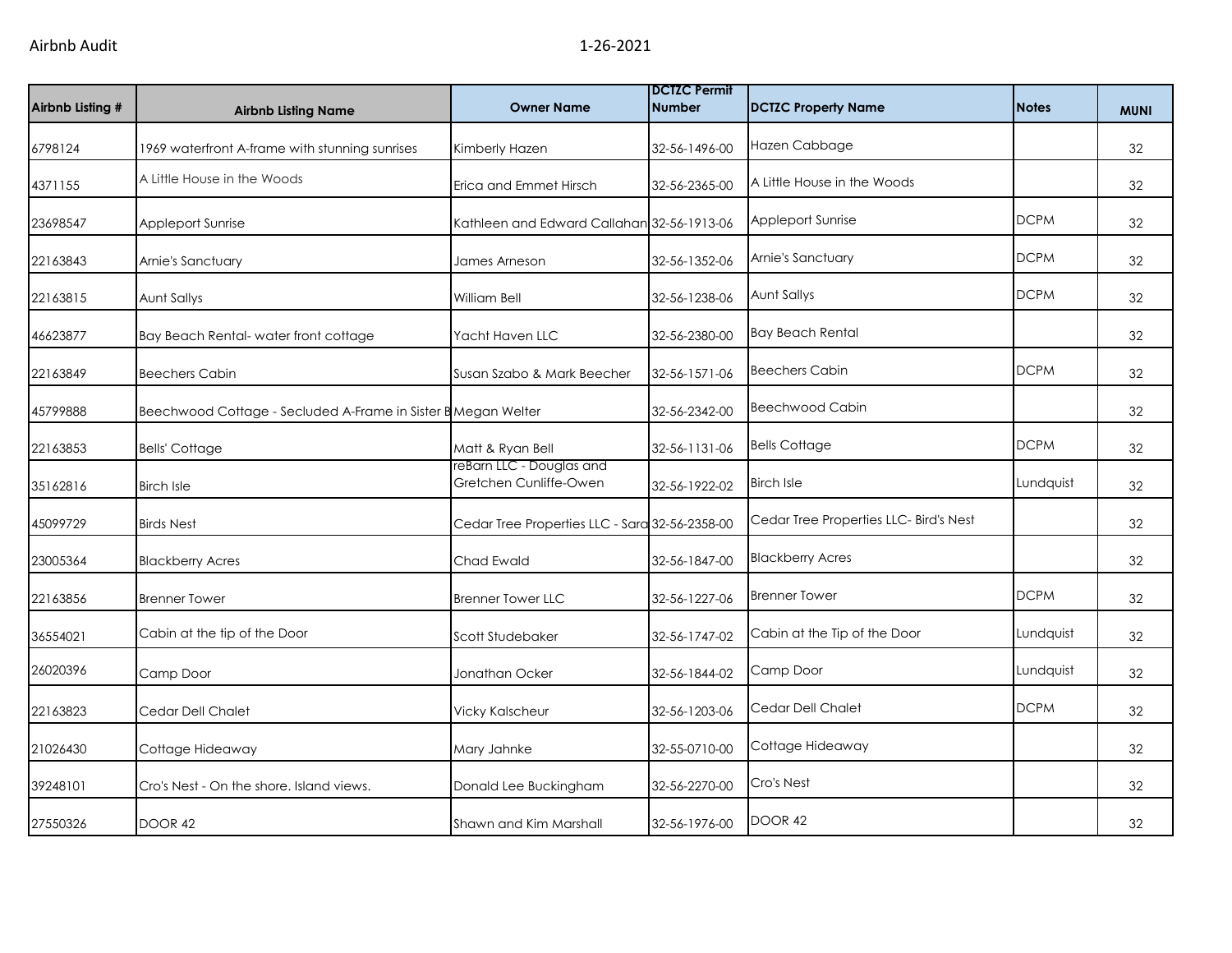| Airbnb Listing # | Airbnb Listing Name | Owner Name | DCTZC Permit Number | DCTZC Property Name | Notes | MUNI |
|---|---|---|---|---|---|---|
| 6798124 | 1969 waterfront A-frame with stunning sunrises | Kimberly Hazen | 32-56-1496-00 | Hazen Cabbage | | 32 |
| 4371155 | A Little House in the Woods | Erica and Emmet Hirsch | 32-56-2365-00 | A Little House in the Woods | | 32 |
| 23698547 | Appleport Sunrise | Kathleen and Edward Callahan | 32-56-1913-06 | Appleport Sunrise | DCPM | 32 |
| 22163843 | Arnie's Sanctuary | James Arneson | 32-56-1352-06 | Arnie's Sanctuary | DCPM | 32 |
| 22163815 | Aunt Sallys | William Bell | 32-56-1238-06 | Aunt Sallys | DCPM | 32 |
| 46623877 | Bay Beach Rental- water front cottage | Yacht Haven LLC | 32-56-2380-00 | Bay Beach Rental | | 32 |
| 22163849 | Beechers Cabin | Susan Szabo & Mark Beecher | 32-56-1571-06 | Beechers Cabin | DCPM | 32 |
| 45799888 | Beechwood Cottage - Secluded A-Frame in Sister B | Megan Welter | 32-56-2342-00 | Beechwood Cabin | | 32 |
| 22163853 | Bells' Cottage | Matt & Ryan Bell | 32-56-1131-06 | Bells Cottage | DCPM | 32 |
| 35162816 | Birch Isle | reBarn LLC - Douglas and Gretchen Cunliffe-Owen | 32-56-1922-02 | Birch Isle | Lundquist | 32 |
| 45099729 | Birds Nest | Cedar Tree Properties LLC - Sara | 32-56-2358-00 | Cedar Tree Properties LLC- Bird's Nest | | 32 |
| 23005364 | Blackberry Acres | Chad Ewald | 32-56-1847-00 | Blackberry Acres | | 32 |
| 22163856 | Brenner Tower | Brenner Tower LLC | 32-56-1227-06 | Brenner Tower | DCPM | 32 |
| 36554021 | Cabin at the tip of the Door | Scott Studebaker | 32-56-1747-02 | Cabin at the Tip of the Door | Lundquist | 32 |
| 26020396 | Camp Door | Jonathan Ocker | 32-56-1844-02 | Camp Door | Lundquist | 32 |
| 22163823 | Cedar Dell Chalet | Vicky Kalscheur | 32-56-1203-06 | Cedar Dell Chalet | DCPM | 32 |
| 21026430 | Cottage Hideaway | Mary Jahnke | 32-55-0710-00 | Cottage Hideaway | | 32 |
| 39248101 | Cro's Nest - On the shore. Island views. | Donald Lee Buckingham | 32-56-2270-00 | Cro's Nest | | 32 |
| 27550326 | DOOR 42 | Shawn and Kim Marshall | 32-56-1976-00 | DOOR 42 | | 32 |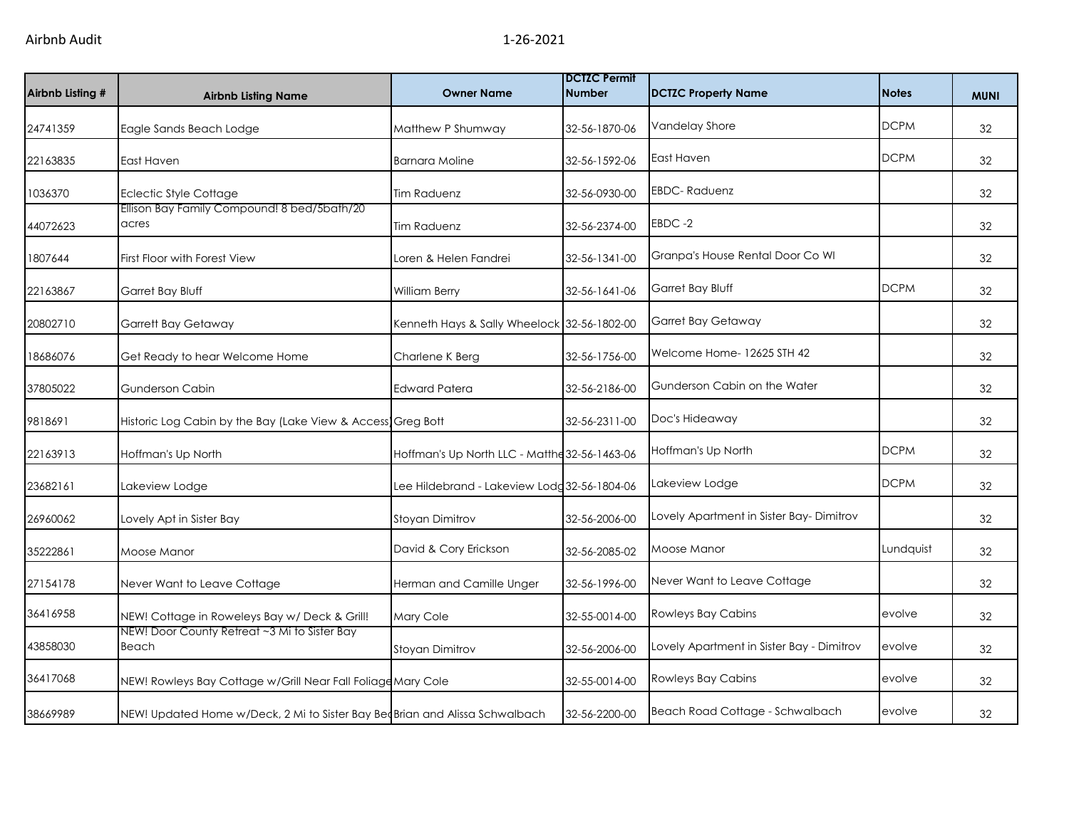| Airbnb Listing # | Airbnb Listing Name | Owner Name | DCTZC Permit Number | DCTZC Property Name | Notes | MUNI |
|---|---|---|---|---|---|---|
| 24741359 | Eagle Sands Beach Lodge | Matthew P Shumway | 32-56-1870-06 | Vandelay Shore | DCPM | 32 |
| 22163835 | East Haven | Barnara Moline | 32-56-1592-06 | East Haven | DCPM | 32 |
| 1036370 | Eclectic Style Cottage | Tim Raduenz | 32-56-0930-00 | EBDC- Raduenz | | 32 |
| 44072623 | Ellison Bay Family Compound! 8 bed/5bath/20 acres | Tim Raduenz | 32-56-2374-00 | EBDC -2 | | 32 |
| 1807644 | First Floor with Forest View | Loren & Helen Fandrei | 32-56-1341-00 | Granpa's House Rental Door Co WI | | 32 |
| 22163867 | Garret Bay Bluff | William Berry | 32-56-1641-06 | Garret Bay Bluff | DCPM | 32 |
| 20802710 | Garrett Bay Getaway | Kenneth Hays & Sally Wheelock | 32-56-1802-00 | Garret Bay Getaway | | 32 |
| 18686076 | Get Ready to hear Welcome Home | Charlene K Berg | 32-56-1756-00 | Welcome Home- 12625 STH 42 | | 32 |
| 37805022 | Gunderson Cabin | Edward Patera | 32-56-2186-00 | Gunderson Cabin on the Water | | 32 |
| 9818691 | Historic Log Cabin by the Bay (Lake View & Access) | Greg Bott | 32-56-2311-00 | Doc's Hideaway | | 32 |
| 22163913 | Hoffman's Up North | Hoffman's Up North LLC - Matthe | 32-56-1463-06 | Hoffman's Up North | DCPM | 32 |
| 23682161 | Lakeview Lodge | Lee Hildebrand - Lakeview Lodg | 32-56-1804-06 | Lakeview Lodge | DCPM | 32 |
| 26960062 | Lovely Apt in Sister Bay | Stoyan Dimitrov | 32-56-2006-00 | Lovely Apartment in Sister Bay- Dimitrov | | 32 |
| 35222861 | Moose Manor | David & Cory Erickson | 32-56-2085-02 | Moose Manor | Lundquist | 32 |
| 27154178 | Never Want to Leave Cottage | Herman and Camille Unger | 32-56-1996-00 | Never Want to Leave Cottage | | 32 |
| 36416958 | NEW! Cottage in Roweleys Bay w/ Deck & Grill! | Mary Cole | 32-55-0014-00 | Rowleys Bay Cabins | evolve | 32 |
| 43858030 | NEW! Door County Retreat ~3 Mi to Sister Bay Beach | Stoyan Dimitrov | 32-56-2006-00 | Lovely Apartment in Sister Bay - Dimitrov | evolve | 32 |
| 36417068 | NEW! Rowleys Bay Cottage w/Grill Near Fall Foliage | Mary Cole | 32-55-0014-00 | Rowleys Bay Cabins | evolve | 32 |
| 38669989 | NEW! Updated Home w/Deck, 2 Mi to Sister Bay Bea | Brian and Alissa Schwalbach | 32-56-2200-00 | Beach Road Cottage - Schwalbach | evolve | 32 |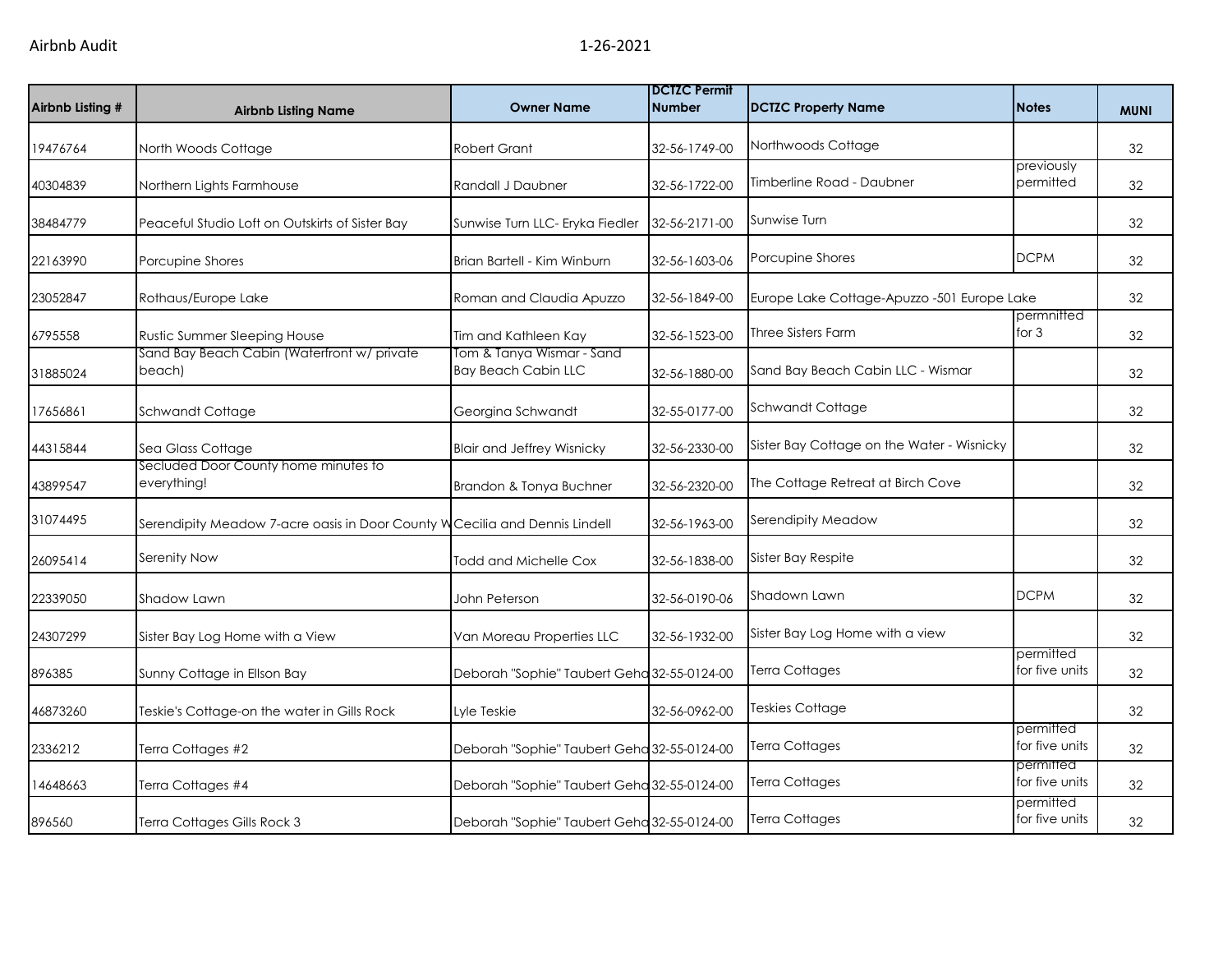| Airbnb Listing # | Airbnb Listing Name | Owner Name | DCTZC Permit Number | DCTZC Property Name | Notes | MUNI |
|---|---|---|---|---|---|---|
| 19476764 | North Woods Cottage | Robert Grant | 32-56-1749-00 | Northwoods Cottage | | 32 |
| 40304839 | Northern Lights Farmhouse | Randall J Daubner | 32-56-1722-00 | Timberline Road - Daubner | previously permitted | 32 |
| 38484779 | Peaceful Studio Loft on Outskirts of Sister Bay | Sunwise Turn LLC- Eryka Fiedler | 32-56-2171-00 | Sunwise Turn | | 32 |
| 22163990 | Porcupine Shores | Brian Bartell - Kim Winburn | 32-56-1603-06 | Porcupine Shores | DCPM | 32 |
| 23052847 | Rothaus/Europe Lake | Roman and Claudia Apuzzo | 32-56-1849-00 | Europe Lake Cottage-Apuzzo -501 Europe Lake | | 32 |
| 6795558 | Rustic Summer Sleeping House | Tim and Kathleen Kay | 32-56-1523-00 | Three Sisters Farm | permnitted for 3 | 32 |
| 31885024 | Sand Bay Beach Cabin (Waterfront w/ private beach) | Tom & Tanya Wismar - Sand Bay Beach Cabin LLC | 32-56-1880-00 | Sand Bay Beach Cabin LLC - Wismar | | 32 |
| 17656861 | Schwandt Cottage | Georgina Schwandt | 32-55-0177-00 | Schwandt Cottage | | 32 |
| 44315844 | Sea Glass Cottage | Blair and Jeffrey Wisnicky | 32-56-2330-00 | Sister Bay Cottage on the Water - Wisnicky | | 32 |
| 43899547 | Secluded Door County home minutes to everything! | Brandon & Tonya Buchner | 32-56-2320-00 | The Cottage Retreat at Birch Cove | | 32 |
| 31074495 | Serendipity Meadow 7-acre oasis in Door County W | Cecilia and Dennis Lindell | 32-56-1963-00 | Serendipity Meadow | | 32 |
| 26095414 | Serenity Now | Todd and Michelle Cox | 32-56-1838-00 | Sister Bay Respite | | 32 |
| 22339050 | Shadow Lawn | John Peterson | 32-56-0190-06 | Shadown Lawn | DCPM | 32 |
| 24307299 | Sister Bay Log Home with a View | Van Moreau Properties LLC | 32-56-1932-00 | Sister Bay Log Home with a view | | 32 |
| 896385 | Sunny Cottage in Ellson Bay | Deborah "Sophie" Taubert Geha | 32-55-0124-00 | Terra Cottages | permitted for five units | 32 |
| 46873260 | Teskie's Cottage-on the water in Gills Rock | Lyle Teskie | 32-56-0962-00 | Teskies Cottage | | 32 |
| 2336212 | Terra Cottages #2 | Deborah "Sophie" Taubert Geha | 32-55-0124-00 | Terra Cottages | permitted for five units | 32 |
| 14648663 | Terra Cottages #4 | Deborah "Sophie" Taubert Geha | 32-55-0124-00 | Terra Cottages | permitted for five units | 32 |
| 896560 | Terra Cottages Gills Rock 3 | Deborah "Sophie" Taubert Geha | 32-55-0124-00 | Terra Cottages | permitted for five units | 32 |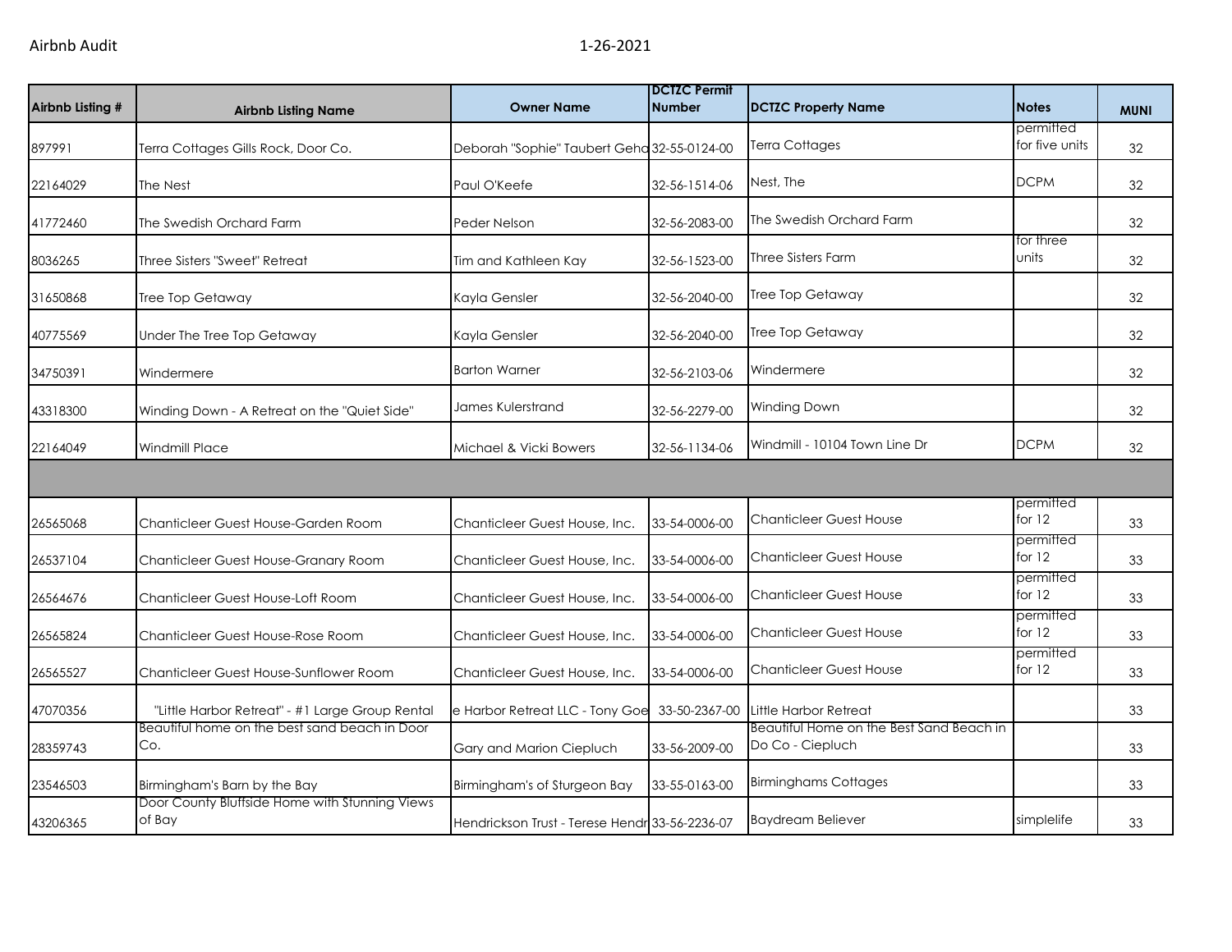| Airbnb Listing # | Airbnb Listing Name | Owner Name | DCTZC Permit Number | DCTZC Property Name | Notes | MUNI |
|---|---|---|---|---|---|---|
| 897991 | Terra Cottages Gills Rock, Door Co. | Deborah "Sophie" Taubert Geha | 32-55-0124-00 | Terra Cottages | permitted for five units | 32 |
| 22164029 | The Nest | Paul O'Keefe | 32-56-1514-06 | Nest, The | DCPM | 32 |
| 41772460 | The Swedish Orchard Farm | Peder Nelson | 32-56-2083-00 | The Swedish Orchard Farm | | 32 |
| 8036265 | Three Sisters "Sweet" Retreat | Tim and Kathleen Kay | 32-56-1523-00 | Three Sisters Farm | for three units | 32 |
| 31650868 | Tree Top Getaway | Kayla Gensler | 32-56-2040-00 | Tree Top Getaway | | 32 |
| 40775569 | Under The Tree Top Getaway | Kayla Gensler | 32-56-2040-00 | Tree Top Getaway | | 32 |
| 34750391 | Windermere | Barton Warner | 32-56-2103-06 | Windermere | | 32 |
| 43318300 | Winding Down - A Retreat on the "Quiet Side" | James Kulerstrand | 32-56-2279-00 | Winding Down | | 32 |
| 22164049 | Windmill Place | Michael & Vicki Bowers | 32-56-1134-06 | Windmill - 10104 Town Line Dr | DCPM | 32 |
| | | | | | | |
| 26565068 | Chanticleer Guest House-Garden Room | Chanticleer Guest House, Inc. | 33-54-0006-00 | Chanticleer Guest House | permitted for 12 | 33 |
| 26537104 | Chanticleer Guest House-Granary Room | Chanticleer Guest House, Inc. | 33-54-0006-00 | Chanticleer Guest House | permitted for 12 | 33 |
| 26564676 | Chanticleer Guest House-Loft Room | Chanticleer Guest House, Inc. | 33-54-0006-00 | Chanticleer Guest House | permitted for 12 | 33 |
| 26565824 | Chanticleer Guest House-Rose Room | Chanticleer Guest House, Inc. | 33-54-0006-00 | Chanticleer Guest House | permitted for 12 | 33 |
| 26565527 | Chanticleer Guest House-Sunflower Room | Chanticleer Guest House, Inc. | 33-54-0006-00 | Chanticleer Guest House | permitted for 12 | 33 |
| 47070356 | "Little Harbor Retreat" - #1 Large Group Rental | e Harbor Retreat LLC - Tony Goe | 33-50-2367-00 | Little Harbor Retreat | | 33 |
| 28359743 | Beautiful home on the best sand beach in Door Co. | Gary and Marion Ciepluch | 33-56-2009-00 | Beautiful Home on the Best Sand Beach in Do Co - Ciepluch | | 33 |
| 23546503 | Birmingham's Barn by the Bay | Birmingham's of Sturgeon Bay | 33-55-0163-00 | Birminghams Cottages | | 33 |
| 43206365 | Door County Bluffside Home with Stunning Views of Bay | Hendrickson Trust - Terese Hendr | 33-56-2236-07 | Baydream Believer | simplelife | 33 |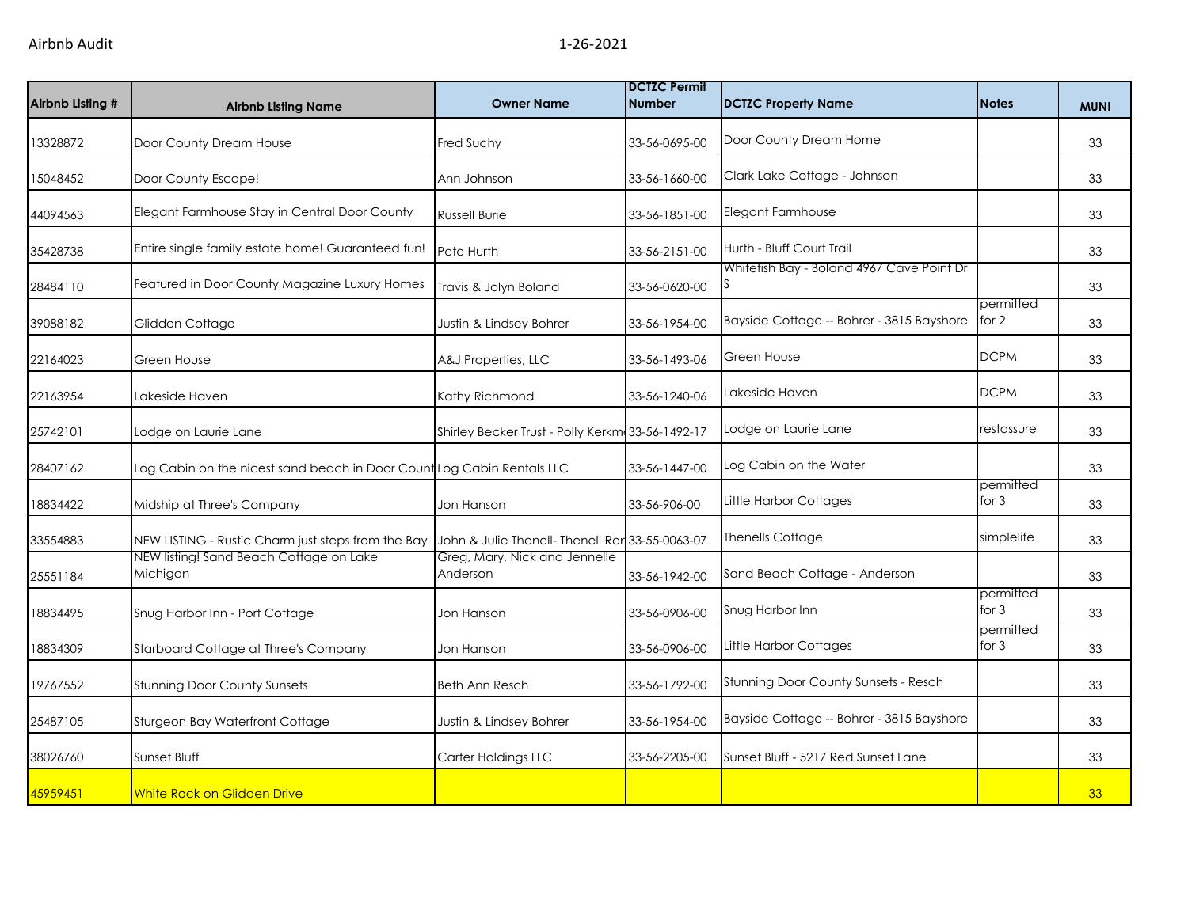Airbnb Audit 1-26-2021

| Airbnb Listing # | Airbnb Listing Name | Owner Name | DCTZC Permit Number | DCTZC Property Name | Notes | MUNI |
|---|---|---|---|---|---|---|
| 13328872 | Door County Dream House | Fred Suchy | 33-56-0695-00 | Door County Dream Home | | 33 |
| 15048452 | Door County Escape! | Ann Johnson | 33-56-1660-00 | Clark Lake Cottage - Johnson | | 33 |
| 44094563 | Elegant Farmhouse Stay in Central Door County | Russell Burie | 33-56-1851-00 | Elegant Farmhouse | | 33 |
| 35428738 | Entire single family estate home! Guaranteed fun! | Pete Hurth | 33-56-2151-00 | Hurth - Bluff Court Trail | | 33 |
| 28484110 | Featured in Door County Magazine Luxury Homes | Travis & Jolyn Boland | 33-56-0620-00 | Whitefish Bay - Boland 4967 Cave Point Dr S | | 33 |
| 39088182 | Glidden Cottage | Justin & Lindsey Bohrer | 33-56-1954-00 | Bayside Cottage -- Bohrer - 3815 Bayshore | permitted for 2 | 33 |
| 22164023 | Green House | A&J Properties, LLC | 33-56-1493-06 | Green House | DCPM | 33 |
| 22163954 | Lakeside Haven | Kathy Richmond | 33-56-1240-06 | Lakeside Haven | DCPM | 33 |
| 25742101 | Lodge on Laurie Lane | Shirley Becker Trust - Polly Kerkm | 33-56-1492-17 | Lodge on Laurie Lane | restassure | 33 |
| 28407162 | Log Cabin on the nicest sand beach in Door Count | Log Cabin Rentals LLC | 33-56-1447-00 | Log Cabin on the Water | | 33 |
| 18834422 | Midship at Three's Company | Jon Hanson | 33-56-906-00 | Little Harbor Cottages | permitted for 3 | 33 |
| 33554883 | NEW LISTING - Rustic Charm just steps from the Bay | John & Julie Thenell- Thenell Ren | 33-55-0063-07 | Thenells Cottage | simplelife | 33 |
| 25551184 | NEW listing! Sand Beach Cottage on Lake Michigan | Greg, Mary, Nick and Jennelle Anderson | 33-56-1942-00 | Sand Beach Cottage - Anderson | | 33 |
| 18834495 | Snug Harbor Inn - Port Cottage | Jon Hanson | 33-56-0906-00 | Snug Harbor Inn | permitted for 3 | 33 |
| 18834309 | Starboard Cottage at Three's Company | Jon Hanson | 33-56-0906-00 | Little Harbor Cottages | permitted for 3 | 33 |
| 19767552 | Stunning Door County Sunsets | Beth Ann Resch | 33-56-1792-00 | Stunning Door County Sunsets - Resch | | 33 |
| 25487105 | Sturgeon Bay Waterfront Cottage | Justin & Lindsey Bohrer | 33-56-1954-00 | Bayside Cottage -- Bohrer - 3815 Bayshore | | 33 |
| 38026760 | Sunset Bluff | Carter Holdings LLC | 33-56-2205-00 | Sunset Bluff - 5217 Red Sunset Lane | | 33 |
| 45959451 | White Rock on Glidden Drive | | | | | 33 |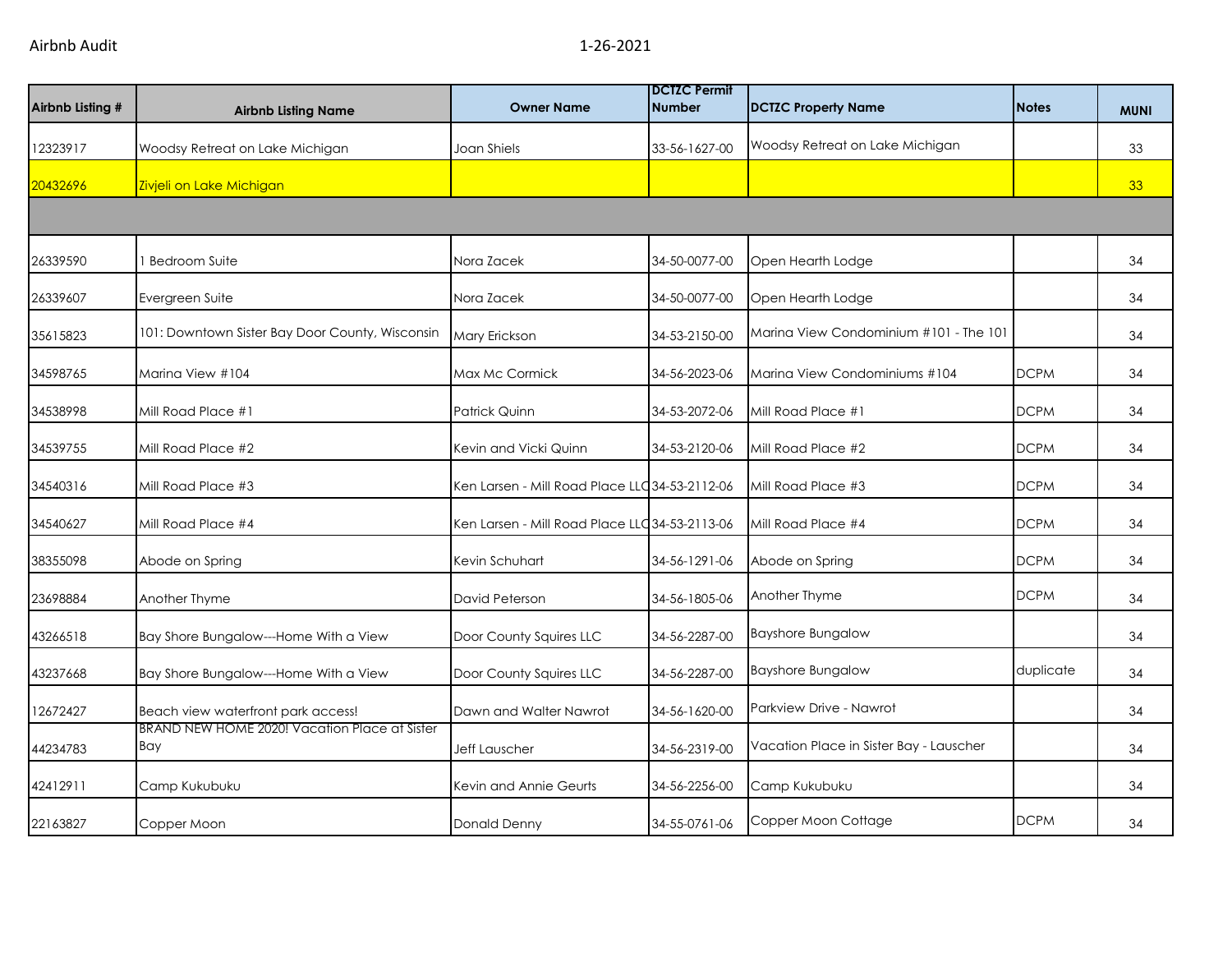| Airbnb Listing # | Airbnb Listing Name | Owner Name | DCTZC Permit Number | DCTZC Property Name | Notes | MUNI |
|---|---|---|---|---|---|---|
| 12323917 | Woodsy Retreat on Lake Michigan | Joan Shiels | 33-56-1627-00 | Woodsy Retreat on Lake Michigan | | 33 |
| 20432696 | Zivjeli on Lake Michigan | | | | | 33 |
| | | | | | | |
| 26339590 | 1 Bedroom Suite | Nora Zacek | 34-50-0077-00 | Open Hearth Lodge | | 34 |
| 26339607 | Evergreen Suite | Nora Zacek | 34-50-0077-00 | Open Hearth Lodge | | 34 |
| 35615823 | 101: Downtown Sister Bay Door County, Wisconsin | Mary Erickson | 34-53-2150-00 | Marina View Condominium #101 - The 101 | | 34 |
| 34598765 | Marina View #104 | Max Mc Cormick | 34-56-2023-06 | Marina View Condominiums #104 | DCPM | 34 |
| 34538998 | Mill Road Place #1 | Patrick Quinn | 34-53-2072-06 | Mill Road Place #1 | DCPM | 34 |
| 34539755 | Mill Road Place #2 | Kevin and Vicki Quinn | 34-53-2120-06 | Mill Road Place #2 | DCPM | 34 |
| 34540316 | Mill Road Place #3 | Ken Larsen - Mill Road Place LLC | 34-53-2112-06 | Mill Road Place #3 | DCPM | 34 |
| 34540627 | Mill Road Place #4 | Ken Larsen - Mill Road Place LLC | 34-53-2113-06 | Mill Road Place #4 | DCPM | 34 |
| 38355098 | Abode on Spring | Kevin Schuhart | 34-56-1291-06 | Abode on Spring | DCPM | 34 |
| 23698884 | Another Thyme | David Peterson | 34-56-1805-06 | Another Thyme | DCPM | 34 |
| 43266518 | Bay Shore Bungalow---Home With a View | Door County Squires LLC | 34-56-2287-00 | Bayshore Bungalow | | 34 |
| 43237668 | Bay Shore Bungalow---Home With a View | Door County Squires LLC | 34-56-2287-00 | Bayshore Bungalow | duplicate | 34 |
| 12672427 | Beach view waterfront park access! | Dawn and Walter Nawrot | 34-56-1620-00 | Parkview Drive - Nawrot | | 34 |
| 44234783 | BRAND NEW HOME 2020! Vacation Place at Sister Bay | Jeff Lauscher | 34-56-2319-00 | Vacation Place in Sister Bay - Lauscher | | 34 |
| 42412911 | Camp Kukubuku | Kevin and Annie Geurts | 34-56-2256-00 | Camp Kukubuku | | 34 |
| 22163827 | Copper Moon | Donald Denny | 34-55-0761-06 | Copper Moon Cottage | DCPM | 34 |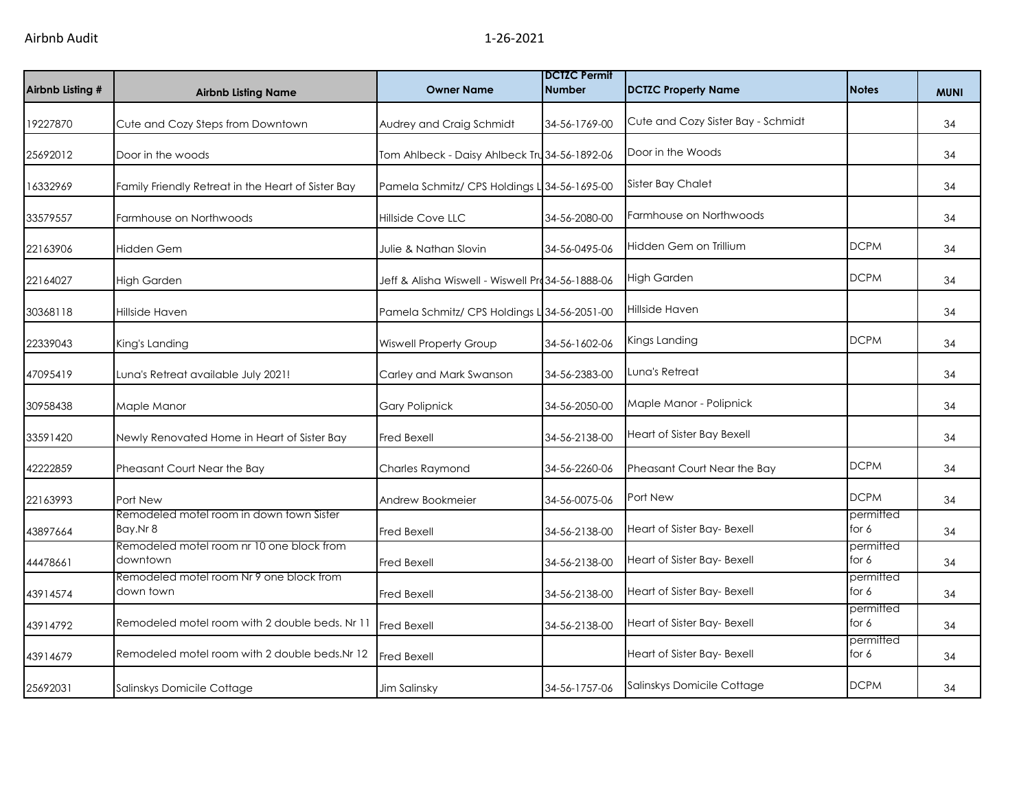Airbnb Audit 1-26-2021

| Airbnb Listing # | Airbnb Listing Name | Owner Name | DCTZC Permit Number | DCTZC Property Name | Notes | MUNI |
|---|---|---|---|---|---|---|
| 19227870 | Cute and Cozy Steps from Downtown | Audrey and Craig Schmidt | 34-56-1769-00 | Cute and Cozy Sister Bay - Schmidt | | 34 |
| 25692012 | Door in the woods | Tom Ahlbeck - Daisy Ahlbeck Tru | 34-56-1892-06 | Door in the Woods | | 34 |
| 16332969 | Family Friendly Retreat in the Heart of Sister Bay | Pamela Schmitz/ CPS Holdings L | 34-56-1695-00 | Sister Bay Chalet | | 34 |
| 33579557 | Farmhouse on Northwoods | Hillside Cove LLC | 34-56-2080-00 | Farmhouse on Northwoods | | 34 |
| 22163906 | Hidden Gem | Julie & Nathan Slovin | 34-56-0495-06 | Hidden Gem on Trillium | DCPM | 34 |
| 22164027 | High Garden | Jeff & Alisha Wiswell - Wiswell Pr | 34-56-1888-06 | High Garden | DCPM | 34 |
| 30368118 | Hillside Haven | Pamela Schmitz/ CPS Holdings L | 34-56-2051-00 | Hillside Haven | | 34 |
| 22339043 | King's Landing | Wiswell Property Group | 34-56-1602-06 | Kings Landing | DCPM | 34 |
| 47095419 | Luna's Retreat available July 2021! | Carley and Mark Swanson | 34-56-2383-00 | Luna's Retreat | | 34 |
| 30958438 | Maple Manor | Gary Polipnick | 34-56-2050-00 | Maple Manor - Polipnick | | 34 |
| 33591420 | Newly Renovated Home in Heart of Sister Bay | Fred Bexell | 34-56-2138-00 | Heart of Sister Bay Bexell | | 34 |
| 42222859 | Pheasant Court Near the Bay | Charles Raymond | 34-56-2260-06 | Pheasant Court Near the Bay | DCPM | 34 |
| 22163993 | Port New | Andrew Bookmeier | 34-56-0075-06 | Port New | DCPM | 34 |
| 43897664 | Remodeled motel room in down town Sister Bay.Nr 8 | Fred Bexell | 34-56-2138-00 | Heart of Sister Bay- Bexell | permitted for 6 | 34 |
| 44478661 | Remodeled motel room nr 10 one block from downtown | Fred Bexell | 34-56-2138-00 | Heart of Sister Bay- Bexell | permitted for 6 | 34 |
| 43914574 | Remodeled motel room Nr 9 one block from down town | Fred Bexell | 34-56-2138-00 | Heart of Sister Bay- Bexell | permitted for 6 | 34 |
| 43914792 | Remodeled motel room with 2 double beds. Nr 11 | Fred Bexell | 34-56-2138-00 | Heart of Sister Bay- Bexell | permitted for 6 | 34 |
| 43914679 | Remodeled motel room with 2 double beds.Nr 12 | Fred Bexell | | Heart of Sister Bay- Bexell | permitted for 6 | 34 |
| 25692031 | Salinskys Domicile Cottage | Jim Salinsky | 34-56-1757-06 | Salinskys Domicile Cottage | DCPM | 34 |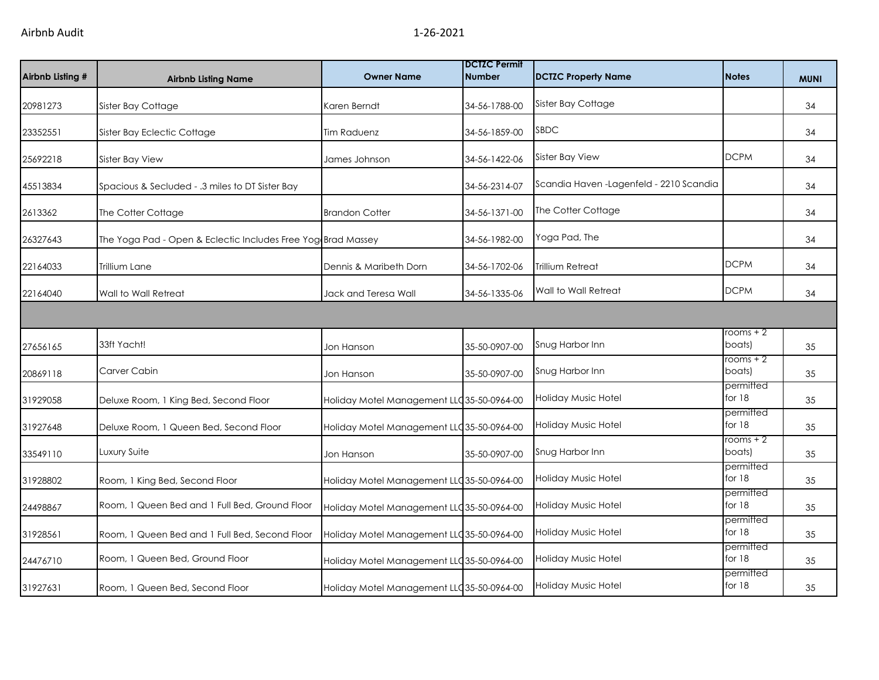| Airbnb Listing # | Airbnb Listing Name | Owner Name | DCTZC Permit Number | DCTZC Property Name | Notes | MUNI |
|---|---|---|---|---|---|---|
| 20981273 | Sister Bay Cottage | Karen Berndt | 34-56-1788-00 | Sister Bay Cottage | | 34 |
| 23352551 | Sister Bay Eclectic Cottage | Tim Raduenz | 34-56-1859-00 | SBDC | | 34 |
| 25692218 | Sister Bay View | James Johnson | 34-56-1422-06 | Sister Bay View | DCPM | 34 |
| 45513834 | Spacious & Secluded - .3 miles to DT Sister Bay | | 34-56-2314-07 | Scandia Haven -Lagenfeld - 2210 Scandia | | 34 |
| 2613362 | The Cotter Cottage | Brandon Cotter | 34-56-1371-00 | The Cotter Cottage | | 34 |
| 26327643 | The Yoga Pad - Open & Eclectic Includes Free Yog | Brad Massey | 34-56-1982-00 | Yoga Pad, The | | 34 |
| 22164033 | Trillium Lane | Dennis & Maribeth Dorn | 34-56-1702-06 | Trillium Retreat | DCPM | 34 |
| 22164040 | Wall to Wall Retreat | Jack and Teresa Wall | 34-56-1335-06 | Wall to Wall Retreat | DCPM | 34 |
| | | | | | | |
| 27656165 | 33ft Yacht! | Jon Hanson | 35-50-0907-00 | Snug Harbor Inn | rooms + 2 boats) | 35 |
| 20869118 | Carver Cabin | Jon Hanson | 35-50-0907-00 | Snug Harbor Inn | rooms + 2 boats) | 35 |
| 31929058 | Deluxe Room, 1 King Bed, Second Floor | Holiday Motel Management LLC | 35-50-0964-00 | Holiday Music Hotel | permitted for 18 | 35 |
| 31927648 | Deluxe Room, 1 Queen Bed, Second Floor | Holiday Motel Management LLC | 35-50-0964-00 | Holiday Music Hotel | permitted for 18 | 35 |
| 33549110 | Luxury Suite | Jon Hanson | 35-50-0907-00 | Snug Harbor Inn | rooms + 2 boats) | 35 |
| 31928802 | Room, 1 King Bed, Second Floor | Holiday Motel Management LLC | 35-50-0964-00 | Holiday Music Hotel | permitted for 18 | 35 |
| 24498867 | Room, 1 Queen Bed and 1 Full Bed, Ground Floor | Holiday Motel Management LLC | 35-50-0964-00 | Holiday Music Hotel | permitted for 18 | 35 |
| 31928561 | Room, 1 Queen Bed and 1 Full Bed, Second Floor | Holiday Motel Management LLC | 35-50-0964-00 | Holiday Music Hotel | permitted for 18 | 35 |
| 24476710 | Room, 1 Queen Bed, Ground Floor | Holiday Motel Management LLC | 35-50-0964-00 | Holiday Music Hotel | permitted for 18 | 35 |
| 31927631 | Room, 1 Queen Bed, Second Floor | Holiday Motel Management LLC | 35-50-0964-00 | Holiday Music Hotel | permitted for 18 | 35 |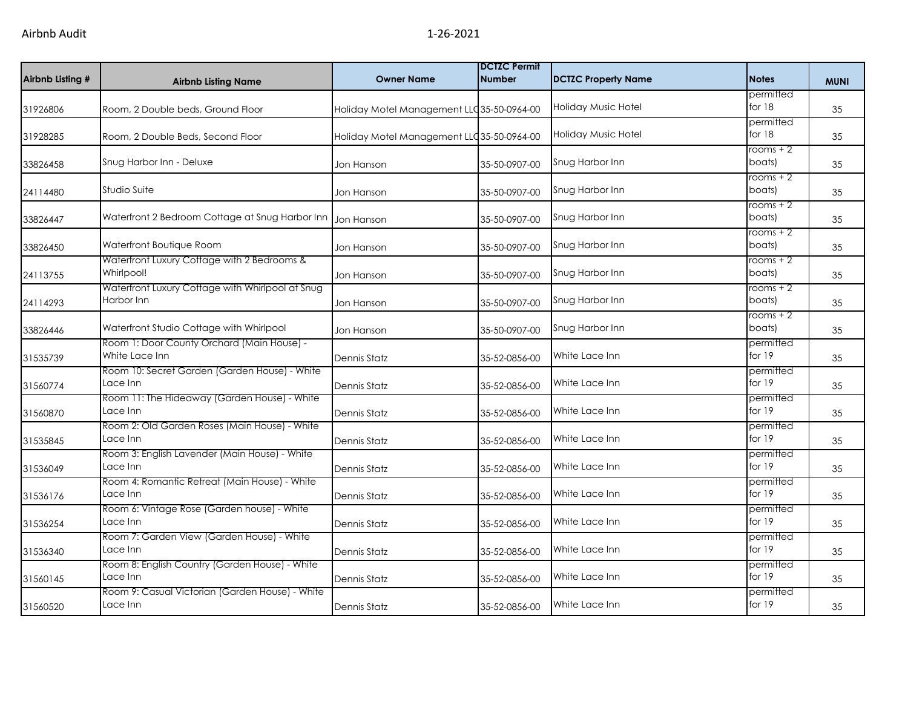| Airbnb Listing # | Airbnb Listing Name | Owner Name | DCTZC Permit Number | DCTZC Property Name | Notes | MUNI |
|---|---|---|---|---|---|---|
| 31926806 | Room, 2 Double beds, Ground Floor | Holiday Motel Management LLC | 35-50-0964-00 | Holiday Music Hotel | permitted for 18 | 35 |
| 31928285 | Room, 2 Double Beds, Second Floor | Holiday Motel Management LLC | 35-50-0964-00 | Holiday Music Hotel | permitted for 18 | 35 |
| 33826458 | Snug Harbor Inn - Deluxe | Jon Hanson | 35-50-0907-00 | Snug Harbor Inn | rooms + 2 boats) | 35 |
| 24114480 | Studio Suite | Jon Hanson | 35-50-0907-00 | Snug Harbor Inn | rooms + 2 boats) | 35 |
| 33826447 | Waterfront 2 Bedroom Cottage at Snug Harbor Inn | Jon Hanson | 35-50-0907-00 | Snug Harbor Inn | rooms + 2 boats) | 35 |
| 33826450 | Waterfront Boutique Room | Jon Hanson | 35-50-0907-00 | Snug Harbor Inn | rooms + 2 boats) | 35 |
| 24113755 | Waterfront Luxury Cottage with 2 Bedrooms & Whirlpool! | Jon Hanson | 35-50-0907-00 | Snug Harbor Inn | rooms + 2 boats) | 35 |
| 24114293 | Waterfront Luxury Cottage with Whirlpool at Snug Harbor Inn | Jon Hanson | 35-50-0907-00 | Snug Harbor Inn | rooms + 2 boats) | 35 |
| 33826446 | Waterfront Studio Cottage with Whirlpool | Jon Hanson | 35-50-0907-00 | Snug Harbor Inn | rooms + 2 boats) | 35 |
| 31535739 | Room 1: Door County Orchard (Main House) - White Lace Inn | Dennis Statz | 35-52-0856-00 | White Lace Inn | permitted for 19 | 35 |
| 31560774 | Room 10: Secret Garden (Garden House) - White Lace Inn | Dennis Statz | 35-52-0856-00 | White Lace Inn | permitted for 19 | 35 |
| 31560870 | Room 11: The Hideaway (Garden House) - White Lace Inn | Dennis Statz | 35-52-0856-00 | White Lace Inn | permitted for 19 | 35 |
| 31535845 | Room 2: Old Garden Roses (Main House) - White Lace Inn | Dennis Statz | 35-52-0856-00 | White Lace Inn | permitted for 19 | 35 |
| 31536049 | Room 3: English Lavender (Main House) - White Lace Inn | Dennis Statz | 35-52-0856-00 | White Lace Inn | permitted for 19 | 35 |
| 31536176 | Room 4: Romantic Retreat (Main House) - White Lace Inn | Dennis Statz | 35-52-0856-00 | White Lace Inn | permitted for 19 | 35 |
| 31536254 | Room 6: Vintage Rose (Garden house) - White Lace Inn | Dennis Statz | 35-52-0856-00 | White Lace Inn | permitted for 19 | 35 |
| 31536340 | Room 7: Garden View (Garden House) - White Lace Inn | Dennis Statz | 35-52-0856-00 | White Lace Inn | permitted for 19 | 35 |
| 31560145 | Room 8: English Country (Garden House) - White Lace Inn | Dennis Statz | 35-52-0856-00 | White Lace Inn | permitted for 19 | 35 |
| 31560520 | Room 9: Casual Victorian (Garden House) - White Lace Inn | Dennis Statz | 35-52-0856-00 | White Lace Inn | permitted for 19 | 35 |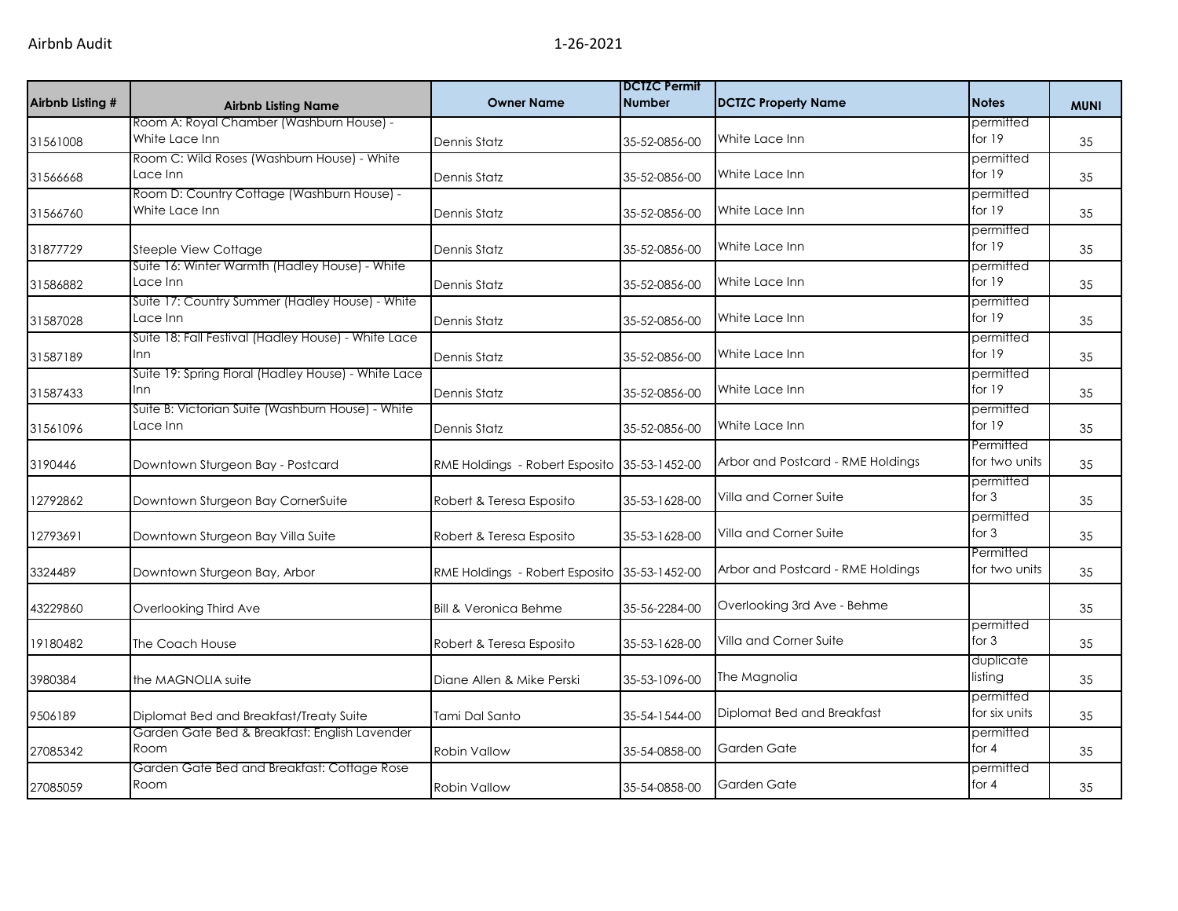| Airbnb Listing # | Airbnb Listing Name | Owner Name | DCTZC Permit Number | DCTZC Property Name | Notes | MUNI |
|---|---|---|---|---|---|---|
| 31561008 | Room A: Royal Chamber (Washburn House) - White Lace Inn | Dennis Statz | 35-52-0856-00 | White Lace Inn | permitted for 19 | 35 |
| 31566668 | Room C: Wild Roses (Washburn House) - White Lace Inn | Dennis Statz | 35-52-0856-00 | White Lace Inn | permitted for 19 | 35 |
| 31566760 | Room D: Country Cottage (Washburn House) - White Lace Inn | Dennis Statz | 35-52-0856-00 | White Lace Inn | permitted for 19 | 35 |
| 31877729 | Steeple View Cottage | Dennis Statz | 35-52-0856-00 | White Lace Inn | permitted for 19 | 35 |
| 31586882 | Suite 16: Winter Warmth (Hadley House) - White Lace Inn | Dennis Statz | 35-52-0856-00 | White Lace Inn | permitted for 19 | 35 |
| 31587028 | Suite 17: Country Summer (Hadley House) - White Lace Inn | Dennis Statz | 35-52-0856-00 | White Lace Inn | permitted for 19 | 35 |
| 31587189 | Suite 18: Fall Festival (Hadley House) - White Lace Inn | Dennis Statz | 35-52-0856-00 | White Lace Inn | permitted for 19 | 35 |
| 31587433 | Suite 19: Spring Floral (Hadley House) - White Lace Inn | Dennis Statz | 35-52-0856-00 | White Lace Inn | permitted for 19 | 35 |
| 31561096 | Suite B: Victorian Suite (Washburn House) - White Lace Inn | Dennis Statz | 35-52-0856-00 | White Lace Inn | permitted for 19 | 35 |
| 3190446 | Downtown Sturgeon Bay - Postcard | RME Holdings - Robert Esposito | 35-53-1452-00 | Arbor and Postcard - RME Holdings | Permitted for two units | 35 |
| 12792862 | Downtown Sturgeon Bay CornerSuite | Robert & Teresa Esposito | 35-53-1628-00 | Villa and Corner Suite | permitted for 3 | 35 |
| 12793691 | Downtown Sturgeon Bay Villa Suite | Robert & Teresa Esposito | 35-53-1628-00 | Villa and Corner Suite | permitted for 3 | 35 |
| 3324489 | Downtown Sturgeon Bay, Arbor | RME Holdings - Robert Esposito | 35-53-1452-00 | Arbor and Postcard - RME Holdings | Permitted for two units | 35 |
| 43229860 | Overlooking Third Ave | Bill & Veronica Behme | 35-56-2284-00 | Overlooking 3rd Ave - Behme | | 35 |
| 19180482 | The Coach House | Robert & Teresa Esposito | 35-53-1628-00 | Villa and Corner Suite | permitted for 3 | 35 |
| 3980384 | the MAGNOLIA suite | Diane Allen & Mike Perski | 35-53-1096-00 | The Magnolia | duplicate listing | 35 |
| 9506189 | Diplomat Bed and Breakfast/Treaty Suite | Tami Dal Santo | 35-54-1544-00 | Diplomat Bed and Breakfast | permitted for six units | 35 |
| 27085342 | Garden Gate Bed & Breakfast: English Lavender Room | Robin Vallow | 35-54-0858-00 | Garden Gate | permitted for 4 | 35 |
| 27085059 | Garden Gate Bed and Breakfast: Cottage Rose Room | Robin Vallow | 35-54-0858-00 | Garden Gate | permitted for 4 | 35 |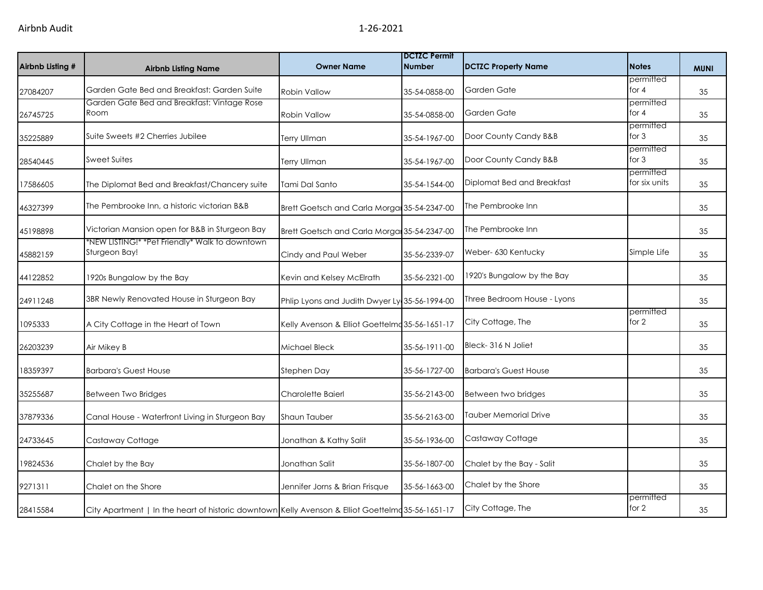| Airbnb Listing # | Airbnb Listing Name | Owner Name | DCTZC Permit Number | DCTZC Property Name | Notes | MUNI |
|---|---|---|---|---|---|---|
| 27084207 | Garden Gate Bed and Breakfast: Garden Suite | Robin Vallow | 35-54-0858-00 | Garden Gate | permitted for 4 | 35 |
| 26745725 | Garden Gate Bed and Breakfast: Vintage Rose Room | Robin Vallow | 35-54-0858-00 | Garden Gate | permitted for 4 | 35 |
| 35225889 | Suite Sweets #2 Cherries Jubilee | Terry Ullman | 35-54-1967-00 | Door County Candy B&B | permitted for 3 | 35 |
| 28540445 | Sweet Suites | Terry Ullman | 35-54-1967-00 | Door County Candy B&B | permitted for 3 | 35 |
| 17586605 | The Diplomat Bed and Breakfast/Chancery suite | Tami Dal Santo | 35-54-1544-00 | Diplomat Bed and Breakfast | permitted for six units | 35 |
| 46327399 | The Pembrooke Inn, a historic victorian B&B | Brett Goetsch and Carla Morgan | 35-54-2347-00 | The Pembrooke Inn | | 35 |
| 45198898 | Victorian Mansion open for B&B in Sturgeon Bay | Brett Goetsch and Carla Morgan | 35-54-2347-00 | The Pembrooke Inn | | 35 |
| 45882159 | *NEW LISTING!* *Pet Friendly* Walk to downtown Sturgeon Bay! | Cindy and Paul Weber | 35-56-2339-07 | Weber- 630 Kentucky | Simple Life | 35 |
| 44122852 | 1920s Bungalow by the Bay | Kevin and Kelsey McElrath | 35-56-2321-00 | 1920's Bungalow by the Bay | | 35 |
| 24911248 | 3BR Newly Renovated House in Sturgeon Bay | Phlip Lyons and Judith Dwyer Ly | 35-56-1994-00 | Three Bedroom House - Lyons | | 35 |
| 1095333 | A City Cottage in the Heart of Town | Kelly Avenson & Elliot Goettelmo | 35-56-1651-17 | City Cottage, The | permitted for 2 | 35 |
| 26203239 | Air Mikey B | Michael Bleck | 35-56-1911-00 | Bleck- 316 N Joliet | | 35 |
| 18359397 | Barbara's Guest House | Stephen Day | 35-56-1727-00 | Barbara's Guest House | | 35 |
| 35255687 | Between Two Bridges | Charolette Baierl | 35-56-2143-00 | Between two bridges | | 35 |
| 37879336 | Canal House - Waterfront Living in Sturgeon Bay | Shaun Tauber | 35-56-2163-00 | Tauber Memorial Drive | | 35 |
| 24733645 | Castaway Cottage | Jonathan & Kathy Salit | 35-56-1936-00 | Castaway Cottage | | 35 |
| 19824536 | Chalet by the Bay | Jonathan Salit | 35-56-1807-00 | Chalet by the Bay - Salit | | 35 |
| 9271311 | Chalet on the Shore | Jennifer Jorns & Brian Frisque | 35-56-1663-00 | Chalet by the Shore | | 35 |
| 28415584 | City Apartment \| In the heart of historic downtown | Kelly Avenson & Elliot Goettelmo | 35-56-1651-17 | City Cottage, The | permitted for 2 | 35 |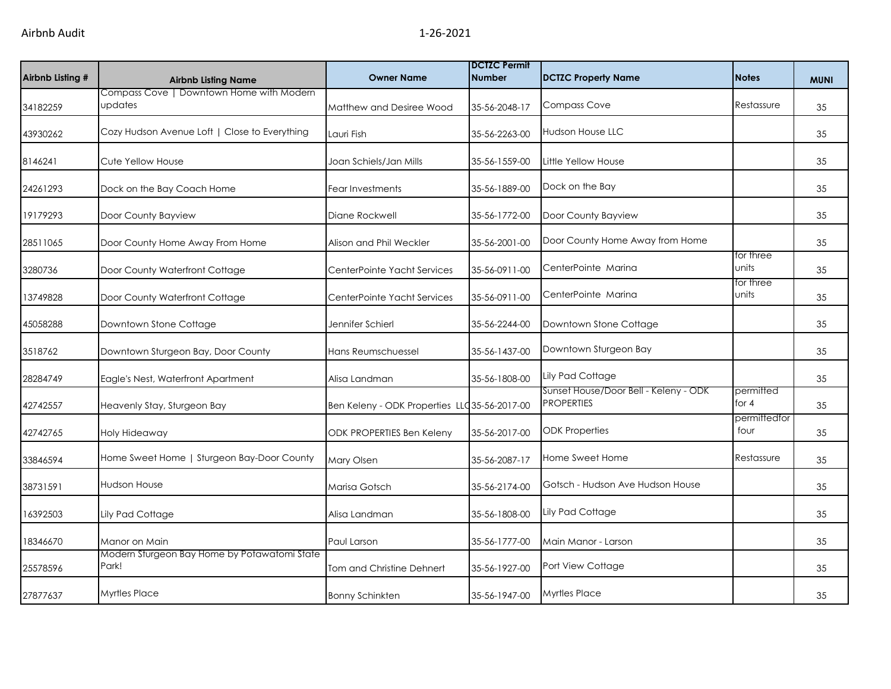| Airbnb Listing # | Airbnb Listing Name | Owner Name | DCTZC Permit Number | DCTZC Property Name | Notes | MUNI |
| --- | --- | --- | --- | --- | --- | --- |
| 34182259 | Compass Cove \| Downtown Home with Modern updates | Matthew and Desiree Wood | 35-56-2048-17 | Compass Cove | Restassure | 35 |
| 43930262 | Cozy Hudson Avenue Loft \| Close to Everything | Lauri Fish | 35-56-2263-00 | Hudson House LLC | | 35 |
| 8146241 | Cute Yellow House | Joan Schiels/Jan Mills | 35-56-1559-00 | Little Yellow House | | 35 |
| 24261293 | Dock on the Bay Coach Home | Fear Investments | 35-56-1889-00 | Dock on the Bay | | 35 |
| 19179293 | Door County Bayview | Diane Rockwell | 35-56-1772-00 | Door County Bayview | | 35 |
| 28511065 | Door County Home Away From Home | Alison and Phil Weckler | 35-56-2001-00 | Door County Home Away from Home | | 35 |
| 3280736 | Door County Waterfront Cottage | CenterPointe Yacht Services | 35-56-0911-00 | CenterPointe Marina | for three units | 35 |
| 13749828 | Door County Waterfront Cottage | CenterPointe Yacht Services | 35-56-0911-00 | CenterPointe Marina | for three units | 35 |
| 45058288 | Downtown Stone Cottage | Jennifer Schierl | 35-56-2244-00 | Downtown Stone Cottage | | 35 |
| 3518762 | Downtown Sturgeon Bay, Door County | Hans Reumschuessel | 35-56-1437-00 | Downtown Sturgeon Bay | | 35 |
| 28284749 | Eagle's Nest, Waterfront Apartment | Alisa Landman | 35-56-1808-00 | Lily Pad Cottage | | 35 |
| 42742557 | Heavenly Stay, Sturgeon Bay | Ben Keleny - ODK Properties LLC | 35-56-2017-00 | Sunset House/Door Bell - Keleny - ODK PROPERTIES | permitted for 4 | 35 |
| 42742765 | Holy Hideaway | ODK PROPERTIES Ben Keleny | 35-56-2017-00 | ODK Properties | permittedfor four | 35 |
| 33846594 | Home Sweet Home \| Sturgeon Bay-Door County | Mary Olsen | 35-56-2087-17 | Home Sweet Home | Restassure | 35 |
| 38731591 | Hudson House | Marisa Gotsch | 35-56-2174-00 | Gotsch - Hudson Ave Hudson House | | 35 |
| 16392503 | Lily Pad Cottage | Alisa Landman | 35-56-1808-00 | Lily Pad Cottage | | 35 |
| 18346670 | Manor on Main | Paul Larson | 35-56-1777-00 | Main Manor - Larson | | 35 |
| 25578596 | Modern Sturgeon Bay Home by Potawatomi State Park! | Tom and Christine Dehnert | 35-56-1927-00 | Port View Cottage | | 35 |
| 27877637 | Myrtles Place | Bonny Schinkten | 35-56-1947-00 | Myrtles Place | | 35 |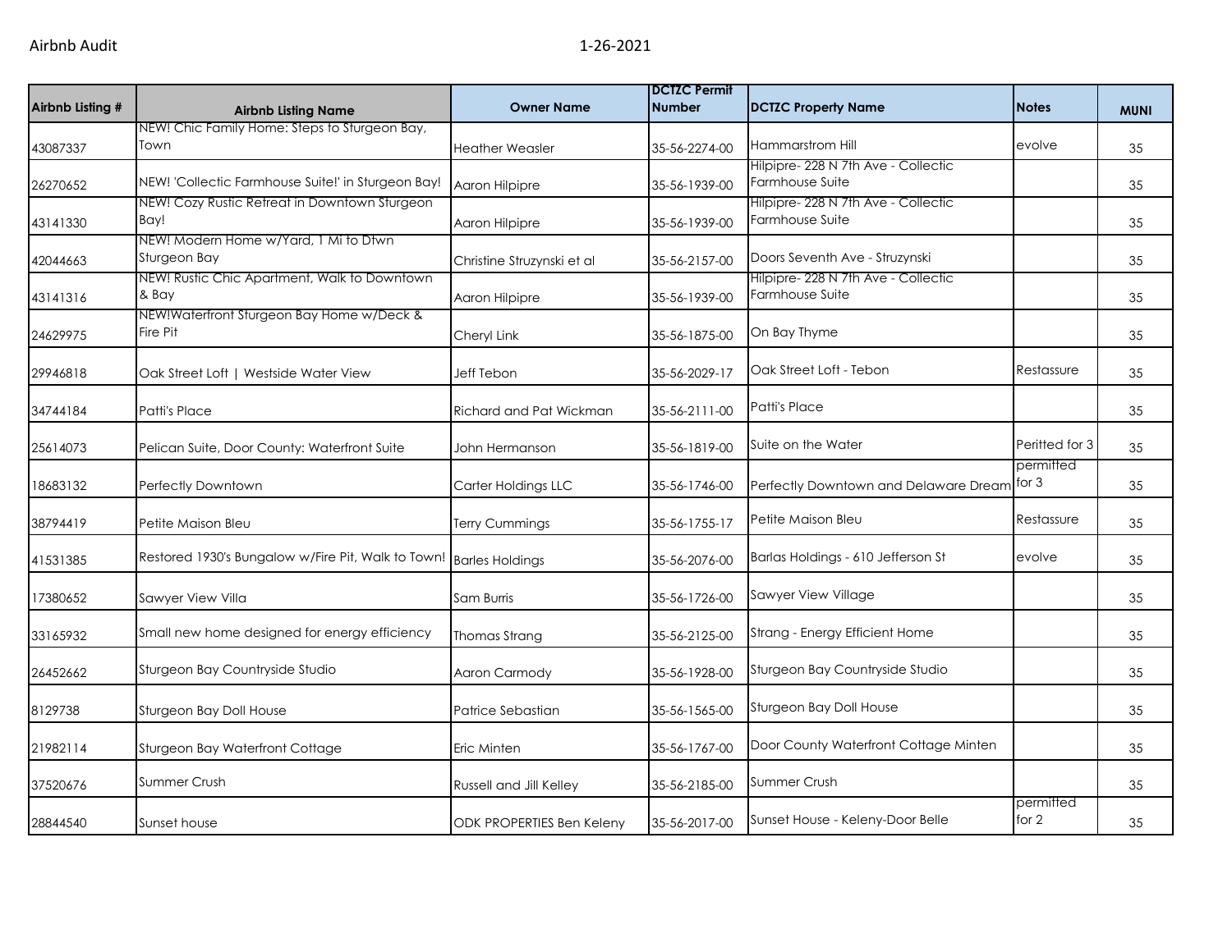| Airbnb Listing # | Airbnb Listing Name | Owner Name | DCTZC Permit Number | DCTZC Property Name | Notes | MUNI |
|---|---|---|---|---|---|---|
| 43087337 | NEW! Chic Family Home: Steps to Sturgeon Bay, Town | Heather Weasler | 35-56-2274-00 | Hammarstrom Hill | evolve | 35 |
| 26270652 | NEW! 'Collectic Farmhouse Suite!' in Sturgeon Bay! | Aaron Hilpipre | 35-56-1939-00 | Hilpipre- 228 N 7th Ave - Collectic Farmhouse Suite | | 35 |
| 43141330 | NEW! Cozy Rustic Retreat in Downtown Sturgeon Bay! | Aaron Hilpipre | 35-56-1939-00 | Hilpipre- 228 N 7th Ave - Collectic Farmhouse Suite | | 35 |
| 42044663 | NEW! Modern Home w/Yard, 1 Mi to Dtwn Sturgeon Bay | Christine Struzynski et al | 35-56-2157-00 | Doors Seventh Ave - Struzynski | | 35 |
| 43141316 | NEW! Rustic Chic Apartment, Walk to Downtown & Bay | Aaron Hilpipre | 35-56-1939-00 | Hilpipre- 228 N 7th Ave - Collectic Farmhouse Suite | | 35 |
| 24629975 | NEW!Waterfront Sturgeon Bay Home w/Deck & Fire Pit | Cheryl Link | 35-56-1875-00 | On Bay Thyme | | 35 |
| 29946818 | Oak Street Loft \| Westside Water View | Jeff Tebon | 35-56-2029-17 | Oak Street Loft - Tebon | Restassure | 35 |
| 34744184 | Patti's Place | Richard and Pat Wickman | 35-56-2111-00 | Patti's Place | | 35 |
| 25614073 | Pelican Suite, Door County: Waterfront Suite | John Hermanson | 35-56-1819-00 | Suite on the Water | Peritted for 3 | 35 |
| 18683132 | Perfectly Downtown | Carter Holdings LLC | 35-56-1746-00 | Perfectly Downtown and Delaware Dream | permitted for 3 | 35 |
| 38794419 | Petite Maison Bleu | Terry Cummings | 35-56-1755-17 | Petite Maison Bleu | Restassure | 35 |
| 41531385 | Restored 1930's Bungalow w/Fire Pit, Walk to Town! | Barles Holdings | 35-56-2076-00 | Barlas Holdings - 610 Jefferson St | evolve | 35 |
| 17380652 | Sawyer View Villa | Sam Burris | 35-56-1726-00 | Sawyer View Village | | 35 |
| 33165932 | Small new home designed for energy efficiency | Thomas Strang | 35-56-2125-00 | Strang - Energy Efficient Home | | 35 |
| 26452662 | Sturgeon Bay Countryside Studio | Aaron Carmody | 35-56-1928-00 | Sturgeon Bay Countryside Studio | | 35 |
| 8129738 | Sturgeon Bay Doll House | Patrice Sebastian | 35-56-1565-00 | Sturgeon Bay Doll House | | 35 |
| 21982114 | Sturgeon Bay Waterfront Cottage | Eric Minten | 35-56-1767-00 | Door County Waterfront Cottage Minten | | 35 |
| 37520676 | Summer Crush | Russell and Jill Kelley | 35-56-2185-00 | Summer Crush | | 35 |
| 28844540 | Sunset house | ODK PROPERTIES Ben Keleny | 35-56-2017-00 | Sunset House - Keleny-Door Belle | permitted for 2 | 35 |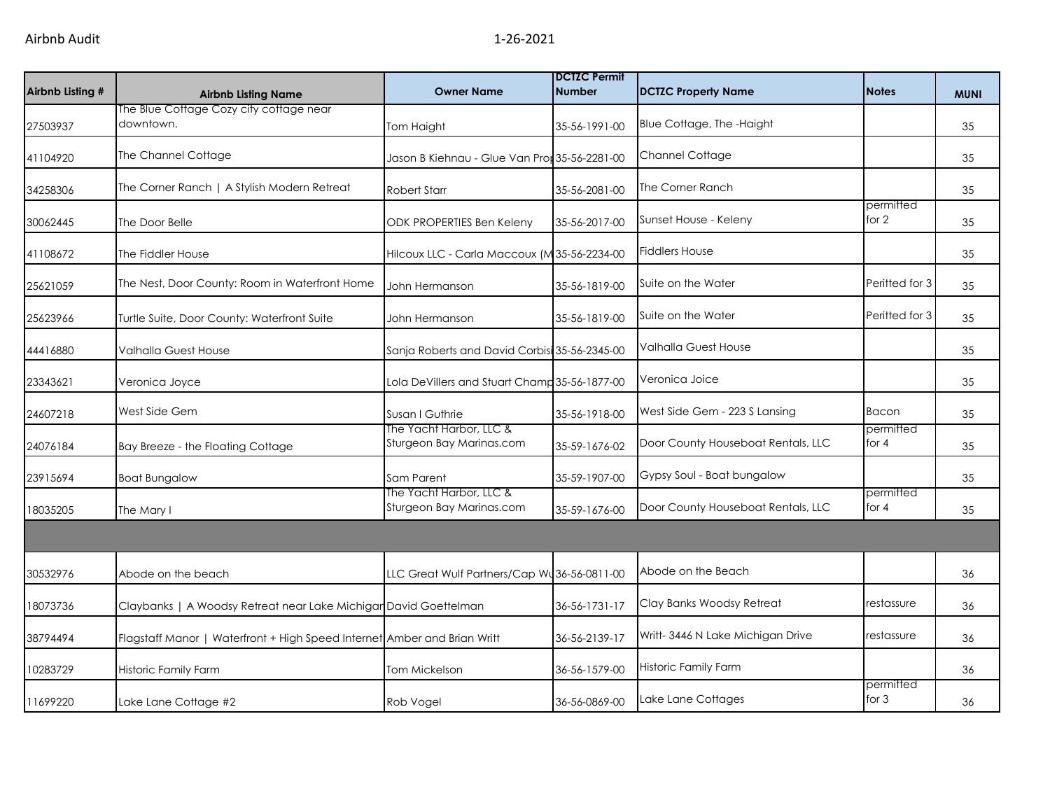Airbnb Audit 1-26-2021

| Airbnb Listing # | Airbnb Listing Name | Owner Name | DCTZC Permit Number | DCTZC Property Name | Notes | MUNI |
|---|---|---|---|---|---|---|
| 27503937 | The Blue Cottage Cozy city cottage near downtown. | Tom Haight | 35-56-1991-00 | Blue Cottage, The -Haight | | 35 |
| 41104920 | The Channel Cottage | Jason B Kiehnau - Glue Van Prop | 35-56-2281-00 | Channel Cottage | | 35 |
| 34258306 | The Corner Ranch \| A Stylish Modern Retreat | Robert Starr | 35-56-2081-00 | The Corner Ranch | | 35 |
| 30062445 | The Door Belle | ODK PROPERTIES Ben Keleny | 35-56-2017-00 | Sunset House - Keleny | permitted for 2 | 35 |
| 41108672 | The Fiddler House | Hilcoux LLC - Carla Maccoux (M | 35-56-2234-00 | Fiddlers House | | 35 |
| 25621059 | The Nest, Door County: Room in Waterfront Home | John Hermanson | 35-56-1819-00 | Suite on the Water | Peritted for 3 | 35 |
| 25623966 | Turtle Suite, Door County: Waterfront Suite | John Hermanson | 35-56-1819-00 | Suite on the Water | Peritted for 3 | 35 |
| 44416880 | Valhalla Guest House | Sanja Roberts and David Corbisi | 35-56-2345-00 | Valhalla Guest House | | 35 |
| 23343621 | Veronica Joyce | Lola DeVillers and Stuart Champ | 35-56-1877-00 | Veronica Joice | | 35 |
| 24607218 | West Side Gem | Susan I Guthrie | 35-56-1918-00 | West Side Gem - 223 S Lansing | Bacon | 35 |
| 24076184 | Bay Breeze - the Floating Cottage | The Yacht Harbor, LLC & Sturgeon Bay Marinas.com | 35-59-1676-02 | Door County Houseboat Rentals, LLC | permitted for 4 | 35 |
| 23915694 | Boat Bungalow | Sam Parent | 35-59-1907-00 | Gypsy Soul - Boat bungalow | | 35 |
| 18035205 | The Mary I | The Yacht Harbor, LLC & Sturgeon Bay Marinas.com | 35-59-1676-00 | Door County Houseboat Rentals, LLC | permitted for 4 | 35 |
| | | | | | | |
| 30532976 | Abode on the beach | LLC Great Wulf Partners/Cap Wu | 36-56-0811-00 | Abode on the Beach | | 36 |
| 18073736 | Claybanks \| A Woodsy Retreat near Lake Michigan | David Goettelman | 36-56-1731-17 | Clay Banks Woodsy Retreat | restassure | 36 |
| 38794494 | Flagstaff Manor \| Waterfront + High Speed Internet | Amber and Brian Writt | 36-56-2139-17 | Writt- 3446 N Lake Michigan Drive | restassure | 36 |
| 10283729 | Historic Family Farm | Tom Mickelson | 36-56-1579-00 | Historic Family Farm | | 36 |
| 11699220 | Lake Lane Cottage #2 | Rob Vogel | 36-56-0869-00 | Lake Lane Cottages | permitted for 3 | 36 |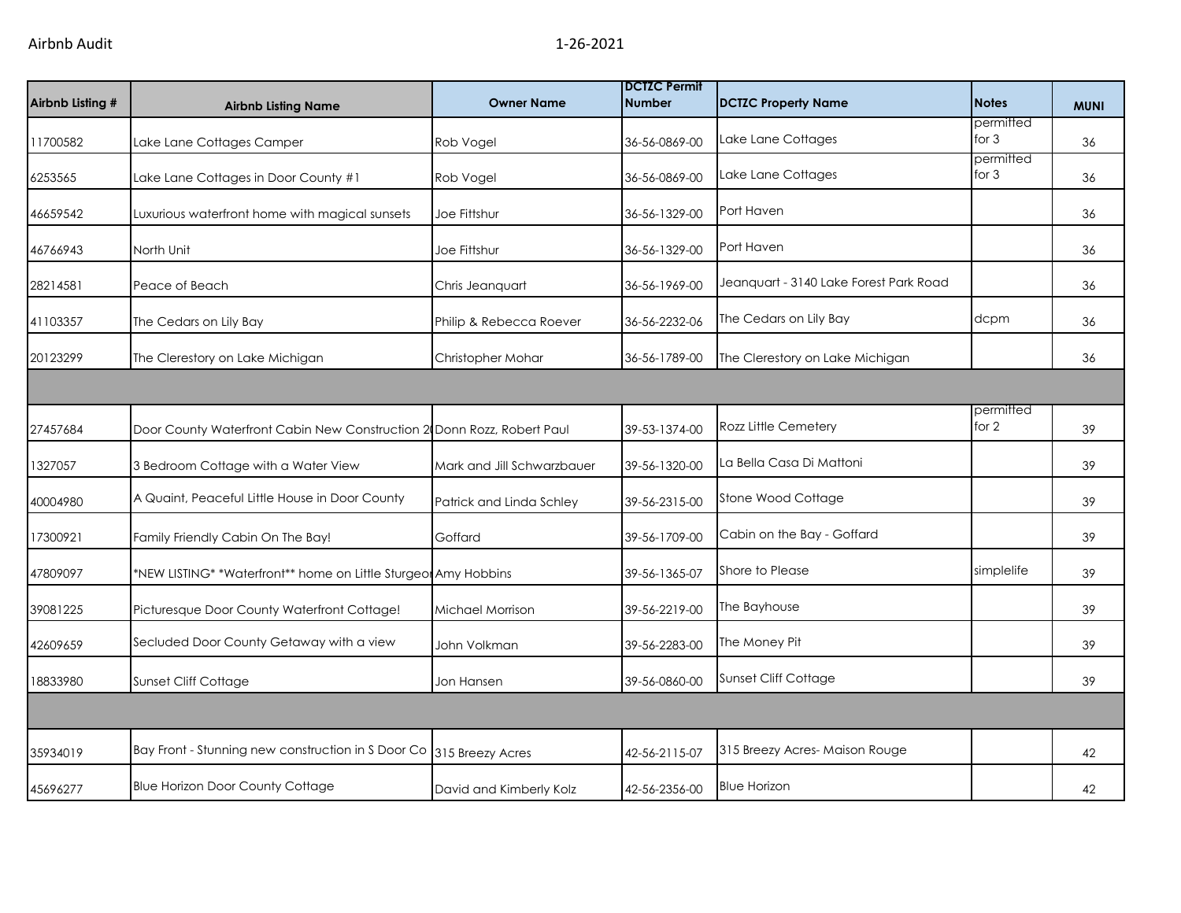| Airbnb Listing # | Airbnb Listing Name | Owner Name | DCTZC Permit Number | DCTZC Property Name | Notes | MUNI |
|---|---|---|---|---|---|---|
| 11700582 | Lake Lane Cottages Camper | Rob Vogel | 36-56-0869-00 | Lake Lane Cottages | permitted for 3 | 36 |
| 6253565 | Lake Lane Cottages in Door County #1 | Rob Vogel | 36-56-0869-00 | Lake Lane Cottages | permitted for 3 | 36 |
| 46659542 | Luxurious waterfront home with magical sunsets | Joe Fittshur | 36-56-1329-00 | Port Haven | | 36 |
| 46766943 | North Unit | Joe Fittshur | 36-56-1329-00 | Port Haven | | 36 |
| 28214581 | Peace of Beach | Chris Jeanquart | 36-56-1969-00 | Jeanquart - 3140 Lake Forest Park Road | | 36 |
| 41103357 | The Cedars on Lily Bay | Philip & Rebecca Roever | 36-56-2232-06 | The Cedars on Lily Bay | dcpm | 36 |
| 20123299 | The Clerestory on Lake Michigan | Christopher Mohar | 36-56-1789-00 | The Clerestory on Lake Michigan | | 36 |
| | | | | | | |
| 27457684 | Door County Waterfront Cabin New Construction 2( | Donn Rozz, Robert Paul | 39-53-1374-00 | Rozz Little Cemetery | permitted for 2 | 39 |
| 1327057 | 3 Bedroom Cottage with a Water View | Mark and Jill Schwarzbauer | 39-56-1320-00 | La Bella Casa Di Mattoni | | 39 |
| 40004980 | A Quaint, Peaceful Little House in Door County | Patrick and Linda Schley | 39-56-2315-00 | Stone Wood Cottage | | 39 |
| 17300921 | Family Friendly Cabin On The Bay! | Goffard | 39-56-1709-00 | Cabin on the Bay - Goffard | | 39 |
| 47809097 | *NEW LISTING* *Waterfront** home on Little Sturgeo | Amy Hobbins | 39-56-1365-07 | Shore to Please | simplelife | 39 |
| 39081225 | Picturesque Door County Waterfront Cottage! | Michael Morrison | 39-56-2219-00 | The Bayhouse | | 39 |
| 42609659 | Secluded Door County Getaway with a view | John Volkman | 39-56-2283-00 | The Money Pit | | 39 |
| 18833980 | Sunset Cliff Cottage | Jon Hansen | 39-56-0860-00 | Sunset Cliff Cottage | | 39 |
| | | | | | | |
| 35934019 | Bay Front - Stunning new construction in S Door Co | 315 Breezy Acres | 42-56-2115-07 | 315 Breezy Acres- Maison Rouge | | 42 |
| 45696277 | Blue Horizon Door County Cottage | David and Kimberly Kolz | 42-56-2356-00 | Blue Horizon | | 42 |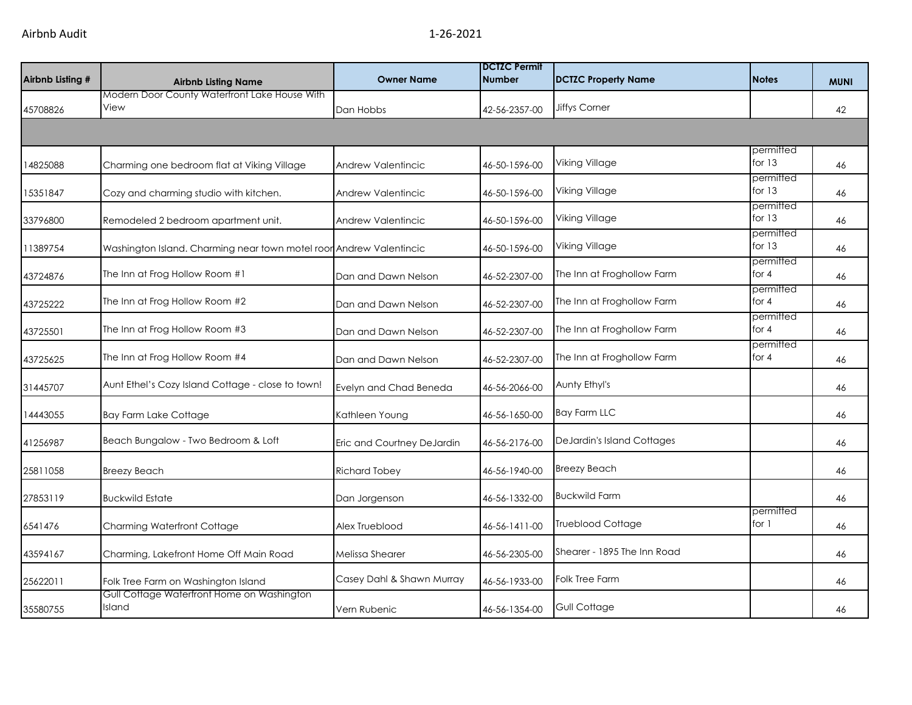| Airbnb Listing # | Airbnb Listing Name | Owner Name | DCTZC Permit Number | DCTZC Property Name | Notes | MUNI |
|---|---|---|---|---|---|---|
| 45708826 | Modern Door County Waterfront Lake House With View | Dan Hobbs | 42-56-2357-00 | Jiffys Corner | | 42 |
| | | | | | | |
| 14825088 | Charming one bedroom flat at Viking Village | Andrew Valentincic | 46-50-1596-00 | Viking Village | permitted for 13 | 46 |
| 15351847 | Cozy and charming studio with kitchen. | Andrew Valentincic | 46-50-1596-00 | Viking Village | permitted for 13 | 46 |
| 33796800 | Remodeled 2 bedroom apartment unit. | Andrew Valentincic | 46-50-1596-00 | Viking Village | permitted for 13 | 46 |
| 11389754 | Washington Island. Charming near town motel roor | Andrew Valentincic | 46-50-1596-00 | Viking Village | permitted for 13 | 46 |
| 43724876 | The Inn at Frog Hollow Room #1 | Dan and Dawn Nelson | 46-52-2307-00 | The Inn at Froghollow Farm | permitted for 4 | 46 |
| 43725222 | The Inn at Frog Hollow Room #2 | Dan and Dawn Nelson | 46-52-2307-00 | The Inn at Froghollow Farm | permitted for 4 | 46 |
| 43725501 | The Inn at Frog Hollow Room #3 | Dan and Dawn Nelson | 46-52-2307-00 | The Inn at Froghollow Farm | permitted for 4 | 46 |
| 43725625 | The Inn at Frog Hollow Room #4 | Dan and Dawn Nelson | 46-52-2307-00 | The Inn at Froghollow Farm | permitted for 4 | 46 |
| 31445707 | Aunt Ethel's Cozy Island Cottage - close to town! | Evelyn and Chad Beneda | 46-56-2066-00 | Aunty Ethyl's | | 46 |
| 14443055 | Bay Farm Lake Cottage | Kathleen Young | 46-56-1650-00 | Bay Farm LLC | | 46 |
| 41256987 | Beach Bungalow - Two Bedroom & Loft | Eric and Courtney DeJardin | 46-56-2176-00 | DeJardin's Island Cottages | | 46 |
| 25811058 | Breezy Beach | Richard Tobey | 46-56-1940-00 | Breezy Beach | | 46 |
| 27853119 | Buckwild Estate | Dan Jorgenson | 46-56-1332-00 | Buckwild Farm | | 46 |
| 6541476 | Charming Waterfront Cottage | Alex Trueblood | 46-56-1411-00 | Trueblood Cottage | permitted for 1 | 46 |
| 43594167 | Charming, Lakefront Home Off Main Road | Melissa Shearer | 46-56-2305-00 | Shearer - 1895 The Inn Road | | 46 |
| 25622011 | Folk Tree Farm on Washington Island | Casey Dahl & Shawn Murray | 46-56-1933-00 | Folk Tree Farm | | 46 |
| 35580755 | Gull Cottage Waterfront Home on Washington Island | Vern Rubenic | 46-56-1354-00 | Gull Cottage | | 46 |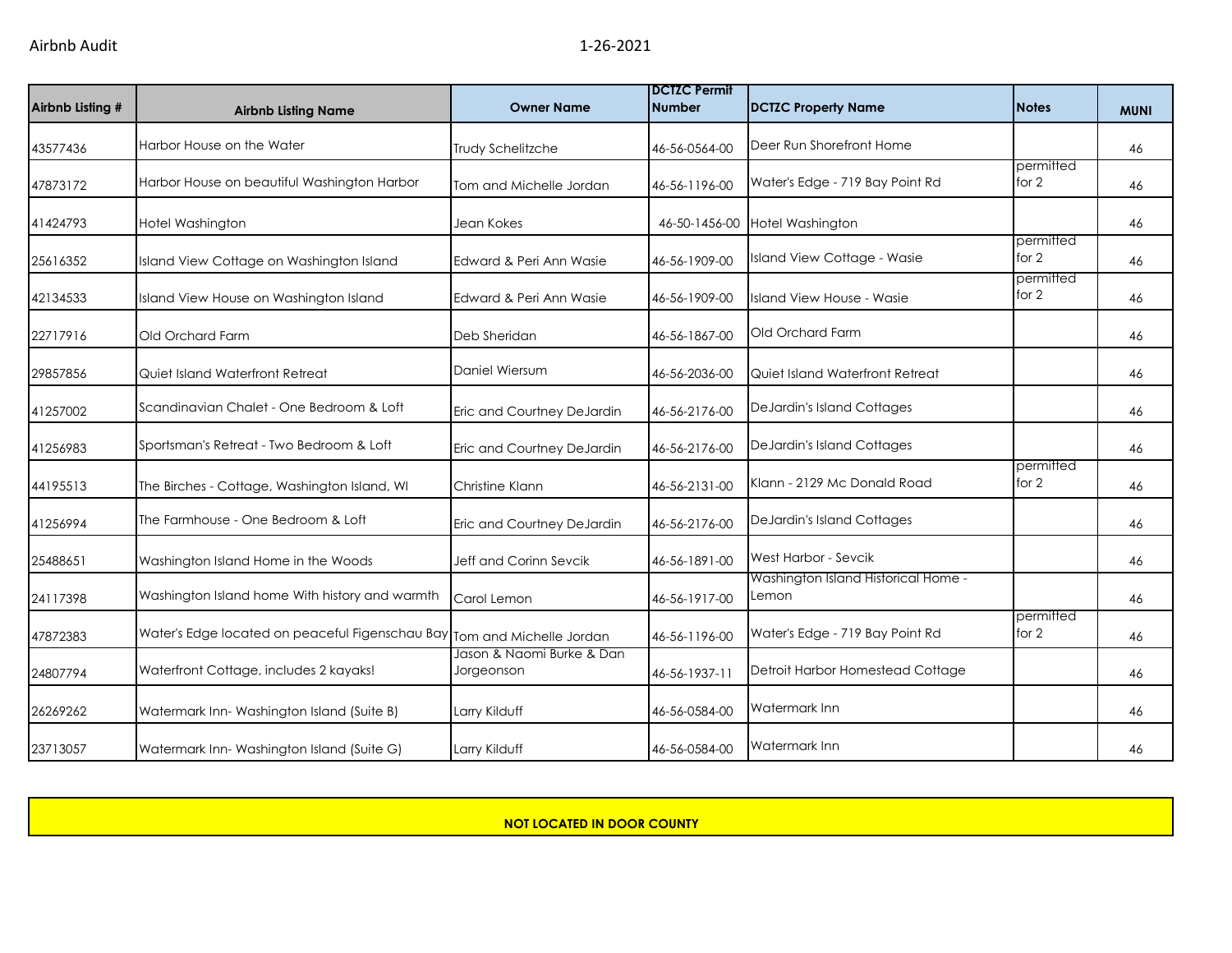| Airbnb Listing # | Airbnb Listing Name | Owner Name | DCTZC Permit Number | DCTZC Property Name | Notes | MUNI |
|---|---|---|---|---|---|---|
| 43577436 | Harbor House on the Water | Trudy Schelitzche | 46-56-0564-00 | Deer Run Shorefront Home | | 46 |
| 47873172 | Harbor House on beautiful Washington Harbor | Tom and Michelle Jordan | 46-56-1196-00 | Water's Edge - 719 Bay Point Rd | permitted for 2 | 46 |
| 41424793 | Hotel Washington | Jean Kokes | 46-50-1456-00 | Hotel Washington | | 46 |
| 25616352 | Island View Cottage on Washington Island | Edward & Peri Ann Wasie | 46-56-1909-00 | Island View Cottage - Wasie | permitted for 2 | 46 |
| 42134533 | Island View House on Washington Island | Edward & Peri Ann Wasie | 46-56-1909-00 | Island View House - Wasie | permitted for 2 | 46 |
| 22717916 | Old Orchard Farm | Deb Sheridan | 46-56-1867-00 | Old Orchard Farm | | 46 |
| 29857856 | Quiet Island Waterfront Retreat | Daniel Wiersum | 46-56-2036-00 | Quiet Island Waterfront Retreat | | 46 |
| 41257002 | Scandinavian Chalet - One Bedroom & Loft | Eric and Courtney DeJardin | 46-56-2176-00 | DeJardin's Island Cottages | | 46 |
| 41256983 | Sportsman's Retreat - Two Bedroom & Loft | Eric and Courtney DeJardin | 46-56-2176-00 | DeJardin's Island Cottages | | 46 |
| 44195513 | The Birches - Cottage, Washington Island, WI | Christine Klann | 46-56-2131-00 | Klann - 2129 Mc Donald Road | permitted for 2 | 46 |
| 41256994 | The Farmhouse - One Bedroom & Loft | Eric and Courtney DeJardin | 46-56-2176-00 | DeJardin's Island Cottages | | 46 |
| 25488651 | Washington Island Home in the Woods | Jeff and Corinn Sevcik | 46-56-1891-00 | West Harbor - Sevcik | | 46 |
| 24117398 | Washington Island home With history and warmth | Carol Lemon | 46-56-1917-00 | Washington Island Historical Home - Lemon | | 46 |
| 47872383 | Water's Edge located on peaceful Figenschau Bay | Tom and Michelle Jordan | 46-56-1196-00 | Water's Edge - 719 Bay Point Rd | permitted for 2 | 46 |
| 24807794 | Waterfront Cottage, includes 2 kayaks! | Jason & Naomi Burke & Dan Jorgeonson | 46-56-1937-11 | Detroit Harbor Homestead Cottage | | 46 |
| 26269262 | Watermark Inn- Washington Island (Suite B) | Larry Kilduff | 46-56-0584-00 | Watermark Inn | | 46 |
| 23713057 | Watermark Inn- Washington Island (Suite G) | Larry Kilduff | 46-56-0584-00 | Watermark Inn | | 46 |

**NOT LOCATED IN DOOR COUNTY**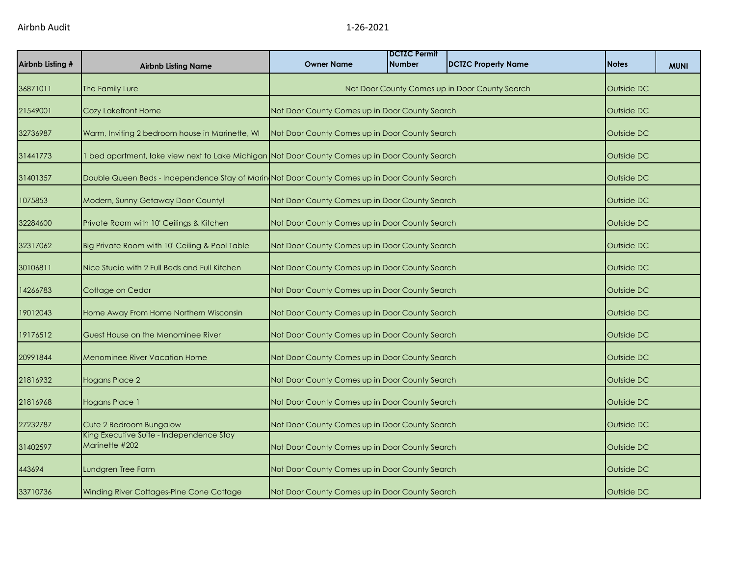Airbnb Audit 1-26-2021

| Airbnb Listing # | Airbnb Listing Name | Owner Name | DCTZC Permit Number | DCTZC Property Name | Notes | MUNI |
|---|---|---|---|---|---|---|
| 36871011 | The Family Lure | Not Door County Comes up in Door County Search | | | Outside DC | |
| 21549001 | Cozy Lakefront Home | Not Door County Comes up in Door County Search | | | Outside DC | |
| 32736987 | Warm, Inviting 2 bedroom house in Marinette, WI | Not Door County Comes up in Door County Search | | | Outside DC | |
| 31441773 | 1 bed apartment, lake view next to Lake Michigan | Not Door County Comes up in Door County Search | | | Outside DC | |
| 31401357 | Double Queen Beds - Independence Stay of Marin | Not Door County Comes up in Door County Search | | | Outside DC | |
| 1075853 | Modern, Sunny Getaway Door County! | Not Door County Comes up in Door County Search | | | Outside DC | |
| 32284600 | Private Room with 10' Ceilings & Kitchen | Not Door County Comes up in Door County Search | | | Outside DC | |
| 32317062 | Big Private Room with 10' Ceiling & Pool Table | Not Door County Comes up in Door County Search | | | Outside DC | |
| 30106811 | Nice Studio with 2 Full Beds and Full Kitchen | Not Door County Comes up in Door County Search | | | Outside DC | |
| 14266783 | Cottage on Cedar | Not Door County Comes up in Door County Search | | | Outside DC | |
| 19012043 | Home Away From Home Northern Wisconsin | Not Door County Comes up in Door County Search | | | Outside DC | |
| 19176512 | Guest House on the Menominee River | Not Door County Comes up in Door County Search | | | Outside DC | |
| 20991844 | Menominee River Vacation Home | Not Door County Comes up in Door County Search | | | Outside DC | |
| 21816932 | Hogans Place 2 | Not Door County Comes up in Door County Search | | | Outside DC | |
| 21816968 | Hogans Place 1 | Not Door County Comes up in Door County Search | | | Outside DC | |
| 27232787 | Cute 2 Bedroom Bungalow | Not Door County Comes up in Door County Search | | | Outside DC | |
| 31402597 | King Executive Suite - Independence Stay Marinette #202 | Not Door County Comes up in Door County Search | | | Outside DC | |
| 443694 | Lundgren Tree Farm | Not Door County Comes up in Door County Search | | | Outside DC | |
| 33710736 | Winding River Cottages-Pine Cone Cottage | Not Door County Comes up in Door County Search | | | Outside DC | |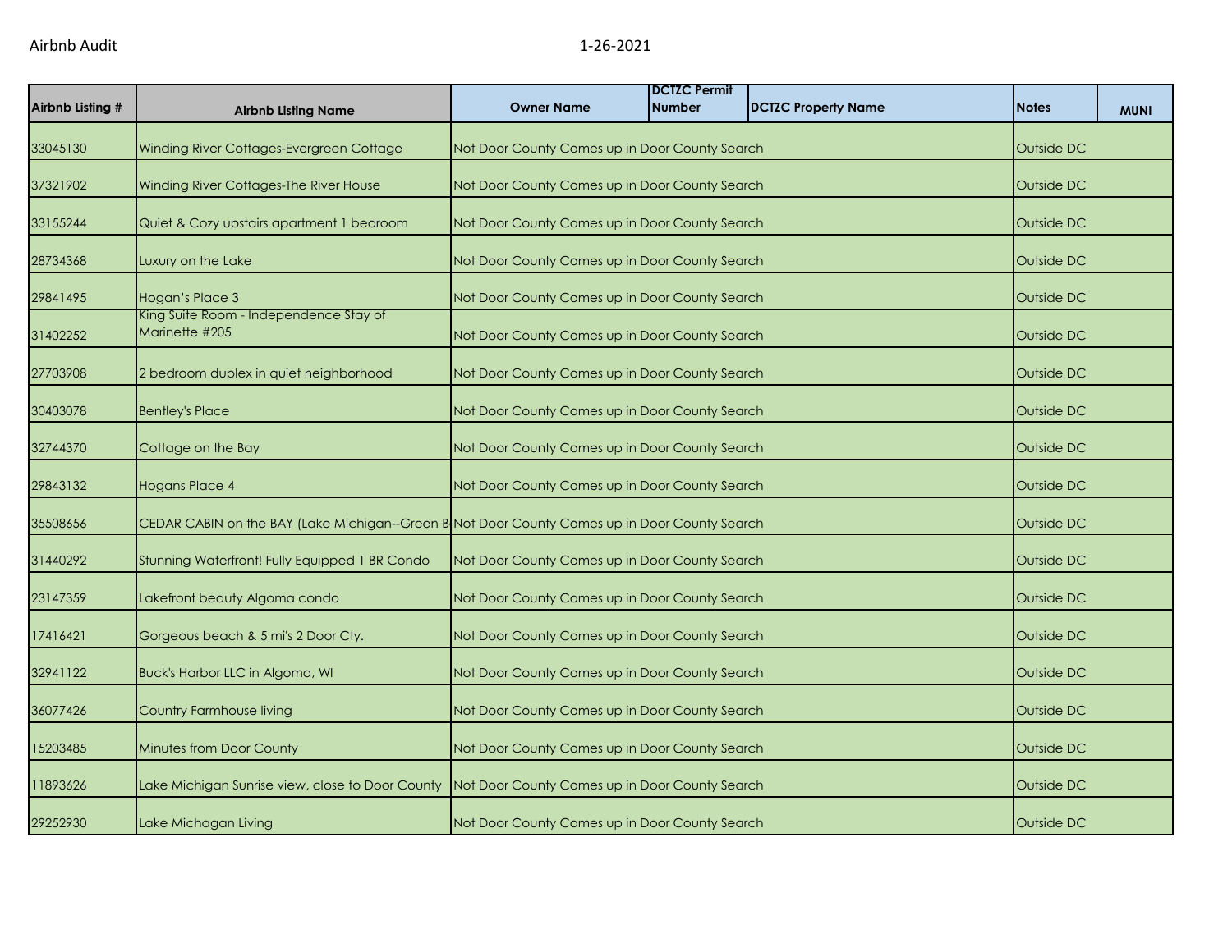| Airbnb Listing # | Airbnb Listing Name | Owner Name | DCTZC Permit Number | DCTZC Property Name | Notes | MUNI |
|---|---|---|---|---|---|---|
| 33045130 | Winding River Cottages-Evergreen Cottage | Not Door County Comes up in Door County Search | | | Outside DC | |
| 37321902 | Winding River Cottages-The River House | Not Door County Comes up in Door County Search | | | Outside DC | |
| 33155244 | Quiet & Cozy upstairs apartment 1 bedroom | Not Door County Comes up in Door County Search | | | Outside DC | |
| 28734368 | Luxury on the Lake | Not Door County Comes up in Door County Search | | | Outside DC | |
| 29841495 | Hogan's Place 3 | Not Door County Comes up in Door County Search | | | Outside DC | |
| 31402252 | King Suite Room - Independence Stay of Marinette #205 | Not Door County Comes up in Door County Search | | | Outside DC | |
| 27703908 | 2 bedroom duplex in quiet neighborhood | Not Door County Comes up in Door County Search | | | Outside DC | |
| 30403078 | Bentley's Place | Not Door County Comes up in Door County Search | | | Outside DC | |
| 32744370 | Cottage on the Bay | Not Door County Comes up in Door County Search | | | Outside DC | |
| 29843132 | Hogans Place 4 | Not Door County Comes up in Door County Search | | | Outside DC | |
| 35508656 | CEDAR CABIN on the BAY (Lake Michigan--Green B | Not Door County Comes up in Door County Search | | | Outside DC | |
| 31440292 | Stunning Waterfront! Fully Equipped 1 BR Condo | Not Door County Comes up in Door County Search | | | Outside DC | |
| 23147359 | Lakefront beauty Algoma condo | Not Door County Comes up in Door County Search | | | Outside DC | |
| 17416421 | Gorgeous beach & 5 mi's 2 Door Cty. | Not Door County Comes up in Door County Search | | | Outside DC | |
| 32941122 | Buck's Harbor LLC in Algoma, WI | Not Door County Comes up in Door County Search | | | Outside DC | |
| 36077426 | Country Farmhouse living | Not Door County Comes up in Door County Search | | | Outside DC | |
| 15203485 | Minutes from Door County | Not Door County Comes up in Door County Search | | | Outside DC | |
| 11893626 | Lake Michigan Sunrise view, close to Door County | Not Door County Comes up in Door County Search | | | Outside DC | |
| 29252930 | Lake Michagan Living | Not Door County Comes up in Door County Search | | | Outside DC | |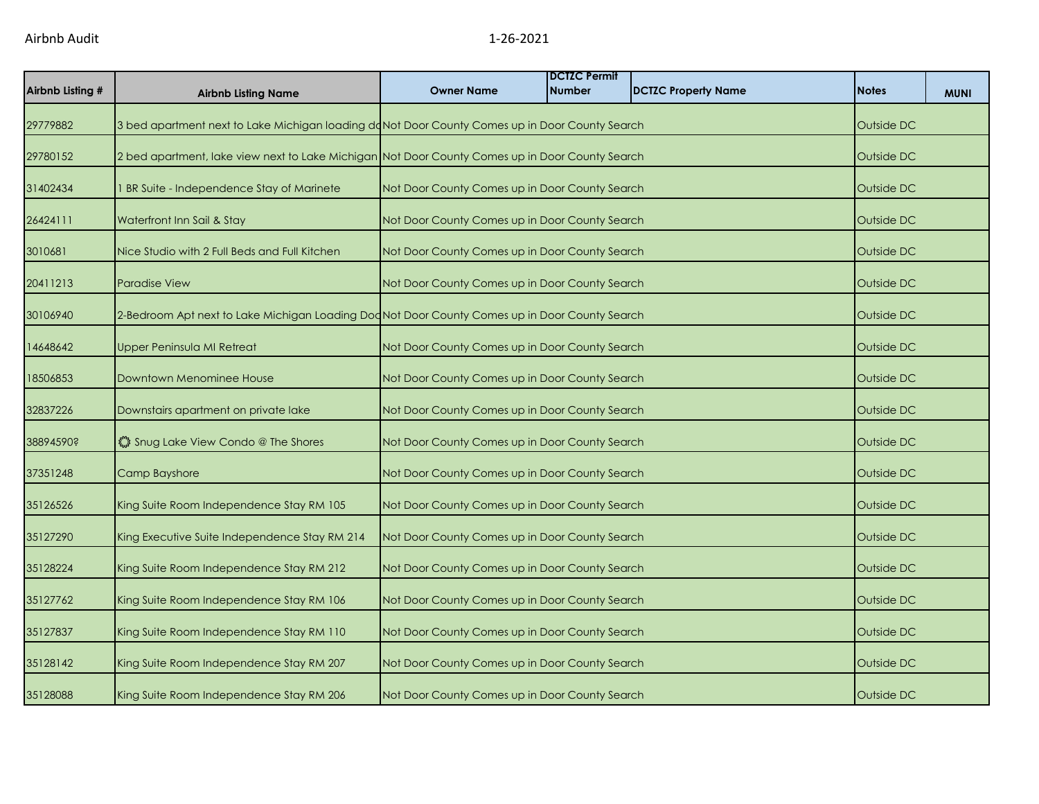| Airbnb Listing # | Airbnb Listing Name | Owner Name | DCTZC Permit Number | DCTZC Property Name | Notes | MUNI |
|---|---|---|---|---|---|---|
| 29779882 | 3 bed apartment next to Lake Michigan loading do | Not Door County Comes up in Door County Search | | | Outside DC | |
| 29780152 | 2 bed apartment, lake view next to Lake Michigan | Not Door County Comes up in Door County Search | | | Outside DC | |
| 31402434 | 1 BR Suite - Independence Stay of Marinete | Not Door County Comes up in Door County Search | | | Outside DC | |
| 26424111 | Waterfront Inn Sail & Stay | Not Door County Comes up in Door County Search | | | Outside DC | |
| 3010681 | Nice Studio with 2 Full Beds and Full Kitchen | Not Door County Comes up in Door County Search | | | Outside DC | |
| 20411213 | Paradise View | Not Door County Comes up in Door County Search | | | Outside DC | |
| 30106940 | 2-Bedroom Apt next to Lake Michigan Loading Doc | Not Door County Comes up in Door County Search | | | Outside DC | |
| 14648642 | Upper Peninsula MI Retreat | Not Door County Comes up in Door County Search | | | Outside DC | |
| 18506853 | Downtown Menominee House | Not Door County Comes up in Door County Search | | | Outside DC | |
| 32837226 | Downstairs apartment on private lake | Not Door County Comes up in Door County Search | | | Outside DC | |
| 38894590? | ❂ Snug Lake View Condo @ The Shores | Not Door County Comes up in Door County Search | | | Outside DC | |
| 37351248 | Camp Bayshore | Not Door County Comes up in Door County Search | | | Outside DC | |
| 35126526 | King Suite Room Independence Stay RM 105 | Not Door County Comes up in Door County Search | | | Outside DC | |
| 35127290 | King Executive Suite Independence Stay RM 214 | Not Door County Comes up in Door County Search | | | Outside DC | |
| 35128224 | King Suite Room Independence Stay RM 212 | Not Door County Comes up in Door County Search | | | Outside DC | |
| 35127762 | King Suite Room Independence Stay RM 106 | Not Door County Comes up in Door County Search | | | Outside DC | |
| 35127837 | King Suite Room Independence Stay RM 110 | Not Door County Comes up in Door County Search | | | Outside DC | |
| 35128142 | King Suite Room Independence Stay RM 207 | Not Door County Comes up in Door County Search | | | Outside DC | |
| 35128088 | King Suite Room Independence Stay RM 206 | Not Door County Comes up in Door County Search | | | Outside DC | |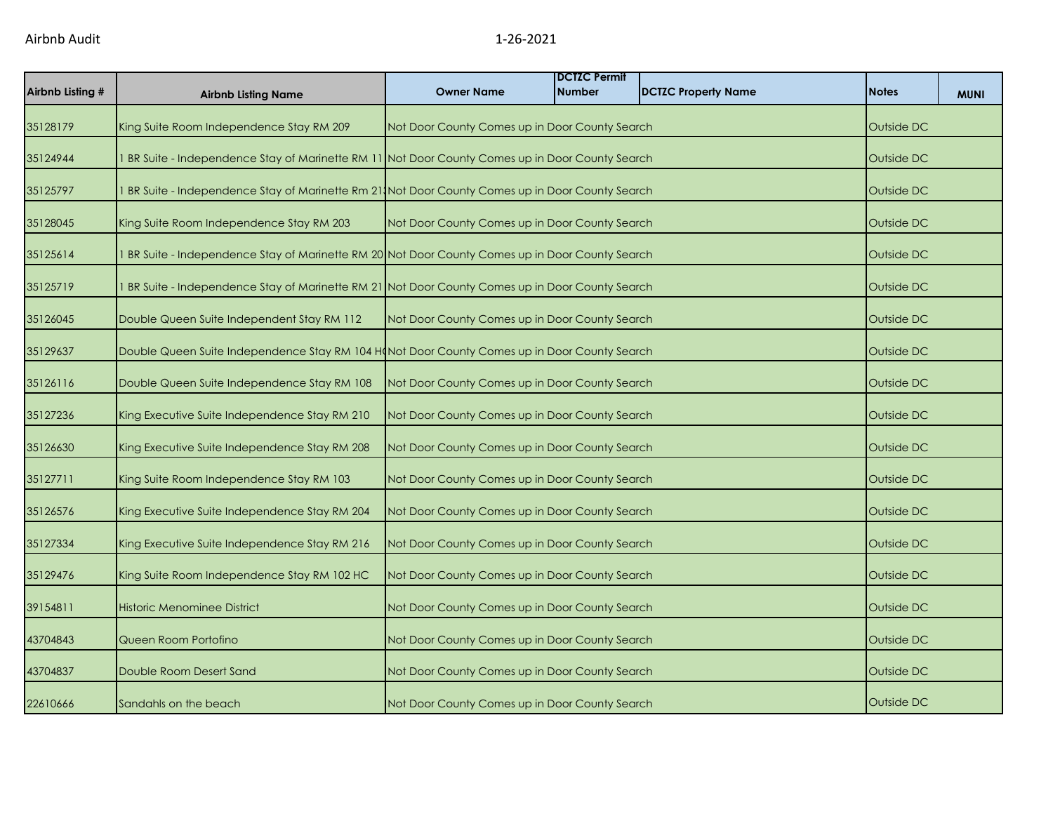Airbnb Audit 1-26-2021

| Airbnb Listing # | Airbnb Listing Name | Owner Name | DCTZC Permit Number | DCTZC Property Name | Notes | MUNI |
|---|---|---|---|---|---|---|
| 35128179 | King Suite Room Independence Stay RM 209 | Not Door County Comes up in Door County Search | | | Outside DC | |
| 35124944 | 1 BR Suite - Independence Stay of Marinette RM 11 | Not Door County Comes up in Door County Search | | | Outside DC | |
| 35125797 | 1 BR Suite - Independence Stay of Marinette Rm 21 | Not Door County Comes up in Door County Search | | | Outside DC | |
| 35128045 | King Suite Room Independence Stay RM 203 | Not Door County Comes up in Door County Search | | | Outside DC | |
| 35125614 | 1 BR Suite - Independence Stay of Marinette RM 20 | Not Door County Comes up in Door County Search | | | Outside DC | |
| 35125719 | 1 BR Suite - Independence Stay of Marinette RM 21 | Not Door County Comes up in Door County Search | | | Outside DC | |
| 35126045 | Double Queen Suite Independent Stay RM 112 | Not Door County Comes up in Door County Search | | | Outside DC | |
| 35129637 | Double Queen Suite Independence Stay RM 104 H | Not Door County Comes up in Door County Search | | | Outside DC | |
| 35126116 | Double Queen Suite Independence Stay RM 108 | Not Door County Comes up in Door County Search | | | Outside DC | |
| 35127236 | King Executive Suite Independence Stay RM 210 | Not Door County Comes up in Door County Search | | | Outside DC | |
| 35126630 | King Executive Suite Independence Stay RM 208 | Not Door County Comes up in Door County Search | | | Outside DC | |
| 35127711 | King Suite Room Independence Stay RM 103 | Not Door County Comes up in Door County Search | | | Outside DC | |
| 35126576 | King Executive Suite Independence Stay RM 204 | Not Door County Comes up in Door County Search | | | Outside DC | |
| 35127334 | King Executive Suite Independence Stay RM 216 | Not Door County Comes up in Door County Search | | | Outside DC | |
| 35129476 | King Suite Room Independence Stay RM 102 HC | Not Door County Comes up in Door County Search | | | Outside DC | |
| 39154811 | Historic Menominee District | Not Door County Comes up in Door County Search | | | Outside DC | |
| 43704843 | Queen Room Portofino | Not Door County Comes up in Door County Search | | | Outside DC | |
| 43704837 | Double Room Desert Sand | Not Door County Comes up in Door County Search | | | Outside DC | |
| 22610666 | Sandahls on the beach | Not Door County Comes up in Door County Search | | | Outside DC | |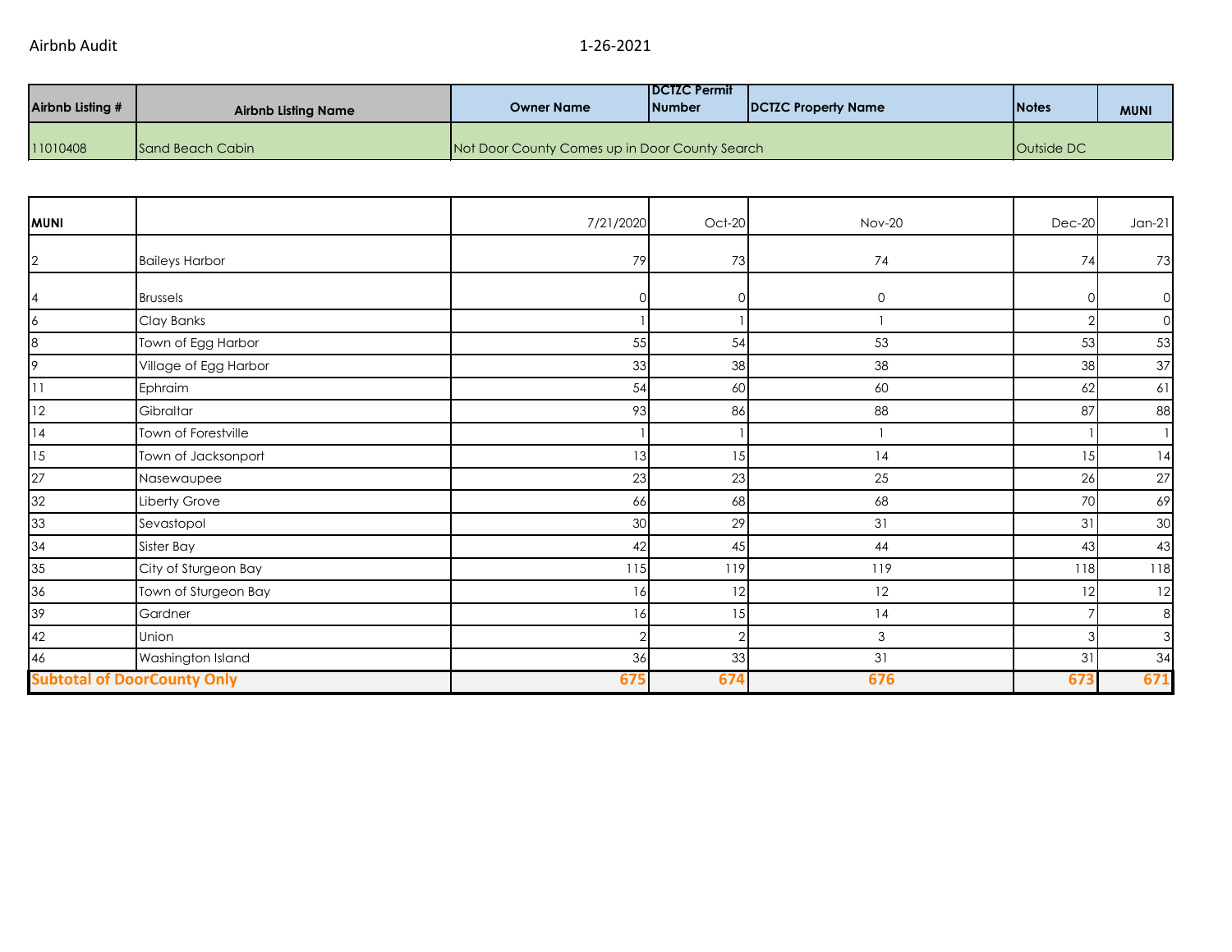Airbnb Audit 1-26-2021

| Airbnb Listing # | Airbnb Listing Name | Owner Name | DCTZC Permit Number | DCTZC Property Name | Notes | MUNI |
|---|---|---|---|---|---|---|
| 11010408 | Sand Beach Cabin | Not Door County Comes up in Door County Search | | | Outside DC | |

| MUNI | | 7/21/2020 | Oct-20 | Nov-20 | Dec-20 | Jan-21 |
|---|---|---|---|---|---|---|
| 2 | Baileys Harbor | 79 | 73 | 74 | 74 | 73 |
| 4 | Brussels | 0 | 0 | 0 | 0 | 0 |
| 6 | Clay Banks | 1 | 1 | 1 | 2 | 0 |
| 8 | Town of Egg Harbor | 55 | 54 | 53 | 53 | 53 |
| 9 | Village of Egg Harbor | 33 | 38 | 38 | 38 | 37 |
| 11 | Ephraim | 54 | 60 | 60 | 62 | 61 |
| 12 | Gibraltar | 93 | 86 | 88 | 87 | 88 |
| 14 | Town of Forestville | 1 | 1 | 1 | 1 | 1 |
| 15 | Town of Jacksonport | 13 | 15 | 14 | 15 | 14 |
| 27 | Nasewaupee | 23 | 23 | 25 | 26 | 27 |
| 32 | Liberty Grove | 66 | 68 | 68 | 70 | 69 |
| 33 | Sevastopol | 30 | 29 | 31 | 31 | 30 |
| 34 | Sister Bay | 42 | 45 | 44 | 43 | 43 |
| 35 | City of Sturgeon Bay | 115 | 119 | 119 | 118 | 118 |
| 36 | Town of Sturgeon Bay | 16 | 12 | 12 | 12 | 12 |
| 39 | Gardner | 16 | 15 | 14 | 7 | 8 |
| 42 | Union | 2 | 2 | 3 | 3 | 3 |
| 46 | Washington Island | 36 | 33 | 31 | 31 | 34 |
| **Subtotal of DoorCounty Only** | | **675** | **674** | **676** | **673** | **671** |